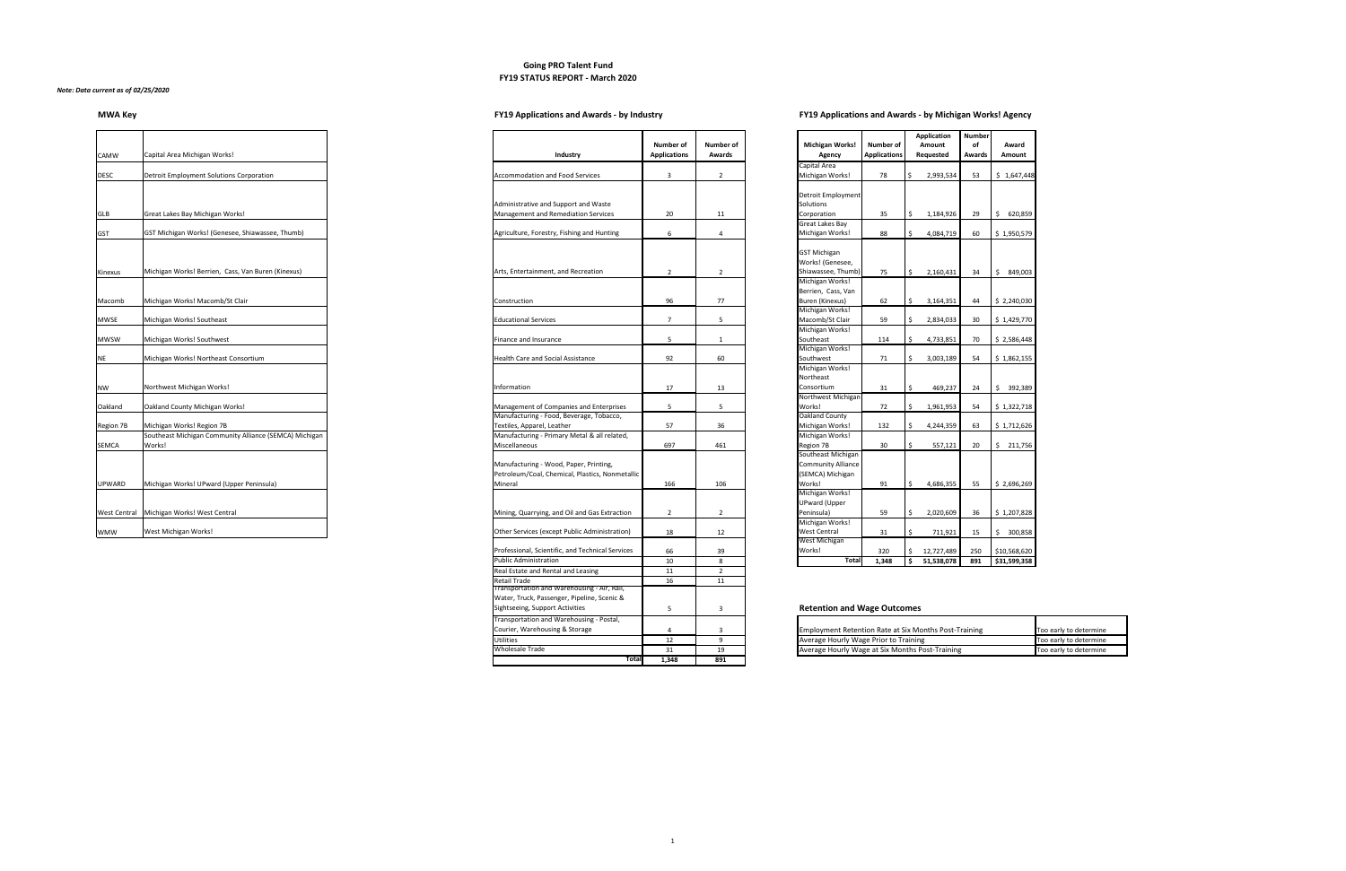# Going PRO Talent Fund

## FY19 STATUS REPORT - March 2020

*Note: Data current as of 02/25/2020*

### MWA Key

| | |
|---|---|
| CAMW | Capital Area Michigan Works! |
| DESC | Detroit Employment Solutions Corporation |
| GLB | Great Lakes Bay Michigan Works! |
| GST | GST Michigan Works! (Genesee, Shiawassee, Thumb) |
| Kinexus | Michigan Works! Berrien, Cass, Van Buren (Kinexus) |
| Macomb | Michigan Works! Macomb/St Clair |
| MWSE | Michigan Works! Southeast |
| MWSW | Michigan Works! Southwest |
| NE | Michigan Works! Northeast Consortium |
| NW | Northwest Michigan Works! |
| Oakland | Oakland County Michigan Works! |
| Region 7B | Michigan Works! Region 7B |
| SEMCA | Southeast Michigan Community Alliance (SEMCA) Michigan Works! |
| UPWARD | Michigan Works! UPward (Upper Peninsula) |
| West Central | Michigan Works! West Central |
| WMW | West Michigan Works! |

### FY19 Applications and Awards - by Industry

| Industry | Number of Applications | Number of Awards |
|---|---|---|
| Accommodation and Food Services | 3 | 2 |
| Administrative and Support and Waste Management and Remediation Services | 20 | 11 |
| Agriculture, Forestry, Fishing and Hunting | 6 | 4 |
| Arts, Entertainment, and Recreation | 2 | 2 |
| Construction | 96 | 77 |
| Educational Services | 7 | 5 |
| Finance and Insurance | 5 | 1 |
| Health Care and Social Assistance | 92 | 60 |
| Information | 17 | 13 |
| Management of Companies and Enterprises | 5 | 5 |
| Manufacturing - Food, Beverage, Tobacco, Textiles, Apparel, Leather | 57 | 36 |
| Manufacturing - Primary Metal & all related, Miscellaneous | 697 | 461 |
| Manufacturing - Wood, Paper, Printing, Petroleum/Coal, Chemical, Plastics, Nonmetallic Mineral | 166 | 106 |
| Mining, Quarrying, and Oil and Gas Extraction | 2 | 2 |
| Other Services (except Public Administration) | 18 | 12 |
| Professional, Scientific, and Technical Services | 66 | 39 |
| Public Administration | 10 | 8 |
| Real Estate and Rental and Leasing | 11 | 2 |
| Retail Trade | 16 | 11 |
| Transportation and Warehousing - Air, Rail, Water, Truck, Passenger, Pipeline, Scenic & Sightseeing, Support Activities | 5 | 3 |
| Transportation and Warehousing - Postal, Courier, Warehousing & Storage | 4 | 3 |
| Utilities | 12 | 9 |
| Wholesale Trade | 31 | 19 |
| **Total** | **1,348** | **891** |

### FY19 Applications and Awards - by Michigan Works! Agency

| Michigan Works! Agency | Number of Applications | Application Amount Requested | Number of Awards | Award Amount |
|---|---|---|---|---|
| Capital Area Michigan Works! | 78 | $ 2,993,534 | 53 | $ 1,647,448 |
| Detroit Employment Solutions Corporation | 35 | $ 1,184,926 | 29 | $ 620,859 |
| Great Lakes Bay Michigan Works! | 88 | $ 4,084,719 | 60 | $ 1,950,579 |
| GST Michigan Works! (Genesee, Shiawassee, Thumb) | 75 | $ 2,160,431 | 34 | $ 849,003 |
| Michigan Works! Berrien, Cass, Van Buren (Kinexus) | 62 | $ 3,164,351 | 44 | $ 2,240,030 |
| Michigan Works! Macomb/St Clair | 59 | $ 2,834,033 | 30 | $ 1,429,770 |
| Michigan Works! Southeast | 114 | $ 4,733,851 | 70 | $ 2,586,448 |
| Michigan Works! Southwest | 71 | $ 3,003,189 | 54 | $ 1,862,155 |
| Michigan Works! Northeast Consortium | 31 | $ 469,237 | 24 | $ 392,389 |
| Northwest Michigan Works! | 72 | $ 1,961,953 | 54 | $ 1,322,718 |
| Oakland County Michigan Works! | 132 | $ 4,244,359 | 63 | $ 1,712,626 |
| Michigan Works! Region 7B | 30 | $ 557,121 | 20 | $ 211,756 |
| Southeast Michigan Community Alliance (SEMCA) Michigan Works! | 91 | $ 4,686,355 | 55 | $ 2,696,269 |
| Michigan Works! UPward (Upper Peninsula) | 59 | $ 2,020,609 | 36 | $ 1,207,828 |
| Michigan Works! West Central | 31 | $ 711,921 | 15 | $ 300,858 |
| West Michigan Works! | 320 | $ 12,727,489 | 250 | $10,568,620 |
| **Total** | **1,348** | **$ 51,538,078** | **891** | **$31,599,358** |

### Retention and Wage Outcomes

| | |
|---|---|
| Employment Retention Rate at Six Months Post-Training | Too early to determine |
| Average Hourly Wage Prior to Training | Too early to determine |
| Average Hourly Wage at Six Months Post-Training | Too early to determine |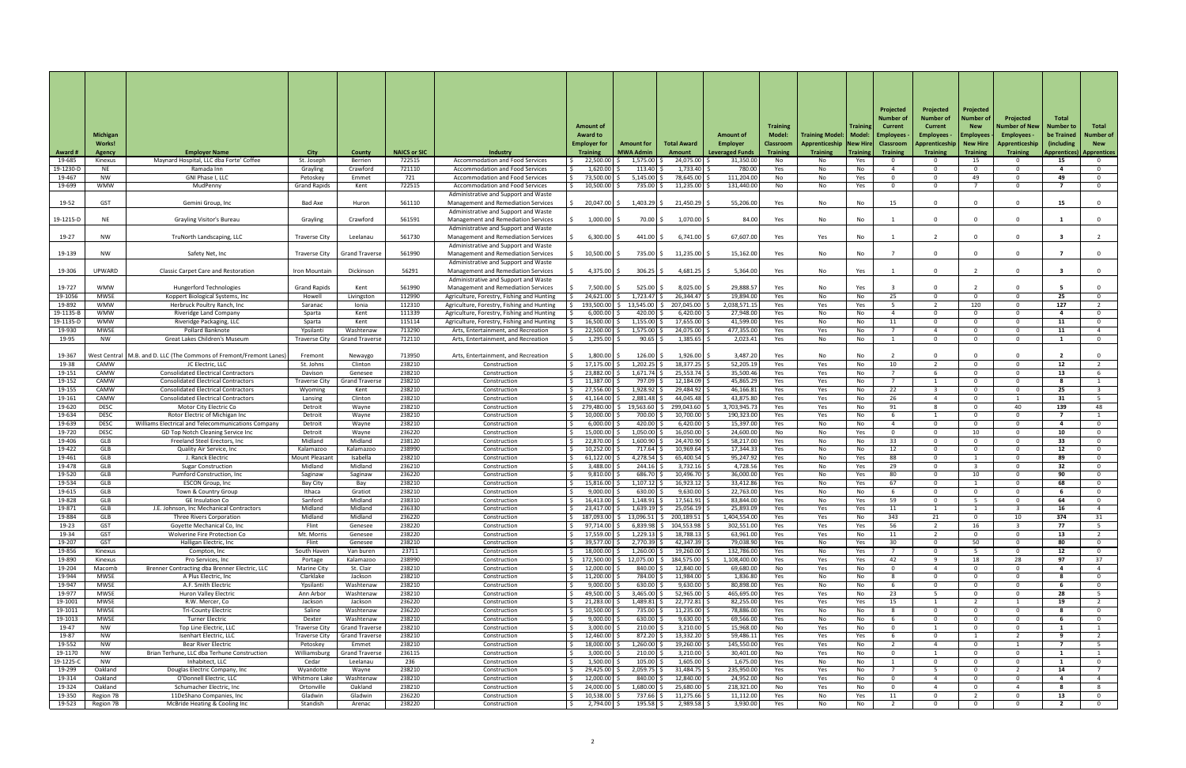| Award # | Michigan Works! Agency | Employer Name | City | County | NAICS or SIC | Industry | Amount of Award to Employer for Training | Amount for MWA Admin | Total Award Amount | Amount of Employer Leveraged Funds | Training Model: Classroom Training | Training Model: Apprenticeship Training | Training Model: New Hire Training | Projected Number of Current Employees - Classroom Training | Projected Number of Current Employees - Apprenticeship Training | Projected Number of New Employees - New Hire Training | Projected Number of New Employees - Apprenticeship Training | Total Number to be Trained (including Apprentices) | Total Number of New Apprentices |
|---|---|---|---|---|---|---|---|---|---|---|---|---|---|---|---|---|---|---|---|
| 19-685 | Kinexus | Maynard Hospital, LLC dba Forte' Coffee | St. Joseph | Berrien | 722515 | Accommodation and Food Services | $ 22,500.00 | $ 1,575.00 | $ 24,075.00 | $ 31,350.00 | No | No | Yes | 0 | 0 | 15 | 0 | 15 | 0 |
| 19-1230-D | NE | Ramada Inn | Grayling | Crawford | 721110 | Accommodation and Food Services | $ 1,620.00 | $ 113.40 | $ 1,733.40 | $ 780.00 | Yes | No | No | 4 | 0 | 0 | 0 | 4 | 0 |
| 19-467 | NW | GNI Phase I, LLC | Petoskey | Emmet | 721 | Accommodation and Food Services | $ 73,500.00 | $ 5,145.00 | $ 78,645.00 | $ 111,204.00 | No | No | Yes | 0 | 0 | 49 | 0 | 49 | 0 |
| 19-699 | WMW | MudPenny | Grand Rapids | Kent | 722515 | Accommodation and Food Services | $ 10,500.00 | $ 735.00 | $ 11,235.00 | $ 131,440.00 | No | No | Yes | 0 | 0 | 7 | 0 | 7 | 0 |
| 19-52 | GST | Gemini Group, Inc | Bad Axe | Huron | 561110 | Administrative and Support and Waste Management and Remediation Services | $ 20,047.00 | $ 1,403.29 | $ 21,450.29 | $ 55,206.00 | Yes | No | No | 15 | 0 | 0 | 0 | 15 | 0 |
| 19-1215-D | NE | Grayling Visitor's Bureau | Grayling | Crawford | 561591 | Administrative and Support and Waste Management and Remediation Services | $ 1,000.00 | $ 70.00 | $ 1,070.00 | $ 84.00 | Yes | No | No | 1 | 0 | 0 | 0 | 1 | 0 |
| 19-27 | NW | TruNorth Landscaping, LLC | Traverse City | Leelanau | 561730 | Administrative and Support and Waste Management and Remediation Services | $ 6,300.00 | $ 441.00 | $ 6,741.00 | $ 67,607.00 | Yes | Yes | No | 1 | 2 | 0 | 0 | 3 | 2 |
| 19-139 | NW | Safety Net, Inc | Traverse City | Grand Traverse | 561990 | Administrative and Support and Waste Management and Remediation Services | $ 10,500.00 | $ 735.00 | $ 11,235.00 | $ 15,162.00 | Yes | No | No | 7 | 0 | 0 | 0 | 7 | 0 |
| 19-306 | UPWARD | Classic Carpet Care and Restoration | Iron Mountain | Dickinson | 56291 | Administrative and Support and Waste Management and Remediation Services | $ 4,375.00 | $ 306.25 | $ 4,681.25 | $ 5,364.00 | Yes | No | Yes | 1 | 0 | 2 | 0 | 3 | 0 |
| 19-727 | WMW | Hungerford Technologies | Grand Rapids | Kent | 561990 | Administrative and Support and Waste Management and Remediation Services | $ 7,500.00 | $ 525.00 | $ 8,025.00 | $ 29,888.57 | Yes | No | Yes | 3 | 0 | 2 | 0 | 5 | 0 |
| 19-1056 | MWSE | Koppert Biological Systems, Inc | Howell | Livingston | 112990 | Agriculture, Forestry, Fishing and Hunting | $ 24,621.00 | $ 1,723.47 | $ 26,344.47 | $ 19,894.00 | Yes | No | No | 25 | 0 | 0 | 0 | 25 | 0 |
| 19-892 | WMW | Herbruck Poultry Ranch, Inc | Saranac | Ionia | 112310 | Agriculture, Forestry, Fishing and Hunting | $ 193,500.00 | $ 13,545.00 | $ 207,045.00 | $ 2,038,571.15 | Yes | Yes | Yes | 5 | 2 | 120 | 0 | 127 | 2 |
| 19-1135-B | WMW | Riveridge Land Company | Sparta | Kent | 111339 | Agriculture, Forestry, Fishing and Hunting | $ 6,000.00 | $ 420.00 | $ 6,420.00 | $ 27,948.00 | Yes | No | No | 4 | 0 | 0 | 0 | 4 | 0 |
| 19-1135-D | WMW | Riveridge Packaging, LLC | Sparta | Kent | 115114 | Agriculture, Forestry, Fishing and Hunting | $ 16,500.00 | $ 1,155.00 | $ 17,655.00 | $ 41,599.00 | Yes | No | No | 11 | 0 | 0 | 0 | 11 | 0 |
| 19-930 | MWSE | Pollard Banknote | Ypsilanti | Washtenaw | 713290 | Arts, Entertainment, and Recreation | $ 22,500.00 | $ 1,575.00 | $ 24,075.00 | $ 477,355.00 | Yes | Yes | No | 7 | 4 | 0 | 0 | 11 | 4 |
| 19-95 | NW | Great Lakes Children's Museum | Traverse City | Grand Traverse | 712110 | Arts, Entertainment, and Recreation | $ 1,295.00 | $ 90.65 | $ 1,385.65 | $ 2,023.41 | Yes | No | No | 1 | 0 | 0 | 0 | 1 | 0 |
| 19-367 | West Central | M.B. and D. LLC (The Commons of Fremont/Fremont Lanes) | Fremont | Newaygo | 713950 | Arts, Entertainment, and Recreation | $ 1,800.00 | $ 126.00 | $ 1,926.00 | $ 3,487.20 | Yes | No | No | 2 | 0 | 0 | 0 | 2 | 0 |
| 19-38 | CAMW | JC Electric, LLC | St. Johns | Clinton | 238210 | Construction | $ 17,175.00 | $ 1,202.25 | $ 18,377.25 | $ 52,205.19 | Yes | Yes | No | 10 | 2 | 0 | 0 | 12 | 2 |
| 19-151 | CAMW | Consolidated Electrical Contractors | Davison | Genesee | 238210 | Construction | $ 23,882.00 | $ 1,671.74 | $ 25,553.74 | $ 35,500.46 | Yes | Yes | No | 7 | 6 | 0 | 0 | 13 | 6 |
| 19-152 | CAMW | Consolidated Electrical Contractors | Traverse City | Grand Traverse | 238210 | Construction | $ 11,387.00 | $ 797.09 | $ 12,184.09 | $ 45,865.29 | Yes | Yes | No | 7 | 1 | 0 | 0 | 8 | 1 |
| 19-155 | CAMW | Consolidated Electrical Contractors | Wyoming | Kent | 238210 | Construction | $ 27,556.00 | $ 1,928.92 | $ 29,484.92 | $ 46,166.81 | Yes | Yes | No | 22 | 3 | 0 | 0 | 25 | 3 |
| 19-161 | CAMW | Consolidated Electrical Contractors | Lansing | Clinton | 238210 | Construction | $ 41,164.00 | $ 2,881.48 | $ 44,045.48 | $ 43,875.80 | Yes | Yes | No | 26 | 4 | 0 | 1 | 31 | 5 |
| 19-620 | DESC | Motor City Electric Co | Detroit | Wayne | 238210 | Construction | $ 279,480.00 | $ 19,563.60 | $ 299,043.60 | $ 3,703,945.73 | Yes | Yes | Yes | 91 | 8 | 0 | 40 | 139 | 48 |
| 19-634 | DESC | Rotor Electric of Michigan Inc | Detroit | Wayne | 238210 | Construction | $ 10,000.00 | $ 700.00 | $ 10,700.00 | $ 190,323.00 | Yes | Yes | No | 6 | 1 | 0 | 0 | 7 | 1 |
| 19-639 | DESC | Williams Electrical and Telecommunications Company | Detroit | Wayne | 238210 | Construction | $ 6,000.00 | $ 420.00 | $ 6,420.00 | $ 15,397.00 | Yes | No | No | 4 | 0 | 0 | 0 | 4 | 0 |
| 19-720 | DESC | GD Top Notch Cleaning Service Inc | Detroit | Wayne | 236220 | Construction | $ 15,000.00 | $ 1,050.00 | $ 16,050.00 | $ 24,600.00 | No | No | Yes | 0 | 0 | 10 | 0 | 10 | 0 |
| 19-406 | GLB | Freeland Steel Erectors, Inc | Midland | Midland | 238120 | Construction | $ 22,870.00 | $ 1,600.90 | $ 24,470.90 | $ 58,217.00 | Yes | No | No | 33 | 0 | 0 | 0 | 33 | 0 |
| 19-422 | GLB | Quality Air Service, Inc | Kalamazoo | Kalamazoo | 238990 | Construction | $ 10,252.00 | $ 717.64 | $ 10,969.64 | $ 17,344.33 | Yes | No | No | 12 | 0 | 0 | 0 | 12 | 0 |
| 19-461 | GLB | J. Ranck Electric | Mount Pleasant | Isabella | 238210 | Construction | $ 61,122.00 | $ 4,278.54 | $ 65,400.54 | $ 95,247.92 | Yes | No | Yes | 88 | 0 | 1 | 0 | 89 | 0 |
| 19-478 | GLB | Sugar Construction | Midland | Midland | 236210 | Construction | $ 3,488.00 | $ 244.16 | $ 3,732.16 | $ 4,728.56 | Yes | No | Yes | 29 | 0 | 3 | 0 | 32 | 0 |
| 19-520 | GLB | Pumford Construction, Inc | Saginaw | Saginaw | 236220 | Construction | $ 9,810.00 | $ 686.70 | $ 10,496.70 | $ 36,000.00 | Yes | No | Yes | 80 | 0 | 10 | 0 | 90 | 0 |
| 19-534 | GLB | ESCON Group, Inc | Bay City | Bay | 238210 | Construction | $ 15,816.00 | $ 1,107.12 | $ 16,923.12 | $ 33,412.86 | Yes | No | Yes | 67 | 0 | 1 | 0 | 68 | 0 |
| 19-615 | GLB | Town & Country Group | Ithaca | Gratiot | 238210 | Construction | $ 9,000.00 | $ 630.00 | $ 9,630.00 | $ 22,763.00 | Yes | No | No | 6 | 0 | 0 | 0 | 6 | 0 |
| 19-828 | GLB | GE Insulation Co | Sanford | Midland | 238310 | Construction | $ 16,413.00 | $ 1,148.91 | $ 17,561.91 | $ 83,844.00 | Yes | No | Yes | 59 | 0 | 5 | 0 | 64 | 0 |
| 19-871 | GLB | J.E. Johnson, Inc Mechanical Contractors | Midland | Midland | 236330 | Construction | $ 23,417.00 | $ 1,639.19 | $ 25,056.19 | $ 25,893.09 | Yes | Yes | Yes | 11 | 1 | 1 | 3 | 16 | 4 |
| 19-884 | GLB | Three Rivers Corporation | Midland | Midland | 236220 | Construction | $ 187,093.00 | $ 13,096.51 | $ 200,189.51 | $ 1,404,554.00 | Yes | Yes | No | 343 | 21 | 0 | 10 | 374 | 31 |
| 19-23 | GST | Goyette Mechanical Co, Inc | Flint | Genesee | 238220 | Construction | $ 97,714.00 | $ 6,839.98 | $ 104,553.98 | $ 302,551.00 | Yes | Yes | Yes | 56 | 2 | 16 | 3 | 77 | 5 |
| 19-34 | GST | Wolverine Fire Protection Co | Mt. Morris | Genesee | 238220 | Construction | $ 17,559.00 | $ 1,229.13 | $ 18,788.13 | $ 63,961.00 | Yes | Yes | No | 11 | 2 | 0 | 0 | 13 | 2 |
| 19-207 | GST | Halligan Electric, Inc | Flint | Genesee | 238210 | Construction | $ 39,577.00 | $ 2,770.39 | $ 42,347.39 | $ 79,038.90 | Yes | No | Yes | 30 | 0 | 50 | 0 | 80 | 0 |
| 19-856 | Kinexus | Compton, Inc | South Haven | Van buren | 23711 | Construction | $ 18,000.00 | $ 1,260.00 | $ 19,260.00 | $ 132,786.00 | Yes | No | Yes | 7 | 0 | 5 | 0 | 12 | 0 |
| 19-890 | Kinexus | Pro Services, Inc | Portage | Kalamazoo | 238990 | Construction | $ 172,500.00 | $ 12,075.00 | $ 184,575.00 | $ 1,108,400.00 | Yes | Yes | Yes | 42 | 9 | 18 | 28 | 97 | 37 |
| 19-204 | Macomb | Brenner Contracting dba Brenner Electric, LLC | Marine City | St. Clair | 238210 | Construction | $ 12,000.00 | $ 840.00 | $ 12,840.00 | $ 69,680.00 | No | Yes | No | 0 | 4 | 0 | 0 | 4 | 4 |
| 19-944 | MWSE | A Plus Electric, Inc | Clarklake | Jackson | 238210 | Construction | $ 11,200.00 | $ 784.00 | $ 11,984.00 | $ 1,836.80 | Yes | No | No | 8 | 0 | 0 | 0 | 8 | 0 |
| 19-947 | MWSE | A.F. Smith Electric | Ypsilanti | Washtenaw | 238210 | Construction | $ 9,000.00 | $ 630.00 | $ 9,630.00 | $ 80,898.00 | Yes | No | No | 6 | 0 | 0 | 0 | 6 | 0 |
| 19-977 | MWSE | Huron Valley Electric | Ann Arbor | Washtenaw | 238210 | Construction | $ 49,500.00 | $ 3,465.00 | $ 52,965.00 | $ 465,695.00 | Yes | Yes | No | 23 | 5 | 0 | 0 | 28 | 5 |
| 19-1001 | MWSE | R.W. Mercer, Co | Jackson | Jackson | 236220 | Construction | $ 21,283.00 | $ 1,489.81 | $ 22,772.81 | $ 82,255.00 | Yes | Yes | Yes | 15 | 1 | 2 | 1 | 19 | 2 |
| 19-1011 | MWSE | Tri-County Electric | Saline | Washtenaw | 236220 | Construction | $ 10,500.00 | $ 735.00 | $ 11,235.00 | $ 78,886.00 | Yes | No | No | 8 | 0 | 0 | 0 | 8 | 0 |
| 19-1013 | MWSE | Turner Electric | Dexter | Washtenaw | 238210 | Construction | $ 9,000.00 | $ 630.00 | $ 9,630.00 | $ 69,566.00 | Yes | No | No | 6 | 0 | 0 | 0 | 6 | 0 |
| 19-47 | NW | Top Line Electric, LLC | Traverse City | Grand Traverse | 238210 | Construction | $ 3,000.00 | $ 210.00 | $ 3,210.00 | $ 15,968.00 | No | Yes | No | 0 | 1 | 0 | 0 | 1 | 1 |
| 19-87 | NW | Isenhart Electric, LLC | Traverse City | Grand Traverse | 238210 | Construction | $ 12,460.00 | $ 872.20 | $ 13,332.20 | $ 59,486.11 | Yes | Yes | Yes | 6 | 0 | 1 | 2 | 9 | 2 |
| 19-552 | NW | Bear River Electric | Petoskey | Emmet | 238210 | Construction | $ 18,000.00 | $ 1,260.00 | $ 19,260.00 | $ 145,550.00 | Yes | Yes | No | 2 | 4 | 0 | 1 | 7 | 5 |
| 19-1170 | NW | Brian Terhune, LLC dba Terhune Construction | Williamsburg | Grand Traverse | 236115 | Construction | $ 3,000.00 | $ 210.00 | $ 3,210.00 | $ 30,401.00 | No | Yes | No | 0 | 1 | 0 | 0 | 1 | 1 |
| 19-1225-C | NW | Inhabitect, LLC | Cedar | Leelanau | 236 | Construction | $ 1,500.00 | $ 105.00 | $ 1,605.00 | $ 1,675.00 | Yes | No | No | 1 | 0 | 0 | 0 | 1 | 0 |
| 19-299 | Oakland | Douglas Electric Company, Inc | Wyandotte | Wayne | 238210 | Construction | $ 29,425.00 | $ 2,059.75 | $ 31,484.75 | $ 235,950.00 | Yes | Yes | No | 7 | 5 | 0 | 2 | 14 | 7 |
| 19-314 | Oakland | O'Donnell Electric, LLC | Whitmore Lake | Washtenaw | 238210 | Construction | $ 12,000.00 | $ 840.00 | $ 12,840.00 | $ 24,952.00 | No | Yes | No | 0 | 4 | 0 | 0 | 4 | 4 |
| 19-324 | Oakland | Schumacher Electric, Inc | Ortonville | Oakland | 238210 | Construction | $ 24,000.00 | $ 1,680.00 | $ 25,680.00 | $ 218,321.00 | No | Yes | No | 0 | 4 | 0 | 4 | 8 | 8 |
| 19-350 | Region 7B | 11DeShano Companies, Inc | Gladwin | Gladwin | 236220 | Construction | $ 10,538.00 | $ 737.66 | $ 11,275.66 | $ 11,112.00 | Yes | No | Yes | 11 | 0 | 2 | 0 | 13 | 0 |
| 19-523 | Region 7B | McBride Heating & Cooling Inc | Standish | Arenac | 238220 | Construction | $ 2,794.00 | $ 195.58 | $ 2,989.58 | $ 3,930.00 | Yes | No | No | 2 | 0 | 0 | 0 | 2 | 0 |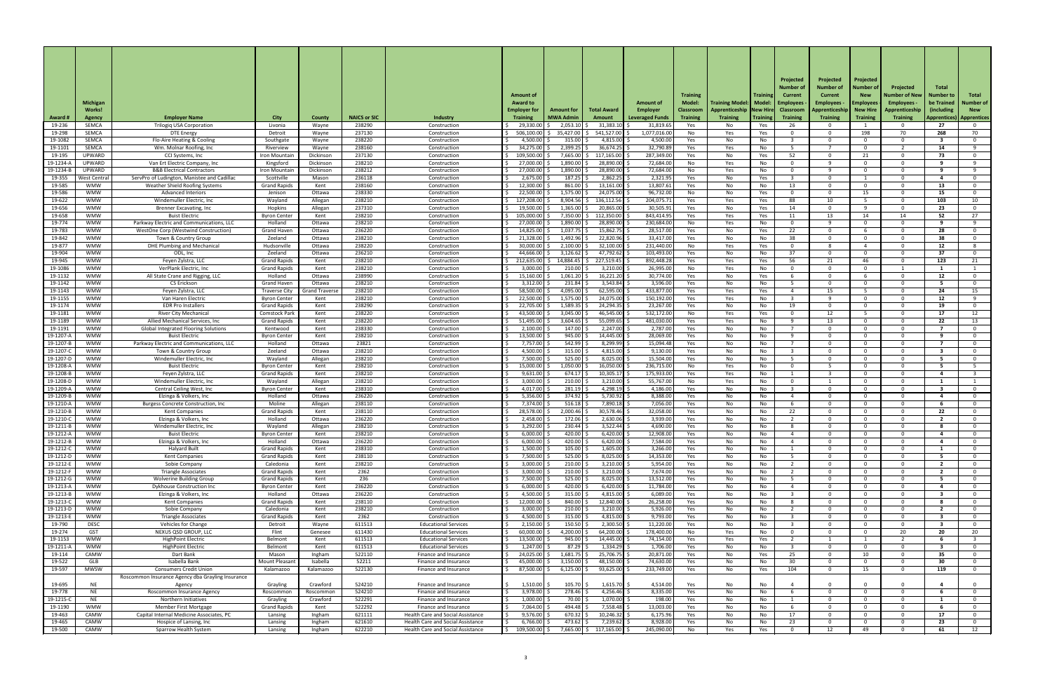| Award # | Michigan Works! Agency | Employer Name | City | County | NAICS or SIC | Industry | Amount of Award to Employer for Training | Amount for MWA Admin | Total Award Amount | Amount of Employer Leveraged Funds | Training Model: Classroom Training | Training Model: Apprenticeship Training | Training Model: New Hire Training | Projected Number of Current Employees - Classroom Training | Projected Number of Current Employees - Apprenticeship Training | Projected Number of New Employees - New Hire Training | Projected Number of New Employees - Apprenticeship Training | Total Number to be Trained (including Apprentices) | Total Number of New Apprentices |
|---|---|---|---|---|---|---|---|---|---|---|---|---|---|---|---|---|---|---|---|
| 19-236 | SEMCA | Trilogiq USA Corporation | Livonia | Wayne | 238290 | Construction | $ 29,330.00 | $ 2,053.10 | $ 31,383.10 | $ 31,819.65 | Yes | No | Yes | 26 | 0 | 1 | 0 | 27 | 0 |
| 19-298 | SEMCA | DTE Energy | Detroit | Wayne | 237130 | Construction | $ 506,100.00 | $ 35,427.00 | $ 541,527.00 | $ 1,077,016.00 | No | Yes | Yes | 0 | 0 | 198 | 70 | 268 | 70 |
| 19-1082 | SEMCA | Flo-Aire Heating & Cooling | Southgate | Wayne | 238220 | Construction | $ 4,500.00 | $ 315.00 | $ 4,815.00 | $ 4,500.00 | Yes | No | No | 3 | 0 | 0 | 0 | 3 | 0 |
| 19-1101 | SEMCA | Wm. Molnar Roofing, Inc | Riverview | Wayne | 238160 | Construction | $ 34,275.00 | $ 2,399.25 | $ 36,674.25 | $ 32,790.89 | Yes | Yes | No | 5 | 7 | 0 | 2 | 14 | 9 |
| 19-195 | UPWARD | CCI Systems, Inc | Iron Mountain | Dickinson | 237130 | Construction | $ 109,500.00 | $ 7,665.00 | $ 117,165.00 | $ 287,349.00 | Yes | No | Yes | 52 | 0 | 21 | 0 | 73 | 0 |
| 19-1234-A | UPWARD | Van Ert Electric Company, Inc | Kingsford | Dickinson | 238210 | Construction | $ 27,000.00 | $ 1,890.00 | $ 28,890.00 | $ 72,684.00 | No | Yes | No | 0 | 9 | 0 | 0 | 9 | 9 |
| 19-1234-B | UPWARD | B&B Electrical Contractors | Iron Mountain | Dickinson | 238212 | Construction | $ 27,000.00 | $ 1,890.00 | $ 28,890.00 | $ 72,684.00 | No | Yes | No | 0 | 9 | 0 | 0 | 9 | 9 |
| 19-355 | West Central | ServPro of Ludington, Manistee and Cadillac | Scottville | Mason | 236118 | Construction | $ 2,675.00 | $ 187.25 | $ 2,862.25 | $ 2,321.95 | Yes | No | Yes | 3 | 0 | 1 | 0 | 4 | 0 |
| 19-585 | WMW | Weather Shield Roofing Systems | Grand Rapids | Kent | 238160 | Construction | $ 12,300.00 | $ 861.00 | $ 13,161.00 | $ 13,807.61 | Yes | No | No | 13 | 0 | 0 | 0 | 13 | 0 |
| 19-586 | WMW | Advanced Interiors | Jenison | Ottawa | 238330 | Construction | $ 22,500.00 | $ 1,575.00 | $ 24,075.00 | $ 96,732.00 | No | No | Yes | 0 | 0 | 15 | 0 | 15 | 0 |
| 19-622 | WMW | Windemuller Electric, Inc | Wayland | Allegan | 238210 | Construction | $ 127,208.00 | $ 8,904.56 | $ 136,112.56 | $ 204,075.71 | Yes | Yes | Yes | 88 | 10 | 5 | 0 | 103 | 10 |
| 19-656 | WMW | Brenner Excavating, Inc | Hopkins | Allegan | 237310 | Construction | $ 19,500.00 | $ 1,365.00 | $ 20,865.00 | $ 30,505.91 | Yes | No | Yes | 14 | 0 | 9 | 0 | 23 | 0 |
| 19-658 | WMW | Buist Electric | Byron Center | Kent | 238210 | Construction | $ 105,000.00 | $ 7,350.00 | $ 112,350.00 | $ 843,414.95 | Yes | Yes | Yes | 11 | 13 | 14 | 14 | 52 | 27 |
| 19-774 | WMW | Parkway Electric and Communications, LLC | Holland | Ottawa | 238210 | Construction | $ 27,000.00 | $ 1,890.00 | $ 28,890.00 | $ 230,684.00 | No | Yes | No | 0 | 9 | 0 | 0 | 9 | 9 |
| 19-783 | WMW | WestOne Corp (Westwind Construction) | Grand Haven | Ottawa | 236220 | Construction | $ 14,825.00 | $ 1,037.75 | $ 15,862.75 | $ 28,517.00 | Yes | No | Yes | 22 | 0 | 6 | 0 | 28 | 0 |
| 19-842 | WMW | Town & Country Group | Zeeland | Ottawa | 238210 | Construction | $ 21,328.00 | $ 1,492.96 | $ 22,820.96 | $ 33,417.00 | Yes | No | No | 38 | 0 | 0 | 0 | 38 | 0 |
| 19-877 | WMW | DHE Plumbing and Mechanical | Hudsonville | Ottawa | 238220 | Construction | $ 30,000.00 | $ 2,100.00 | $ 32,100.00 | $ 231,440.00 | No | Yes | Yes | 0 | 8 | 4 | 0 | 12 | 8 |
| 19-904 | WMW | ODL, Inc | Zeeland | Ottawa | 236210 | Construction | $ 44,666.00 | $ 3,126.62 | $ 47,792.62 | $ 103,493.00 | Yes | No | No | 37 | 0 | 0 | 0 | 37 | 0 |
| 19-945 | WMW | Feyen Zylstra, LLC | Grand Rapids | Kent | 238210 | Construction | $ 212,635.00 | $ 14,884.45 | $ 227,519.45 | $ 892,448.28 | Yes | Yes | Yes | 56 | 21 | 46 | 0 | 123 | 21 |
| 19-1086 | WMW | VerPlank Electric, Inc | Grand Rapids | Kent | 238210 | Construction | $ 3,000.00 | $ 210.00 | $ 3,210.00 | $ 26,995.00 | No | Yes | No | 0 | 0 | 0 | 1 | 1 | 1 |
| 19-1132 | WMW | All State Crane and Rigging, LLC | Holland | Ottawa | 238990 | Construction | $ 15,160.00 | $ 1,061.20 | $ 16,221.20 | $ 30,774.00 | Yes | No | Yes | 6 | 0 | 6 | 0 | 12 | 0 |
| 19-1142 | WMW | CS Erickson | Grand Haven | Ottawa | 238210 | Construction | $ 3,312.00 | $ 231.84 | $ 3,543.84 | $ 3,596.00 | Yes | No | No | 5 | 0 | 0 | 0 | 5 | 0 |
| 19-1143 | WMW | Feyen Zylstra, LLC | Traverse City | Grand Traverse | 238210 | Construction | $ 58,500.00 | $ 4,095.00 | $ 62,595.00 | $ 433,877.00 | Yes | Yes | Yes | 4 | 15 | 5 | 0 | 24 | 15 |
| 19-1155 | WMW | Van Haren Electric | Byron Center | Kent | 238210 | Construction | $ 22,500.00 | $ 1,575.00 | $ 24,075.00 | $ 150,192.00 | Yes | Yes | No | 3 | 9 | 0 | 0 | 12 | 9 |
| 19-1174 | WMW | EDR Pro Installers | Grand Rapids | Kent | 238290 | Construction | $ 22,705.00 | $ 1,589.35 | $ 24,294.35 | $ 23,267.00 | Yes | No | No | 19 | 0 | 0 | 0 | 19 | 0 |
| 19-1181 | WMW | River City Mechanical | Comstock Park | Kent | 238220 | Construction | $ 43,500.00 | $ 3,045.00 | $ 46,545.00 | $ 532,172.00 | No | Yes | Yes | 0 | 12 | 5 | 0 | 17 | 12 |
| 19-1189 | WMW | Allied Mechanical Services, Inc | Grand Rapids | Kent | 238220 | Construction | $ 51,495.00 | $ 3,604.65 | $ 55,099.65 | $ 481,030.00 | Yes | Yes | No | 9 | 13 | 0 | 0 | 22 | 13 |
| 19-1191 | WMW | Global Integrated Flooring Solutions | Kentwood | Kent | 238330 | Construction | $ 2,100.00 | $ 147.00 | $ 2,247.00 | $ 2,787.00 | Yes | No | No | 7 | 0 | 0 | 0 | 7 | 0 |
| 19-1207-A | WMW | Buist Electric | Byron Center | Kent | 238210 | Construction | $ 13,500.00 | $ 945.00 | $ 14,445.00 | $ 28,069.00 | Yes | No | No | 9 | 0 | 0 | 0 | 9 | 0 |
| 19-1207-B | WMW | Parkway Electric and Communications, LLC | Holland | Ottawa | 23821 | Construction | $ 7,757.00 | $ 542.99 | $ 8,299.99 | $ 15,094.48 | Yes | No | No | 7 | 0 | 0 | 0 | 7 | 0 |
| 19-1207-C | WMW | Town & Country Group | Zeeland | Ottawa | 238210 | Construction | $ 4,500.00 | $ 315.00 | $ 4,815.00 | $ 9,130.00 | Yes | No | No | 3 | 0 | 0 | 0 | 3 | 0 |
| 19-1207-D | WMW | Windemuller Electric, Inc | Wayland | Allegan | 238210 | Construction | $ 7,500.00 | $ 525.00 | $ 8,025.00 | $ 15,504.00 | Yes | No | No | 5 | 0 | 0 | 0 | 5 | 0 |
| 19-1208-A | WMW | Buist Electric | Byron Center | Kent | 238210 | Construction | $ 15,000.00 | $ 1,050.00 | $ 16,050.00 | $ 236,715.00 | No | Yes | No | 0 | 5 | 0 | 0 | 5 | 5 |
| 19-1208-B | WMW | Feyen Zylstra, LLC | Grand Rapids | Kent | 238210 | Construction | $ 9,631.00 | $ 674.17 | $ 10,305.17 | $ 175,933.00 | Yes | Yes | No | 1 | 3 | 0 | 0 | 4 | 3 |
| 19-1208-D | WMW | Windemuller Electric, Inc | Wayland | Allegan | 238210 | Construction | $ 3,000.00 | $ 210.00 | $ 3,210.00 | $ 55,767.00 | No | Yes | No | 0 | 1 | 0 | 0 | 1 | 1 |
| 19-1209-A | WMW | Central Ceiling West, Inc | Byron Center | Kent | 238310 | Construction | $ 4,017.00 | $ 281.19 | $ 4,298.19 | $ 4,186.00 | Yes | No | No | 3 | 0 | 0 | 0 | 3 | 0 |
| 19-1209-B | WMW | Elzinga & Volkers, Inc | Holland | Ottawa | 236220 | Construction | $ 5,356.00 | $ 374.92 | $ 5,730.92 | $ 8,388.00 | Yes | No | No | 4 | 0 | 0 | 0 | 4 | 0 |
| 19-1210-A | WMW | Burgess Concrete Construction, Inc | Moline | Allegan | 238110 | Construction | $ 7,374.00 | $ 516.18 | $ 7,890.18 | $ 7,056.00 | Yes | No | No | 6 | 0 | 0 | 0 | 6 | 0 |
| 19-1210-B | WMW | Kent Companies | Grand Rapids | Kent | 238110 | Construction | $ 28,578.00 | $ 2,000.46 | $ 30,578.46 | $ 32,058.00 | Yes | No | No | 22 | 0 | 0 | 0 | 22 | 0 |
| 19-1210-C | WMW | Elzinga & Volkers, Inc | Holland | Ottawa | 236220 | Construction | $ 2,458.00 | $ 172.06 | $ 2,630.06 | $ 3,939.00 | Yes | No | No | 2 | 0 | 0 | 0 | 2 | 0 |
| 19-1211-B | WMW | Windemuller Electric, Inc | Wayland | Allegan | 238210 | Construction | $ 3,292.00 | $ 230.44 | $ 3,522.44 | $ 4,690.00 | Yes | No | No | 8 | 0 | 0 | 0 | 8 | 0 |
| 19-1212-A | WMW | Buist Electric | Byron Center | Kent | 238210 | Construction | $ 6,000.00 | $ 420.00 | $ 6,420.00 | $ 12,908.00 | Yes | No | No | 4 | 0 | 0 | 0 | 4 | 0 |
| 19-1212-B | WMW | Elzinga & Volkers, Inc | Holland | Ottawa | 236220 | Construction | $ 6,000.00 | $ 420.00 | $ 6,420.00 | $ 7,584.00 | Yes | No | No | 4 | 0 | 0 | 0 | 4 | 0 |
| 19-1212-C | WMW | Halyard Built | Grand Rapids | Kent | 238310 | Construction | $ 1,500.00 | $ 105.00 | $ 1,605.00 | $ 3,266.00 | Yes | No | No | 1 | 0 | 0 | 0 | 1 | 0 |
| 19-1212-D | WMW | Kent Companies | Grand Rapids | Kent | 238110 | Construction | $ 7,500.00 | $ 525.00 | $ 8,025.00 | $ 14,353.00 | Yes | No | No | 5 | 0 | 0 | 0 | 5 | 0 |
| 19-1212-E | WMW | Sobie Company | Caledonia | Kent | 238210 | Construction | $ 3,000.00 | $ 210.00 | $ 3,210.00 | $ 5,954.00 | Yes | No | No | 2 | 0 | 0 | 0 | 2 | 0 |
| 19-1212-F | WMW | Triangle Associates | Grand Rapids | Kent | 2362 | Construction | $ 3,000.00 | $ 210.00 | $ 3,210.00 | $ 7,674.00 | Yes | No | No | 2 | 0 | 0 | 0 | 2 | 0 |
| 19-1212-G | WMW | Wolverine Building Group | Grand Rapids | Kent | 236 | Construction | $ 7,500.00 | $ 525.00 | $ 8,025.00 | $ 13,512.00 | Yes | No | No | 5 | 0 | 0 | 0 | 5 | 0 |
| 19-1213-A | WMW | Dykhouse Construction Inc | Byron Center | Kent | 236220 | Construction | $ 6,000.00 | $ 420.00 | $ 6,420.00 | $ 11,784.00 | Yes | No | No | 4 | 0 | 0 | 0 | 4 | 0 |
| 19-1213-B | WMW | Elzinga & Volkers, Inc | Holland | Ottawa | 236220 | Construction | $ 4,500.00 | $ 315.00 | $ 4,815.00 | $ 6,089.00 | Yes | No | No | 3 | 0 | 0 | 0 | 3 | 0 |
| 19-1213-C | WMW | Kent Companies | Grand Rapids | Kent | 238110 | Construction | $ 12,000.00 | $ 840.00 | $ 12,840.00 | $ 26,258.00 | Yes | No | No | 8 | 0 | 0 | 0 | 8 | 0 |
| 19-1213-D | WMW | Sobie Company | Caledonia | Kent | 238210 | Construction | $ 3,000.00 | $ 210.00 | $ 3,210.00 | $ 5,926.00 | Yes | No | No | 2 | 0 | 0 | 0 | 2 | 0 |
| 19-1213-E | WMW | Triangle Associates | Grand Rapids | Kent | 2362 | Construction | $ 4,500.00 | $ 315.00 | $ 4,815.00 | $ 9,793.00 | Yes | No | No | 3 | 0 | 0 | 0 | 3 | 0 |
| 19-790 | DESC | Vehicles for Change | Detroit | Wayne | 611513 | Educational Services | $ 2,150.00 | $ 150.50 | $ 2,300.50 | $ 11,220.00 | Yes | No | No | 3 | 0 | 0 | 0 | 3 | 0 |
| 19-274 | GST | NEXUS QSD GROUP, LLC | Flint | Genesee | 611430 | Educational Services | $ 60,000.00 | $ 4,200.00 | $ 64,200.00 | $ 178,400.00 | No | Yes | No | 0 | 0 | 0 | 20 | 20 | 20 |
| 19-1153 | WMW | HighPoint Electric | Belmont | Kent | 611513 | Educational Services | $ 13,500.00 | $ 945.00 | $ 14,445.00 | $ 74,154.00 | Yes | Yes | Yes | 2 | 1 | 1 | 2 | 6 | 3 |
| 19-1211-A | WMW | HighPoint Electric | Belmont | Kent | 611513 | Educational Services | $ 1,247.00 | $ 87.29 | $ 1,334.29 | $ 1,706.00 | Yes | No | No | 3 | 0 | 0 | 0 | 3 | 0 |
| 19-114 | CAMW | Dart Bank | Mason | Ingham | 522110 | Finance and Insurance | $ 24,025.00 | $ 1,681.75 | $ 25,706.75 | $ 20,871.00 | Yes | No | Yes | 25 | 0 | 10 | 0 | 35 | 0 |
| 19-522 | GLB | Isabella Bank | Mount Pleasant | Isabella | 52211 | Finance and Insurance | $ 45,000.00 | $ 3,150.00 | $ 48,150.00 | $ 74,630.00 | Yes | No | No | 30 | 0 | 0 | 0 | 30 | 0 |
| 19-597 | MWSW | Consumers Credit Union | Kalamazoo | Kalamazoo | 522130 | Finance and Insurance | $ 87,500.00 | $ 6,125.00 | $ 93,625.00 | $ 233,749.00 | Yes | No | Yes | 104 | 0 | 15 | 0 | 119 | 0 |
| 19-695 | NE | Roscommon Insurance Agency dba Grayling Insurance Agency | Grayling | Crawford | 524210 | Finance and Insurance | $ 1,510.00 | $ 105.70 | $ 1,615.70 | $ 4,514.00 | Yes | No | No | 4 | 0 | 0 | 0 | 4 | 0 |
| 19-778 | NE | Roscommon Insurance Agency | Roscommon | Roscommon | 524210 | Finance and Insurance | $ 3,978.00 | $ 278.46 | $ 4,256.46 | $ 8,335.00 | Yes | No | No | 6 | 0 | 0 | 0 | 6 | 0 |
| 19-1215-C | NE | Northern Initiatives | Grayling | Crawford | 522291 | Finance and Insurance | $ 1,000.00 | $ 70.00 | $ 1,070.00 | $ 198.00 | Yes | No | No | 1 | 0 | 0 | 0 | 1 | 0 |
| 19-1190 | WMW | Member First Mortgage | Grand Rapids | Kent | 522292 | Finance and Insurance | $ 7,064.00 | $ 494.48 | $ 7,558.48 | $ 13,003.00 | Yes | No | No | 6 | 0 | 0 | 0 | 6 | 0 |
| 19-463 | CAMW | Capital Internal Medicine Associates, PC | Lansing | Ingham | 621111 | Health Care and Social Assistance | $ 9,576.00 | $ 670.32 | $ 10,246.32 | $ 6,175.96 | Yes | No | No | 17 | 0 | 0 | 0 | 17 | 0 |
| 19-465 | CAMW | Hospice of Lansing, Inc | Lansing | Ingham | 621610 | Health Care and Social Assistance | $ 6,766.00 | $ 473.62 | $ 7,239.62 | $ 8,928.00 | Yes | No | No | 23 | 0 | 0 | 0 | 23 | 0 |
| 19-500 | CAMW | Sparrow Health System | Lansing | Ingham | 622210 | Health Care and Social Assistance | $ 109,500.00 | $ 7,665.00 | $ 117,165.00 | $ 245,090.00 | No | Yes | Yes | 0 | 12 | 49 | 0 | 61 | 12 |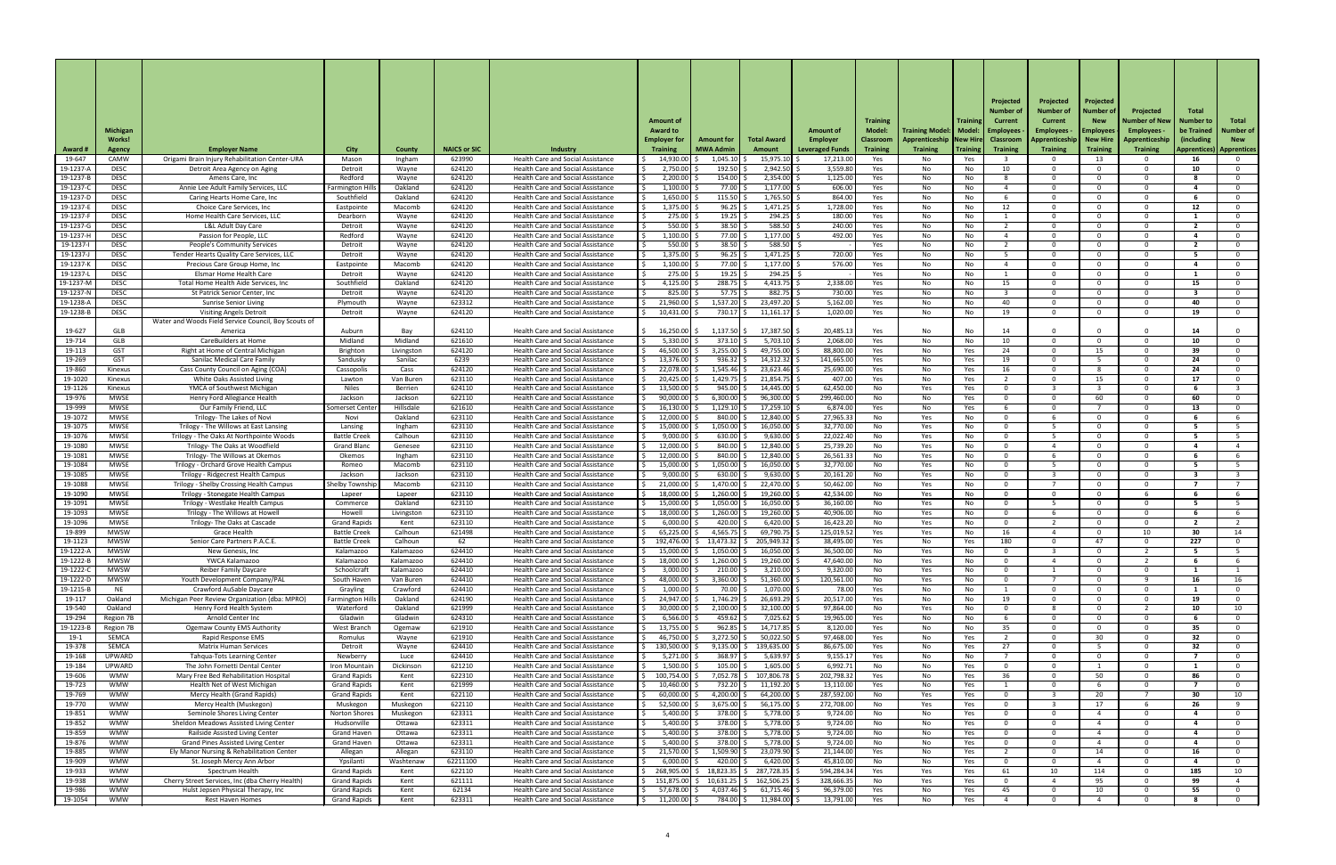| Award # | Michigan Works! Agency | Employer Name | City | County | NAICS or SIC | Industry | Amount of Award to Employer for Training | Amount for MWA Admin | Total Award Amount | Amount of Leveraged Funds | Training Model: Classroom Training | Training Model: Apprenticeship Training | Training Model: New Hire Training | Projected Number of Current Employees - Classroom Training | Projected Number of Current Employees - Apprenticeship Training | Projected Number of New Employees - New Hire Training | Projected Number of New Employees - Apprenticeship Training | Total Number to be Trained (including Apprentices) | Total Number of New Apprentices |
|---|---|---|---|---|---|---|---|---|---|---|---|---|---|---|---|---|---|---|---|
| 19-647 | CAMW | Origami Brain Injury Rehabilitation Center-URA | Mason | Ingham | 623990 | Health Care and Social Assistance | $ 14,930.00 | $ 1,045.10 | $ 15,975.10 | $ 17,213.00 | Yes | No | Yes | 3 | 0 | 13 | 0 | 16 | 0 |
| 19-1237-A | DESC | Detroit Area Agency on Aging | Detroit | Wayne | 624120 | Health Care and Social Assistance | $ 2,750.00 | $ 192.50 | $ 2,942.50 | $ 3,559.80 | Yes | No | No | 10 | 0 | 0 | 0 | 10 | 0 |
| 19-1237-B | DESC | Amens Care, Inc | Redford | Wayne | 624120 | Health Care and Social Assistance | $ 2,200.00 | $ 154.00 | $ 2,354.00 | $ 1,125.00 | Yes | No | No | 8 | 0 | 0 | 0 | 8 | 0 |
| 19-1237-C | DESC | Annie Lee Adult Family Services, LLC | Farmington Hills | Oakland | 624120 | Health Care and Social Assistance | $ 1,100.00 | $ 77.00 | $ 1,177.00 | $ 606.00 | Yes | No | No | 4 | 0 | 0 | 0 | 4 | 0 |
| 19-1237-D | DESC | Caring Hearts Home Care, Inc | Southfield | Oakland | 624120 | Health Care and Social Assistance | $ 1,650.00 | $ 115.50 | $ 1,765.50 | $ 864.00 | Yes | No | No | 6 | 0 | 0 | 0 | 6 | 0 |
| 19-1237-E | DESC | Choice Care Services, Inc | Eastpointe | Macomb | 624120 | Health Care and Social Assistance | $ 1,375.00 | $ 96.25 | $ 1,471.25 | $ 1,728.00 | Yes | No | No | 12 | 0 | 0 | 0 | 12 | 0 |
| 19-1237-F | DESC | Home Health Care Services, LLC | Dearborn | Wayne | 624120 | Health Care and Social Assistance | $ 275.00 | $ 19.25 | $ 294.25 | $ 180.00 | Yes | No | No | 1 | 0 | 0 | 0 | 1 | 0 |
| 19-1237-G | DESC | L&L Adult Day Care | Detroit | Wayne | 624120 | Health Care and Social Assistance | $ 550.00 | $ 38.50 | $ 588.50 | $ 240.00 | Yes | No | No | 2 | 0 | 0 | 0 | 2 | 0 |
| 19-1237-H | DESC | Passion for People, LLC | Redford | Wayne | 624120 | Health Care and Social Assistance | $ 1,100.00 | $ 77.00 | $ 1,177.00 | $ 492.00 | Yes | No | No | 4 | 0 | 0 | 0 | 4 | 0 |
| 19-1237-I | DESC | People's Community Services | Detroit | Wayne | 624120 | Health Care and Social Assistance | $ 550.00 | $ 38.50 | $ 588.50 | $ - | Yes | No | No | 2 | 0 | 0 | 0 | 2 | 0 |
| 19-1237-J | DESC | Tender Hearts Quality Care Services, LLC | Detroit | Wayne | 624120 | Health Care and Social Assistance | $ 1,375.00 | $ 96.25 | $ 1,471.25 | $ 720.00 | Yes | No | No | 5 | 0 | 0 | 0 | 5 | 0 |
| 19-1237-K | DESC | Precious Care Group Home, Inc | Eastpointe | Macomb | 624120 | Health Care and Social Assistance | $ 1,100.00 | $ 77.00 | $ 1,177.00 | $ 576.00 | Yes | No | No | 4 | 0 | 0 | 0 | 4 | 0 |
| 19-1237-L | DESC | Elsmar Home Health Care | Detroit | Wayne | 624120 | Health Care and Social Assistance | $ 275.00 | $ 19.25 | $ 294.25 | $ - | Yes | No | No | 1 | 0 | 0 | 0 | 1 | 0 |
| 19-1237-M | DESC | Total Home Health Aide Services, Inc | Southfield | Oakland | 624120 | Health Care and Social Assistance | $ 4,125.00 | $ 288.75 | $ 4,413.75 | $ 2,338.00 | Yes | No | No | 15 | 0 | 0 | 0 | 15 | 0 |
| 19-1237-N | DESC | St Patrick Senior Center, Inc | Detroit | Wayne | 624120 | Health Care and Social Assistance | $ 825.00 | $ 57.75 | $ 882.75 | $ 730.00 | Yes | No | No | 3 | 0 | 0 | 0 | 3 | 0 |
| 19-1238-A | DESC | Sunrise Senior Living | Plymouth | Wayne | 623312 | Health Care and Social Assistance | $ 21,960.00 | $ 1,537.20 | $ 23,497.20 | $ 5,162.00 | Yes | No | No | 40 | 0 | 0 | 0 | 40 | 0 |
| 19-1238-B | DESC | Visiting Angels Detroit | Detroit | Wayne | 624120 | Health Care and Social Assistance | $ 10,431.00 | $ 730.17 | $ 11,161.17 | $ 1,020.00 | Yes | No | No | 19 | 0 | 0 | 0 | 19 | 0 |
| 19-627 | GLB | Water and Woods Field Service Council, Boy Scouts of America | Auburn | Bay | 624110 | Health Care and Social Assistance | $ 16,250.00 | $ 1,137.50 | $ 17,387.50 | $ 20,485.13 | Yes | No | No | 14 | 0 | 0 | 0 | 14 | 0 |
| 19-714 | GLB | CareBuilders at Home | Midland | Midland | 621610 | Health Care and Social Assistance | $ 5,330.00 | $ 373.10 | $ 5,703.10 | $ 2,068.00 | Yes | No | No | 10 | 0 | 0 | 0 | 10 | 0 |
| 19-113 | GST | Right at Home of Central Michigan | Brighton | Livingston | 624120 | Health Care and Social Assistance | $ 46,500.00 | $ 3,255.00 | $ 49,755.00 | $ 88,800.00 | Yes | No | Yes | 24 | 0 | 15 | 0 | 39 | 0 |
| 19-269 | GST | Sanilac Medical Care Family | Sandusky | Sanilac | 6239 | Health Care and Social Assistance | $ 13,376.00 | $ 936.32 | $ 14,312.32 | $ 141,665.00 | Yes | No | Yes | 19 | 0 | 5 | 0 | 24 | 0 |
| 19-860 | Kinexus | Cass County Council on Aging (COA) | Cassopolis | Cass | 624120 | Health Care and Social Assistance | $ 22,078.00 | $ 1,545.46 | $ 23,623.46 | $ 25,690.00 | Yes | No | Yes | 16 | 0 | 8 | 0 | 24 | 0 |
| 19-1020 | Kinexus | White Oaks Assisted Living | Lawton | Van Buren | 623110 | Health Care and Social Assistance | $ 20,425.00 | $ 1,429.75 | $ 21,854.75 | $ 407.00 | Yes | No | Yes | 2 | 0 | 15 | 0 | 17 | 0 |
| 19-1126 | Kinexus | YMCA of Southwest Michigan | Niles | Berrien | 624110 | Health Care and Social Assistance | $ 13,500.00 | $ 945.00 | $ 14,445.00 | $ 62,450.00 | No | Yes | Yes | 0 | 3 | 3 | 0 | 6 | 3 |
| 19-976 | MWSE | Henry Ford Allegiance Health | Jackson | Jackson | 622110 | Health Care and Social Assistance | $ 90,000.00 | $ 6,300.00 | $ 96,300.00 | $ 299,460.00 | No | No | Yes | 0 | 0 | 60 | 0 | 60 | 0 |
| 19-999 | MWSE | Our Family Friend, LLC | Somerset Center | Hillsdale | 621610 | Health Care and Social Assistance | $ 16,130.00 | $ 1,129.10 | $ 17,259.10 | $ 6,874.00 | Yes | No | Yes | 6 | 0 | 7 | 0 | 13 | 0 |
| 19-1072 | MWSE | Trilogy- The Lakes of Novi | Novi | Oakland | 623110 | Health Care and Social Assistance | $ 12,000.00 | $ 840.00 | $ 12,840.00 | $ 27,965.33 | No | Yes | No | 0 | 6 | 0 | 0 | 6 | 6 |
| 19-1075 | MWSE | Trilogy - The Willows at East Lansing | Lansing | Ingham | 623110 | Health Care and Social Assistance | $ 15,000.00 | $ 1,050.00 | $ 16,050.00 | $ 32,770.00 | No | Yes | No | 0 | 5 | 0 | 0 | 5 | 5 |
| 19-1076 | MWSE | Trilogy - The Oaks At Northpointe Woods | Battle Creek | Calhoun | 623110 | Health Care and Social Assistance | $ 9,000.00 | $ 630.00 | $ 9,630.00 | $ 22,022.40 | No | Yes | No | 0 | 5 | 0 | 0 | 5 | 5 |
| 19-1080 | MWSE | Trilogy- The Oaks at Woodfield | Grand Blanc | Genesee | 623110 | Health Care and Social Assistance | $ 12,000.00 | $ 840.00 | $ 12,840.00 | $ 25,739.20 | No | Yes | No | 0 | 4 | 0 | 0 | 4 | 4 |
| 19-1081 | MWSE | Trilogy- The Willows at Okemos | Okemos | Ingham | 623110 | Health Care and Social Assistance | $ 12,000.00 | $ 840.00 | $ 12,840.00 | $ 26,561.33 | No | Yes | No | 0 | 6 | 0 | 0 | 6 | 6 |
| 19-1084 | MWSE | Trilogy - Orchard Grove Health Campus | Romeo | Macomb | 623110 | Health Care and Social Assistance | $ 15,000.00 | $ 1,050.00 | $ 16,050.00 | $ 32,770.00 | No | Yes | No | 0 | 5 | 0 | 0 | 5 | 5 |
| 19-1085 | MWSE | Trilogy - Ridgecrest Health Campus | Jackson | Jackson | 623110 | Health Care and Social Assistance | $ 9,000.00 | $ 630.00 | $ 9,630.00 | $ 20,161.20 | No | Yes | No | 0 | 3 | 0 | 0 | 3 | 3 |
| 19-1088 | MWSE | Trilogy - Shelby Crossing Health Campus | Shelby Township | Macomb | 623110 | Health Care and Social Assistance | $ 21,000.00 | $ 1,470.00 | $ 22,470.00 | $ 50,462.00 | No | Yes | No | 0 | 7 | 0 | 0 | 7 | 7 |
| 19-1090 | MWSE | Trilogy - Stonegate Health Campus | Lapeer | Lapeer | 623110 | Health Care and Social Assistance | $ 18,000.00 | $ 1,260.00 | $ 19,260.00 | $ 42,534.00 | No | Yes | No | 0 | 0 | 0 | 6 | 6 | 6 |
| 19-1091 | MWSE | Trilogy - Westlake Health Campus | Commerce | Oakland | 623110 | Health Care and Social Assistance | $ 15,000.00 | $ 1,050.00 | $ 16,050.00 | $ 36,160.00 | No | Yes | No | 0 | 5 | 0 | 0 | 5 | 5 |
| 19-1093 | MWSE | Trilogy - The Willows at Howell | Howell | Livingston | 623110 | Health Care and Social Assistance | $ 18,000.00 | $ 1,260.00 | $ 19,260.00 | $ 40,906.00 | No | Yes | No | 0 | 6 | 0 | 0 | 6 | 6 |
| 19-1096 | MWSE | Trilogy- The Oaks at Cascade | Grand Rapids | Kent | 623110 | Health Care and Social Assistance | $ 6,000.00 | $ 420.00 | $ 6,420.00 | $ 16,423.20 | No | Yes | No | 0 | 2 | 0 | 0 | 2 | 2 |
| 19-899 | MWSW | Grace Health | Battle Creek | Calhoun | 621498 | Health Care and Social Assistance | $ 65,225.00 | $ 4,565.75 | $ 69,790.75 | $ 125,019.52 | Yes | Yes | No | 16 | 4 | 0 | 10 | 30 | 14 |
| 19-1123 | MWSW | Senior Care Partners P.A.C.E. | Battle Creek | Calhoun | 62 | Health Care and Social Assistance | $ 192,476.00 | $ 13,473.32 | $ 205,949.32 | $ 38,495.00 | Yes | No | Yes | 180 | 0 | 47 | 0 | 227 | 0 |
| 19-1222-A | MWSW | New Genesis, Inc | Kalamazoo | Kalamazoo | 624410 | Health Care and Social Assistance | $ 15,000.00 | $ 1,050.00 | $ 16,050.00 | $ 36,500.00 | No | Yes | No | 0 | 3 | 0 | 2 | 5 | 5 |
| 19-1222-B | MWSW | YWCA Kalamazoo | Kalamazoo | Kalamazoo | 624410 | Health Care and Social Assistance | $ 18,000.00 | $ 1,260.00 | $ 19,260.00 | $ 47,640.00 | No | Yes | No | 0 | 4 | 0 | 2 | 6 | 6 |
| 19-1222-C | MWSW | Reiber Family Daycare | Schoolcraft | Kalamazoo | 624410 | Health Care and Social Assistance | $ 3,000.00 | $ 210.00 | $ 3,210.00 | $ 9,320.00 | No | Yes | No | 0 | 1 | 0 | 0 | 1 | 1 |
| 19-1222-D | MWSW | Youth Development Company/PAL | South Haven | Van Buren | 624410 | Health Care and Social Assistance | $ 48,000.00 | $ 3,360.00 | $ 51,360.00 | $ 120,561.00 | No | Yes | No | 0 | 7 | 0 | 9 | 16 | 16 |
| 19-1215-B | NE | Crawford AuSable Daycare | Grayling | Crawford | 624410 | Health Care and Social Assistance | $ 1,000.00 | $ 70.00 | $ 1,070.00 | $ 78.00 | Yes | No | No | 1 | 0 | 0 | 0 | 1 | 0 |
| 19-117 | Oakland | Michigan Peer Review Organization (dba: MPRO) | Farmington Hills | Oakland | 624190 | Health Care and Social Assistance | $ 24,947.00 | $ 1,746.29 | $ 26,693.29 | $ 20,517.00 | Yes | No | No | 19 | 0 | 0 | 0 | 19 | 0 |
| 19-540 | Oakland | Henry Ford Health System | Waterford | Oakland | 621999 | Health Care and Social Assistance | $ 30,000.00 | $ 2,100.00 | $ 32,100.00 | $ 97,864.00 | No | Yes | No | 0 | 8 | 0 | 2 | 10 | 10 |
| 19-294 | Region 7B | Arnold Center Inc | Gladwin | Gladwin | 624310 | Health Care and Social Assistance | $ 6,566.00 | $ 459.62 | $ 7,025.62 | $ 19,965.00 | Yes | No | No | 6 | 0 | 0 | 0 | 6 | 0 |
| 19-1223-B | Region 7B | Ogemaw County EMS Authority | West Branch | Ogemaw | 621910 | Health Care and Social Assistance | $ 13,755.00 | $ 962.85 | $ 14,717.85 | $ 8,120.00 | Yes | No | No | 35 | 0 | 0 | 0 | 35 | 0 |
| 19-1 | SEMCA | Rapid Response EMS | Romulus | Wayne | 621910 | Health Care and Social Assistance | $ 46,750.00 | $ 3,272.50 | $ 50,022.50 | $ 97,468.00 | Yes | No | Yes | 2 | 0 | 30 | 0 | 32 | 0 |
| 19-378 | SEMCA | Matrix Human Services | Detroit | Wayne | 624410 | Health Care and Social Assistance | $ 130,500.00 | $ 9,135.00 | $ 139,635.00 | $ 86,675.00 | Yes | No | Yes | 27 | 0 | 5 | 0 | 32 | 0 |
| 19-168 | UPWARD | Tahqua-Tots Learning Center | Newberry | Luce | 624410 | Health Care and Social Assistance | $ 5,271.00 | $ 368.97 | $ 5,639.97 | $ 9,155.17 | Yes | No | No | 7 | 0 | 0 | 0 | 7 | 0 |
| 19-184 | UPWARD | The John Fornetti Dental Center | Iron Mountain | Dickinson | 621210 | Health Care and Social Assistance | $ 1,500.00 | $ 105.00 | $ 1,605.00 | $ 6,992.71 | No | No | Yes | 0 | 0 | 1 | 0 | 1 | 0 |
| 19-606 | WMW | Mary Free Bed Rehabilitation Hospital | Grand Rapids | Kent | 622310 | Health Care and Social Assistance | $ 100,754.00 | $ 7,052.78 | $ 107,806.78 | $ 202,798.32 | Yes | No | Yes | 36 | 0 | 50 | 0 | 86 | 0 |
| 19-723 | WMW | Health Net of West Michigan | Grand Rapids | Kent | 621999 | Health Care and Social Assistance | $ 10,460.00 | $ 732.20 | $ 11,192.20 | $ 13,110.00 | Yes | No | Yes | 1 | 0 | 6 | 0 | 7 | 0 |
| 19-769 | WMW | Mercy Health (Grand Rapids) | Grand Rapids | Kent | 622110 | Health Care and Social Assistance | $ 60,000.00 | $ 4,200.00 | $ 64,200.00 | $ 287,592.00 | No | Yes | Yes | 0 | 3 | 20 | 7 | 30 | 10 |
| 19-770 | WMW | Mercy Health (Muskegon) | Muskegon | Muskegon | 622110 | Health Care and Social Assistance | $ 52,500.00 | $ 3,675.00 | $ 56,175.00 | $ 272,708.00 | No | Yes | Yes | 0 | 3 | 17 | 6 | 26 | 9 |
| 19-851 | WMW | Seminole Shores Living Center | Norton Shores | Muskegon | 623311 | Health Care and Social Assistance | $ 5,400.00 | $ 378.00 | $ 5,778.00 | $ 9,724.00 | No | No | Yes | 0 | 0 | 4 | 0 | 4 | 0 |
| 19-852 | WMW | Sheldon Meadows Assisted Living Center | Hudsonville | Ottawa | 623311 | Health Care and Social Assistance | $ 5,400.00 | $ 378.00 | $ 5,778.00 | $ 9,724.00 | No | No | Yes | 0 | 0 | 4 | 0 | 4 | 0 |
| 19-859 | WMW | Railside Assisted Living Center | Grand Haven | Ottawa | 623311 | Health Care and Social Assistance | $ 5,400.00 | $ 378.00 | $ 5,778.00 | $ 9,724.00 | No | No | Yes | 0 | 0 | 4 | 0 | 4 | 0 |
| 19-876 | WMW | Grand Pines Assisted Living Center | Grand Haven | Ottawa | 623311 | Health Care and Social Assistance | $ 5,400.00 | $ 378.00 | $ 5,778.00 | $ 9,724.00 | No | No | Yes | 0 | 0 | 4 | 0 | 4 | 0 |
| 19-885 | WMW | Ely Manor Nursing & Rehabilitation Center | Allegan | Allegan | 623110 | Health Care and Social Assistance | $ 21,570.00 | $ 1,509.90 | $ 23,079.90 | $ 21,144.00 | Yes | No | Yes | 2 | 0 | 14 | 0 | 16 | 0 |
| 19-909 | WMW | St. Joseph Mercy Ann Arbor | Ypsilanti | Washtenaw | 62211100 | Health Care and Social Assistance | $ 6,000.00 | $ 420.00 | $ 6,420.00 | $ 45,810.00 | No | No | Yes | 0 | 0 | 4 | 0 | 4 | 0 |
| 19-933 | WMW | Spectrum Health | Grand Rapids | Kent | 622110 | Health Care and Social Assistance | $ 268,905.00 | $ 18,823.35 | $ 287,728.35 | $ 594,284.34 | Yes | Yes | Yes | 61 | 10 | 114 | 0 | 185 | 10 |
| 19-938 | WMW | Cherry Street Services, Inc (dba Cherry Health) | Grand Rapids | Kent | 621111 | Health Care and Social Assistance | $ 151,875.00 | $ 10,631.25 | $ 162,506.25 | $ 328,666.35 | No | Yes | Yes | 0 | 4 | 95 | 0 | 99 | 4 |
| 19-986 | WMW | Hulst Jepsen Physical Therapy, Inc | Grand Rapids | Kent | 62134 | Health Care and Social Assistance | $ 57,678.00 | $ 4,037.46 | $ 61,715.46 | $ 96,379.00 | Yes | No | Yes | 45 | 0 | 10 | 0 | 55 | 0 |
| 19-1054 | WMW | Rest Haven Homes | Grand Rapids | Kent | 623311 | Health Care and Social Assistance | $ 11,200.00 | $ 784.00 | $ 11,984.00 | $ 13,791.00 | Yes | No | Yes | 4 | 0 | 4 | 0 | 8 | 0 |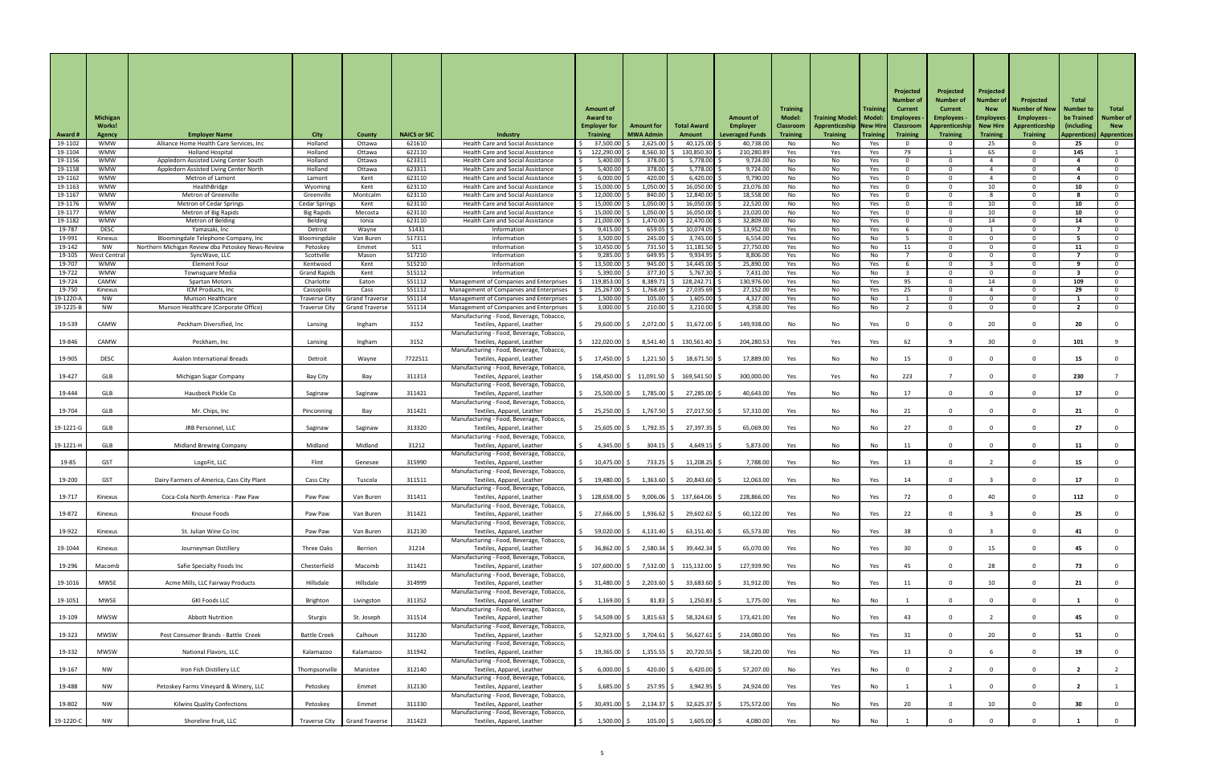| Award # | Michigan Works! Agency | Employer Name | City | County | NAICS or SIC | Industry | Amount of Award to Employer for Training | Amount for MWA Admin | Total Award Amount | Amount of Employer Leveraged Funds | Training Model: Classroom Training | Training Model: Apprenticeship Training | Training Model: New Hire Training | Projected Number of Current Employees - Classroom Training | Projected Number of Current Employees - Apprenticeship Training | Projected Number of New Employees - New Hire Training | Projected Number of New Employees - Apprenticeship Training | Total Number to be Trained (including Apprentices) | Total Number of New Apprentices |
|---|---|---|---|---|---|---|---|---|---|---|---|---|---|---|---|---|---|---|---|
| 19-1102 | WMW | Alliance Home Health Care Services, Inc | Holland | Ottawa | 621610 | Health Care and Social Assistance | $ 37,500.00 | $ 2,625.00 | $ 40,125.00 | $ 40,738.00 | No | No | Yes | 0 | 0 | 25 | 0 | 25 | 0 |
| 19-1104 | WMW | Holland Hospital | Holland | Ottawa | 622110 | Health Care and Social Assistance | $ 122,290.00 | $ 8,560.30 | $ 130,850.30 | $ 210,280.89 | Yes | Yes | Yes | 79 | 1 | 65 | 0 | 145 | 1 |
| 19-1156 | WMW | Appledorn Assisted Living Center South | Holland | Ottawa | 623311 | Health Care and Social Assistance | $ 5,400.00 | $ 378.00 | $ 5,778.00 | $ 9,724.00 | No | No | Yes | 0 | 0 | 4 | 0 | 4 | 0 |
| 19-1158 | WMW | Appledorn Assisted Living Center North | Holland | Ottawa | 623311 | Health Care and Social Assistance | $ 5,400.00 | $ 378.00 | $ 5,778.00 | $ 9,724.00 | No | No | Yes | 0 | 0 | 4 | 0 | 4 | 0 |
| 19-1162 | WMW | Metron of Lamont | Lamont | Kent | 623110 | Health Care and Social Assistance | $ 6,000.00 | $ 420.00 | $ 6,420.00 | $ 9,790.00 | No | No | Yes | 0 | 0 | 4 | 0 | 4 | 0 |
| 19-1163 | WMW | HealthBridge | Wyoming | Kent | 623110 | Health Care and Social Assistance | $ 15,000.00 | $ 1,050.00 | $ 16,050.00 | $ 23,076.00 | No | No | Yes | 0 | 0 | 10 | 0 | 10 | 0 |
| 19-1167 | WMW | Metron of Greenville | Greenville | Montcalm | 623110 | Health Care and Social Assistance | $ 12,000.00 | $ 840.00 | $ 12,840.00 | $ 18,558.00 | No | No | Yes | 0 | 0 | 8 | 0 | 8 | 0 |
| 19-1176 | WMW | Metron of Cedar Springs | Cedar Springs | Kent | 623110 | Health Care and Social Assistance | $ 15,000.00 | $ 1,050.00 | $ 16,050.00 | $ 22,520.00 | No | No | Yes | 0 | 0 | 10 | 0 | 10 | 0 |
| 19-1177 | WMW | Metron of Big Rapids | Big Rapids | Mecosta | 623110 | Health Care and Social Assistance | $ 15,000.00 | $ 1,050.00 | $ 16,050.00 | $ 23,020.00 | No | No | Yes | 0 | 0 | 10 | 0 | 10 | 0 |
| 19-1182 | WMW | Metron of Belding | Belding | Ionia | 623110 | Health Care and Social Assistance | $ 21,000.00 | $ 1,470.00 | $ 22,470.00 | $ 32,809.00 | No | No | Yes | 0 | 0 | 14 | 0 | 14 | 0 |
| 19-787 | DESC | Yamasaki, Inc | Detroit | Wayne | 51431 | Information | $ 9,415.00 | $ 659.05 | $ 10,074.05 | $ 13,952.00 | Yes | No | Yes | 6 | 0 | 1 | 0 | 7 | 0 |
| 19-991 | Kinexus | Bloomingdale Telephone Company, Inc | Bloomingdale | Van Buren | 517311 | Information | $ 3,500.00 | $ 245.00 | $ 3,745.00 | $ 6,554.00 | Yes | No | No | 5 | 0 | 0 | 0 | 5 | 0 |
| 19-142 | NW | Northern Michigan Review dba Petoskey News-Review | Petoskey | Emmet | 511 | Information | $ 10,450.00 | $ 731.50 | $ 11,181.50 | $ 27,750.00 | Yes | No | No | 11 | 0 | 0 | 0 | 11 | 0 |
| 19-105 | West Central | SyncWave, LLC | Scottville | Mason | 517210 | Information | $ 9,285.00 | $ 649.95 | $ 9,934.95 | $ 8,806.00 | Yes | No | No | 7 | 0 | 0 | 0 | 7 | 0 |
| 19-707 | WMW | Element Four | Kentwood | Kent | 515210 | Information | $ 13,500.00 | $ 945.00 | $ 14,445.00 | $ 25,890.00 | Yes | No | Yes | 6 | 0 | 3 | 0 | 9 | 0 |
| 19-722 | WMW | Townsquare Media | Grand Rapids | Kent | 515112 | Information | $ 5,390.00 | $ 377.30 | $ 5,767.30 | $ 7,431.00 | Yes | No | No | 3 | 0 | 0 | 0 | 3 | 0 |
| 19-724 | CAMW | Spartan Motors | Charlotte | Eaton | 551112 | Management of Companies and Enterprises | $ 119,853.00 | $ 8,389.71 | $ 128,242.71 | $ 130,976.00 | Yes | No | Yes | 95 | 0 | 14 | 0 | 109 | 0 |
| 19-750 | Kinexus | ICM Products, Inc | Cassopolis | Cass | 551112 | Management of Companies and Enterprises | $ 25,267.00 | $ 1,768.69 | $ 27,035.69 | $ 27,152.00 | Yes | No | Yes | 25 | 0 | 4 | 0 | 29 | 0 |
| 19-1220-A | NW | Munson Healthcare | Traverse City | Grand Traverse | 551114 | Management of Companies and Enterprises | $ 1,500.00 | $ 105.00 | $ 1,605.00 | $ 4,327.00 | Yes | No | No | 1 | 0 | 0 | 0 | 1 | 0 |
| 19-1225-B | NW | Munson Healthcare (Corporate Office) | Traverse City | Grand Traverse | 551114 | Management of Companies and Enterprises | $ 3,000.00 | $ 210.00 | $ 3,210.00 | $ 4,358.00 | Yes | No | No | 2 | 0 | 0 | 0 | 2 | 0 |
| 19-539 | CAMW | Peckham Diversified, Inc | Lansing | Ingham | 3152 | Manufacturing - Food, Beverage, Tobacco, Textiles, Apparel, Leather | $ 29,600.00 | $ 2,072.00 | $ 31,672.00 | $ 149,938.00 | No | No | Yes | 0 | 0 | 20 | 0 | 20 | 0 |
| 19-846 | CAMW | Peckham, Inc | Lansing | Ingham | 3152 | Manufacturing - Food, Beverage, Tobacco, Textiles, Apparel, Leather | $ 122,020.00 | $ 8,541.40 | $ 130,561.40 | $ 204,280.53 | Yes | Yes | Yes | 62 | 9 | 30 | 0 | 101 | 9 |
| 19-905 | DESC | Avalon International Breads | Detroit | Wayne | 7722511 | Manufacturing - Food, Beverage, Tobacco, Textiles, Apparel, Leather | $ 17,450.00 | $ 1,221.50 | $ 18,671.50 | $ 17,889.00 | Yes | No | No | 15 | 0 | 0 | 0 | 15 | 0 |
| 19-427 | GLB | Michigan Sugar Company | Bay City | Bay | 311313 | Manufacturing - Food, Beverage, Tobacco, Textiles, Apparel, Leather | $ 158,450.00 | $ 11,091.50 | $ 169,541.50 | $ 300,000.00 | Yes | Yes | No | 223 | 7 | 0 | 0 | 230 | 7 |
| 19-444 | GLB | Hausbeck Pickle Co | Saginaw | Saginaw | 311421 | Manufacturing - Food, Beverage, Tobacco, Textiles, Apparel, Leather | $ 25,500.00 | $ 1,785.00 | $ 27,285.00 | $ 40,643.00 | Yes | No | No | 17 | 0 | 0 | 0 | 17 | 0 |
| 19-704 | GLB | Mr. Chips, Inc | Pinconning | Bay | 311421 | Manufacturing - Food, Beverage, Tobacco, Textiles, Apparel, Leather | $ 25,250.00 | $ 1,767.50 | $ 27,017.50 | $ 57,310.00 | Yes | No | No | 21 | 0 | 0 | 0 | 21 | 0 |
| 19-1221-G | GLB | JRB Personnel, LLC | Saginaw | Saginaw | 313320 | Manufacturing - Food, Beverage, Tobacco, Textiles, Apparel, Leather | $ 25,605.00 | $ 1,792.35 | $ 27,397.35 | $ 65,069.00 | Yes | No | No | 27 | 0 | 0 | 0 | 27 | 0 |
| 19-1221-H | GLB | Midland Brewing Company | Midland | Midland | 31212 | Manufacturing - Food, Beverage, Tobacco, Textiles, Apparel, Leather | $ 4,345.00 | $ 304.15 | $ 4,649.15 | $ 5,873.00 | Yes | No | No | 11 | 0 | 0 | 0 | 11 | 0 |
| 19-85 | GST | LogoFit, LLC | Flint | Genesee | 315990 | Manufacturing - Food, Beverage, Tobacco, Textiles, Apparel, Leather | $ 10,475.00 | $ 733.25 | $ 11,208.25 | $ 7,788.00 | Yes | No | Yes | 13 | 0 | 2 | 0 | 15 | 0 |
| 19-200 | GST | Dairy Farmers of America, Cass City Plant | Cass City | Tuscola | 311511 | Manufacturing - Food, Beverage, Tobacco, Textiles, Apparel, Leather | $ 19,480.00 | $ 1,363.60 | $ 20,843.60 | $ 12,063.00 | Yes | No | Yes | 14 | 0 | 3 | 0 | 17 | 0 |
| 19-717 | Kinexus | Coca-Cola North America - Paw Paw | Paw Paw | Van Buren | 311411 | Manufacturing - Food, Beverage, Tobacco, Textiles, Apparel, Leather | $ 128,658.00 | $ 9,006.06 | $ 137,664.06 | $ 228,866.00 | Yes | No | Yes | 72 | 0 | 40 | 0 | 112 | 0 |
| 19-872 | Kinexus | Knouse Foods | Paw Paw | Van Buren | 311421 | Manufacturing - Food, Beverage, Tobacco, Textiles, Apparel, Leather | $ 27,666.00 | $ 1,936.62 | $ 29,602.62 | $ 60,122.00 | Yes | No | Yes | 22 | 0 | 3 | 0 | 25 | 0 |
| 19-922 | Kinexus | St. Julian Wine Co Inc | Paw Paw | Van Buren | 312130 | Manufacturing - Food, Beverage, Tobacco, Textiles, Apparel, Leather | $ 59,020.00 | $ 4,131.40 | $ 63,151.40 | $ 65,573.00 | Yes | No | Yes | 38 | 0 | 3 | 0 | 41 | 0 |
| 19-1044 | Kinexus | Journeyman Distillery | Three Oaks | Berrien | 31214 | Manufacturing - Food, Beverage, Tobacco, Textiles, Apparel, Leather | $ 36,862.00 | $ 2,580.34 | $ 39,442.34 | $ 65,070.00 | Yes | No | Yes | 30 | 0 | 15 | 0 | 45 | 0 |
| 19-296 | Macomb | Safie Specialty Foods Inc | Chesterfield | Macomb | 311421 | Manufacturing - Food, Beverage, Tobacco, Textiles, Apparel, Leather | $ 107,600.00 | $ 7,532.00 | $ 115,132.00 | $ 127,939.90 | Yes | No | Yes | 45 | 0 | 28 | 0 | 73 | 0 |
| 19-1016 | MWSE | Acme Mills, LLC Fairway Products | Hillsdale | Hillsdale | 314999 | Manufacturing - Food, Beverage, Tobacco, Textiles, Apparel, Leather | $ 31,480.00 | $ 2,203.60 | $ 33,683.60 | $ 31,912.00 | Yes | No | Yes | 11 | 0 | 10 | 0 | 21 | 0 |
| 19-1051 | MWSE | GKI Foods LLC | Brighton | Livingston | 311352 | Manufacturing - Food, Beverage, Tobacco, Textiles, Apparel, Leather | $ 1,169.00 | $ 81.83 | $ 1,250.83 | $ 1,775.00 | Yes | No | No | 1 | 0 | 0 | 0 | 1 | 0 |
| 19-109 | MWSW | Abbott Nutrition | Sturgis | St. Joseph | 311514 | Manufacturing - Food, Beverage, Tobacco, Textiles, Apparel, Leather | $ 54,509.00 | $ 3,815.63 | $ 58,324.63 | $ 173,421.00 | Yes | No | Yes | 43 | 0 | 2 | 0 | 45 | 0 |
| 19-323 | MWSW | Post Consumer Brands - Battle Creek | Battle Creek | Calhoun | 311230 | Manufacturing - Food, Beverage, Tobacco, Textiles, Apparel, Leather | $ 52,923.00 | $ 3,704.61 | $ 56,627.61 | $ 214,080.00 | Yes | No | Yes | 31 | 0 | 20 | 0 | 51 | 0 |
| 19-332 | MWSW | National Flavors, LLC | Kalamazoo | Kalamazoo | 311942 | Manufacturing - Food, Beverage, Tobacco, Textiles, Apparel, Leather | $ 19,365.00 | $ 1,355.55 | $ 20,720.55 | $ 58,220.00 | Yes | No | Yes | 13 | 0 | 6 | 0 | 19 | 0 |
| 19-167 | NW | Iron Fish Distillery LLC | Thompsonville | Manistee | 312140 | Manufacturing - Food, Beverage, Tobacco, Textiles, Apparel, Leather | $ 6,000.00 | $ 420.00 | $ 6,420.00 | $ 57,207.00 | No | Yes | No | 0 | 2 | 0 | 0 | 2 | 2 |
| 19-488 | NW | Petoskey Farms Vineyard & Winery, LLC | Petoskey | Emmet | 312130 | Manufacturing - Food, Beverage, Tobacco, Textiles, Apparel, Leather | $ 3,685.00 | $ 257.95 | $ 3,942.95 | $ 24,924.00 | Yes | Yes | No | 1 | 1 | 0 | 0 | 2 | 1 |
| 19-802 | NW | Kilwins Quality Confections | Petoskey | Emmet | 311330 | Manufacturing - Food, Beverage, Tobacco, Textiles, Apparel, Leather | $ 30,491.00 | $ 2,134.37 | $ 32,625.37 | $ 175,572.00 | Yes | No | Yes | 20 | 0 | 10 | 0 | 30 | 0 |
| 19-1220-C | NW | Shoreline Fruit, LLC | Traverse City | Grand Traverse | 311423 | Manufacturing - Food, Beverage, Tobacco, Textiles, Apparel, Leather | $ 1,500.00 | $ 105.00 | $ 1,605.00 | $ 4,080.00 | Yes | No | No | 1 | 0 | 0 | 0 | 1 | 0 |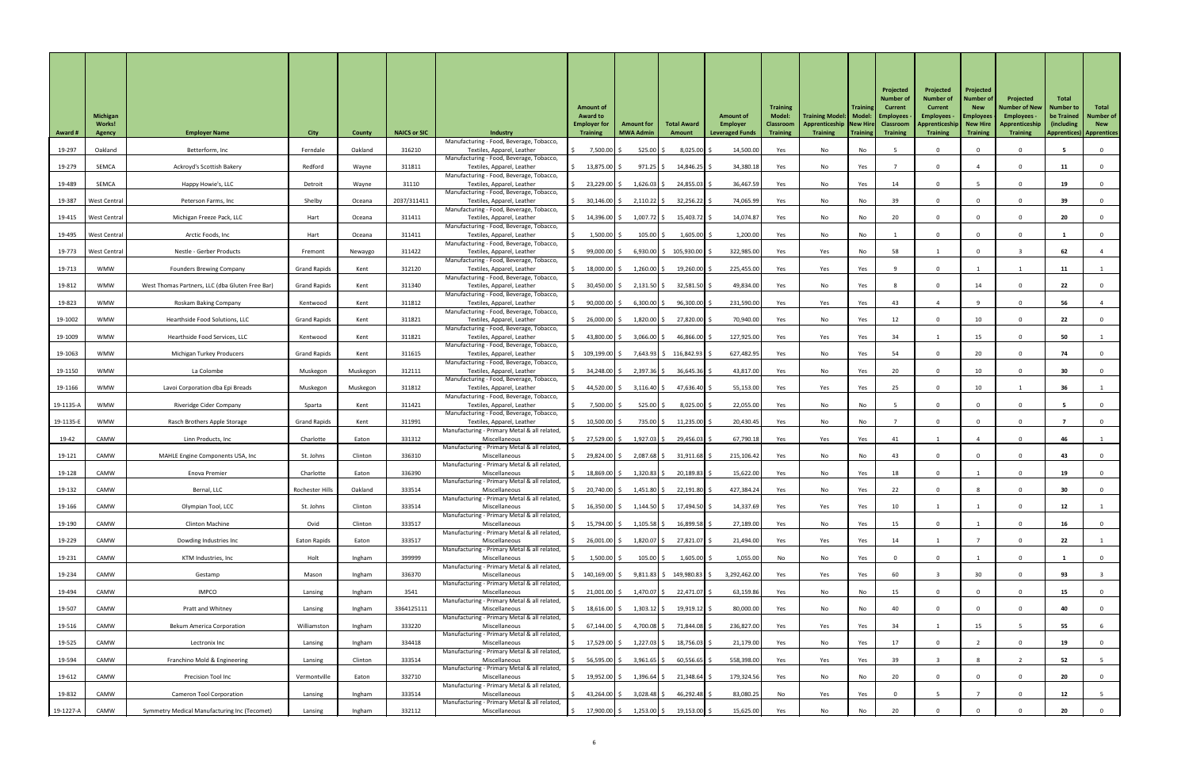| Award # | Michigan Works! Agency | Employer Name | City | County | NAICS or SIC | Industry | Amount of Award to Employer for Training | Amount for MWA Admin | Total Award Amount | Amount of Employer Leveraged Funds | Training Model: Classroom Training | Training Model: Apprenticeship Training | Training Model: New Hire Training | Projected Number of Current Employees - Classroom Training | Projected Number of Current Employees - Apprenticeship Training | Projected Number of New Employees - New Hire Training | Projected Number of New Employees - Apprenticeship Training | Total Number to be Trained (including Apprentices) | Total Number of New Apprentices |
|---|---|---|---|---|---|---|---|---|---|---|---|---|---|---|---|---|---|---|---|
| 19-297 | Oakland | Betterform, Inc | Ferndale | Oakland | 316210 | Manufacturing - Food, Beverage, Tobacco, Textiles, Apparel, Leather | $ 7,500.00 | $ 525.00 | $ 8,025.00 | $ 14,500.00 | Yes | No | No | 5 | 0 | 0 | 0 | 5 | 0 |
| 19-279 | SEMCA | Ackroyd's Scottish Bakery | Redford | Wayne | 311811 | Manufacturing - Food, Beverage, Tobacco, Textiles, Apparel, Leather | $ 13,875.00 | $ 971.25 | $ 14,846.25 | $ 34,380.18 | Yes | No | Yes | 7 | 0 | 4 | 0 | 11 | 0 |
| 19-489 | SEMCA | Happy Howie's, LLC | Detroit | Wayne | 31110 | Manufacturing - Food, Beverage, Tobacco, Textiles, Apparel, Leather | $ 23,229.00 | $ 1,626.03 | $ 24,855.03 | $ 36,467.59 | Yes | No | Yes | 14 | 0 | 5 | 0 | 19 | 0 |
| 19-387 | West Central | Peterson Farms, Inc | Shelby | Oceana | 2037/311411 | Manufacturing - Food, Beverage, Tobacco, Textiles, Apparel, Leather | $ 30,146.00 | $ 2,110.22 | $ 32,256.22 | $ 74,065.99 | Yes | No | No | 39 | 0 | 0 | 0 | 39 | 0 |
| 19-415 | West Central | Michigan Freeze Pack, LLC | Hart | Oceana | 311411 | Manufacturing - Food, Beverage, Tobacco, Textiles, Apparel, Leather | $ 14,396.00 | $ 1,007.72 | $ 15,403.72 | $ 14,074.87 | Yes | No | No | 20 | 0 | 0 | 0 | 20 | 0 |
| 19-495 | West Central | Arctic Foods, Inc | Hart | Oceana | 311411 | Manufacturing - Food, Beverage, Tobacco, Textiles, Apparel, Leather | $ 1,500.00 | $ 105.00 | $ 1,605.00 | $ 1,200.00 | Yes | No | No | 1 | 0 | 0 | 0 | 1 | 0 |
| 19-773 | West Central | Nestle - Gerber Products | Fremont | Newaygo | 311422 | Manufacturing - Food, Beverage, Tobacco, Textiles, Apparel, Leather | $ 99,000.00 | $ 6,930.00 | $ 105,930.00 | $ 322,985.00 | Yes | Yes | No | 58 | 1 | 0 | 3 | 62 | 4 |
| 19-713 | WMW | Founders Brewing Company | Grand Rapids | Kent | 312120 | Manufacturing - Food, Beverage, Tobacco, Textiles, Apparel, Leather | $ 18,000.00 | $ 1,260.00 | $ 19,260.00 | $ 225,455.00 | Yes | Yes | Yes | 9 | 0 | 1 | 1 | 11 | 1 |
| 19-812 | WMW | West Thomas Partners, LLC (dba Gluten Free Bar) | Grand Rapids | Kent | 311340 | Manufacturing - Food, Beverage, Tobacco, Textiles, Apparel, Leather | $ 30,450.00 | $ 2,131.50 | $ 32,581.50 | $ 49,834.00 | Yes | No | Yes | 8 | 0 | 14 | 0 | 22 | 0 |
| 19-823 | WMW | Roskam Baking Company | Kentwood | Kent | 311812 | Manufacturing - Food, Beverage, Tobacco, Textiles, Apparel, Leather | $ 90,000.00 | $ 6,300.00 | $ 96,300.00 | $ 231,590.00 | Yes | Yes | Yes | 43 | 4 | 9 | 0 | 56 | 4 |
| 19-1002 | WMW | Hearthside Food Solutions, LLC | Grand Rapids | Kent | 311821 | Manufacturing - Food, Beverage, Tobacco, Textiles, Apparel, Leather | $ 26,000.00 | $ 1,820.00 | $ 27,820.00 | $ 70,940.00 | Yes | No | Yes | 12 | 0 | 10 | 0 | 22 | 0 |
| 19-1009 | WMW | Hearthside Food Services, LLC | Kentwood | Kent | 311821 | Manufacturing - Food, Beverage, Tobacco, Textiles, Apparel, Leather | $ 43,800.00 | $ 3,066.00 | $ 46,866.00 | $ 127,925.00 | Yes | Yes | Yes | 34 | 1 | 15 | 0 | 50 | 1 |
| 19-1063 | WMW | Michigan Turkey Producers | Grand Rapids | Kent | 311615 | Manufacturing - Food, Beverage, Tobacco, Textiles, Apparel, Leather | $ 109,199.00 | $ 7,643.93 | $ 116,842.93 | $ 627,482.95 | Yes | No | Yes | 54 | 0 | 20 | 0 | 74 | 0 |
| 19-1150 | WMW | La Colombe | Muskegon | Muskegon | 312111 | Manufacturing - Food, Beverage, Tobacco, Textiles, Apparel, Leather | $ 34,248.00 | $ 2,397.36 | $ 36,645.36 | $ 43,817.00 | Yes | No | Yes | 20 | 0 | 10 | 0 | 30 | 0 |
| 19-1166 | WMW | Lavoi Corporation dba Epi Breads | Muskegon | Muskegon | 311812 | Manufacturing - Food, Beverage, Tobacco, Textiles, Apparel, Leather | $ 44,520.00 | $ 3,116.40 | $ 47,636.40 | $ 55,153.00 | Yes | Yes | Yes | 25 | 0 | 10 | 1 | 36 | 1 |
| 19-1135-A | WMW | Riveridge Cider Company | Sparta | Kent | 311421 | Manufacturing - Food, Beverage, Tobacco, Textiles, Apparel, Leather | $ 7,500.00 | $ 525.00 | $ 8,025.00 | $ 22,055.00 | Yes | No | No | 5 | 0 | 0 | 0 | 5 | 0 |
| 19-1135-E | WMW | Rasch Brothers Apple Storage | Grand Rapids | Kent | 311991 | Manufacturing - Food, Beverage, Tobacco, Textiles, Apparel, Leather | $ 10,500.00 | $ 735.00 | $ 11,235.00 | $ 20,430.45 | Yes | No | No | 7 | 0 | 0 | 0 | 7 | 0 |
| 19-42 | CAMW | Linn Products, Inc | Charlotte | Eaton | 331312 | Manufacturing - Primary Metal & all related, Miscellaneous | $ 27,529.00 | $ 1,927.03 | $ 29,456.03 | $ 67,790.18 | Yes | Yes | Yes | 41 | 1 | 4 | 0 | 46 | 1 |
| 19-121 | CAMW | MAHLE Engine Components USA, Inc | St. Johns | Clinton | 336310 | Manufacturing - Primary Metal & all related, Miscellaneous | $ 29,824.00 | $ 2,087.68 | $ 31,911.68 | $ 215,106.42 | Yes | No | No | 43 | 0 | 0 | 0 | 43 | 0 |
| 19-128 | CAMW | Enova Premier | Charlotte | Eaton | 336390 | Manufacturing - Primary Metal & all related, Miscellaneous | $ 18,869.00 | $ 1,320.83 | $ 20,189.83 | $ 15,622.00 | Yes | No | Yes | 18 | 0 | 1 | 0 | 19 | 0 |
| 19-132 | CAMW | Bernal, LLC | Rochester Hills | Oakland | 333514 | Manufacturing - Primary Metal & all related, Miscellaneous | $ 20,740.00 | $ 1,451.80 | $ 22,191.80 | $ 427,384.24 | Yes | No | Yes | 22 | 0 | 8 | 0 | 30 | 0 |
| 19-166 | CAMW | Olympian Tool, LCC | St. Johns | Clinton | 333514 | Manufacturing - Primary Metal & all related, Miscellaneous | $ 16,350.00 | $ 1,144.50 | $ 17,494.50 | $ 14,337.69 | Yes | Yes | Yes | 10 | 1 | 1 | 0 | 12 | 1 |
| 19-190 | CAMW | Clinton Machine | Ovid | Clinton | 333517 | Manufacturing - Primary Metal & all related, Miscellaneous | $ 15,794.00 | $ 1,105.58 | $ 16,899.58 | $ 27,189.00 | Yes | No | Yes | 15 | 0 | 1 | 0 | 16 | 0 |
| 19-229 | CAMW | Dowding Industries Inc | Eaton Rapids | Eaton | 333517 | Manufacturing - Primary Metal & all related, Miscellaneous | $ 26,001.00 | $ 1,820.07 | $ 27,821.07 | $ 21,494.00 | Yes | Yes | Yes | 14 | 1 | 7 | 0 | 22 | 1 |
| 19-231 | CAMW | KTM Industries, Inc | Holt | Ingham | 399999 | Manufacturing - Primary Metal & all related, Miscellaneous | $ 1,500.00 | $ 105.00 | $ 1,605.00 | $ 1,055.00 | No | No | Yes | 0 | 0 | 1 | 0 | 1 | 0 |
| 19-234 | CAMW | Gestamp | Mason | Ingham | 336370 | Manufacturing - Primary Metal & all related, Miscellaneous | $ 140,169.00 | $ 9,811.83 | $ 149,980.83 | $ 3,292,462.00 | Yes | Yes | Yes | 60 | 3 | 30 | 0 | 93 | 3 |
| 19-494 | CAMW | IMPCO | Lansing | Ingham | 3541 | Manufacturing - Primary Metal & all related, Miscellaneous | $ 21,001.00 | $ 1,470.07 | $ 22,471.07 | $ 63,159.86 | Yes | No | No | 15 | 0 | 0 | 0 | 15 | 0 |
| 19-507 | CAMW | Pratt and Whitney | Lansing | Ingham | 3364125111 | Manufacturing - Primary Metal & all related, Miscellaneous | $ 18,616.00 | $ 1,303.12 | $ 19,919.12 | $ 80,000.00 | Yes | No | No | 40 | 0 | 0 | 0 | 40 | 0 |
| 19-516 | CAMW | Bekum America Corporation | Williamston | Ingham | 333220 | Manufacturing - Primary Metal & all related, Miscellaneous | $ 67,144.00 | $ 4,700.08 | $ 71,844.08 | $ 236,827.00 | Yes | Yes | Yes | 34 | 1 | 15 | 5 | 55 | 6 |
| 19-525 | CAMW | Lectronix Inc | Lansing | Ingham | 334418 | Manufacturing - Primary Metal & all related, Miscellaneous | $ 17,529.00 | $ 1,227.03 | $ 18,756.03 | $ 21,179.00 | Yes | No | Yes | 17 | 0 | 2 | 0 | 19 | 0 |
| 19-594 | CAMW | Franchino Mold & Engineering | Lansing | Clinton | 333514 | Manufacturing - Primary Metal & all related, Miscellaneous | $ 56,595.00 | $ 3,961.65 | $ 60,556.65 | $ 558,398.00 | Yes | Yes | Yes | 39 | 3 | 8 | 2 | 52 | 5 |
| 19-612 | CAMW | Precision Tool Inc | Vermontville | Eaton | 332710 | Manufacturing - Primary Metal & all related, Miscellaneous | $ 19,952.00 | $ 1,396.64 | $ 21,348.64 | $ 179,324.56 | Yes | No | No | 20 | 0 | 0 | 0 | 20 | 0 |
| 19-832 | CAMW | Cameron Tool Corporation | Lansing | Ingham | 333514 | Manufacturing - Primary Metal & all related, Miscellaneous | $ 43,264.00 | $ 3,028.48 | $ 46,292.48 | $ 83,080.25 | No | Yes | Yes | 0 | 5 | 7 | 0 | 12 | 5 |
| 19-1227-A | CAMW | Symmetry Medical Manufacturing Inc (Tecomet) | Lansing | Ingham | 332112 | Manufacturing - Primary Metal & all related, Miscellaneous | $ 17,900.00 | $ 1,253.00 | $ 19,153.00 | $ 15,625.00 | Yes | No | No | 20 | 0 | 0 | 0 | 20 | 0 |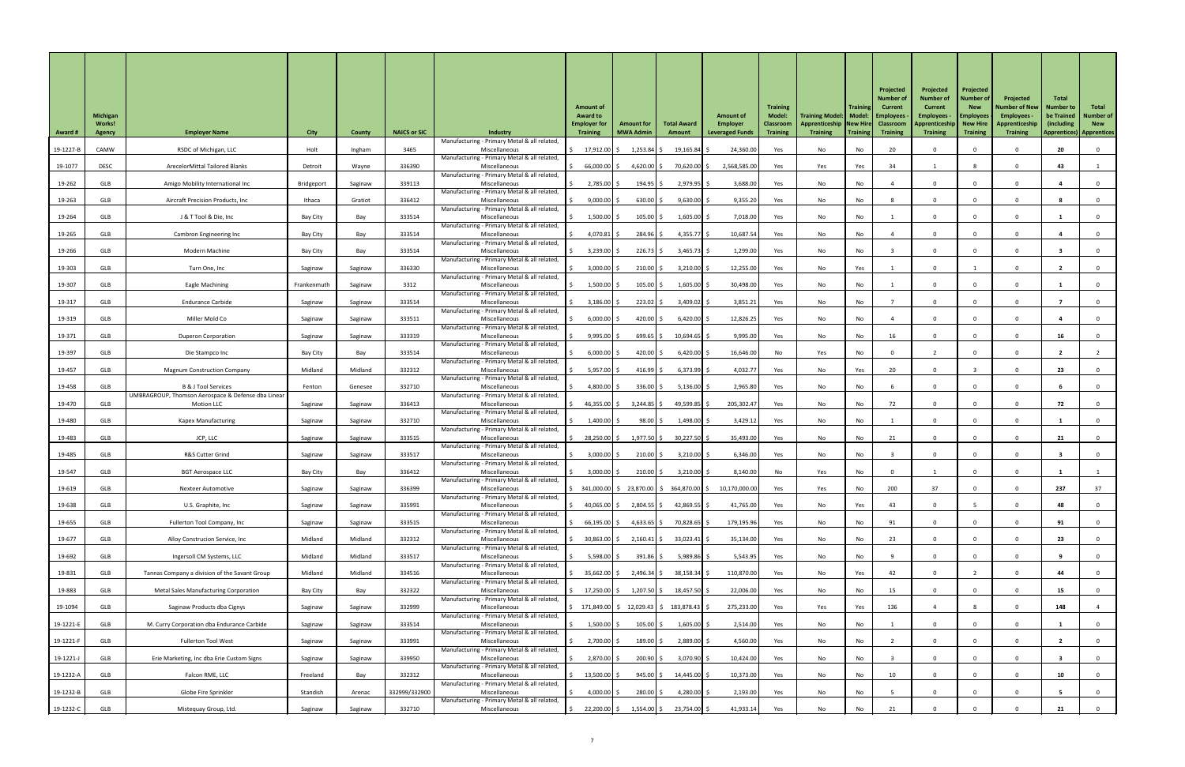| Award # | Michigan Works! Agency | Employer Name | City | County | NAICS or SIC | Industry | Amount of Award to Employer for Training | Amount for MWA Admin | Total Award Amount | Amount of Employer Leveraged Funds | Training Model: Classroom Training | Training Model: Apprenticeship Training | Training Model: New Hire Training | Projected Number of Current Employees - Classroom Training | Projected Number of Current Employees - Apprenticeship Training | Projected Number of New Employees - New Hire Training | Projected Number of New Employees - Apprenticeship Training | Total Number to be Trained (including Apprentices) | Total Number of New Apprentices |
|---|---|---|---|---|---|---|---|---|---|---|---|---|---|---|---|---|---|---|---|
| 19-1227-B | CAMW | RSDC of Michigan, LLC | Holt | Ingham | 3465 | Manufacturing - Primary Metal & all related, Miscellaneous | $ 17,912.00 | $ 1,253.84 | $ 19,165.84 | $ 24,360.00 | Yes | No | No | 20 | 0 | 0 | 0 | 20 | 0 |
| 19-1077 | DESC | ArecelorMittal Tailored Blanks | Detroit | Wayne | 336390 | Manufacturing - Primary Metal & all related, Miscellaneous | $ 66,000.00 | $ 4,620.00 | $ 70,620.00 | $ 2,568,585.00 | Yes | Yes | Yes | 34 | 1 | 8 | 0 | 43 | 1 |
| 19-262 | GLB | Amigo Mobility International Inc | Bridgeport | Saginaw | 339113 | Manufacturing - Primary Metal & all related, Miscellaneous | $ 2,785.00 | $ 194.95 | $ 2,979.95 | $ 3,688.00 | Yes | No | No | 4 | 0 | 0 | 0 | 4 | 0 |
| 19-263 | GLB | Aircraft Precision Products, Inc | Ithaca | Gratiot | 336412 | Manufacturing - Primary Metal & all related, Miscellaneous | $ 9,000.00 | $ 630.00 | $ 9,630.00 | $ 9,355.20 | Yes | No | No | 8 | 0 | 0 | 0 | 8 | 0 |
| 19-264 | GLB | J & T Tool & Die, Inc | Bay City | Bay | 333514 | Manufacturing - Primary Metal & all related, Miscellaneous | $ 1,500.00 | $ 105.00 | $ 1,605.00 | $ 7,018.00 | Yes | No | No | 1 | 0 | 0 | 0 | 1 | 0 |
| 19-265 | GLB | Cambron Engineering Inc | Bay City | Bay | 333514 | Manufacturing - Primary Metal & all related, Miscellaneous | $ 4,070.81 | $ 284.96 | $ 4,355.77 | $ 10,687.54 | Yes | No | No | 4 | 0 | 0 | 0 | 4 | 0 |
| 19-266 | GLB | Modern Machine | Bay City | Bay | 333514 | Manufacturing - Primary Metal & all related, Miscellaneous | $ 3,239.00 | $ 226.73 | $ 3,465.73 | $ 1,299.00 | Yes | No | No | 3 | 0 | 0 | 0 | 3 | 0 |
| 19-303 | GLB | Turn One, Inc | Saginaw | Saginaw | 336330 | Manufacturing - Primary Metal & all related, Miscellaneous | $ 3,000.00 | $ 210.00 | $ 3,210.00 | $ 12,255.00 | Yes | No | Yes | 1 | 0 | 1 | 0 | 2 | 0 |
| 19-307 | GLB | Eagle Machining | Frankenmuth | Saginaw | 3312 | Manufacturing - Primary Metal & all related, Miscellaneous | $ 1,500.00 | $ 105.00 | $ 1,605.00 | $ 30,498.00 | Yes | No | No | 1 | 0 | 0 | 0 | 1 | 0 |
| 19-317 | GLB | Endurance Carbide | Saginaw | Saginaw | 333514 | Manufacturing - Primary Metal & all related, Miscellaneous | $ 3,186.00 | $ 223.02 | $ 3,409.02 | $ 3,851.21 | Yes | No | No | 7 | 0 | 0 | 0 | 7 | 0 |
| 19-319 | GLB | Miller Mold Co | Saginaw | Saginaw | 333511 | Manufacturing - Primary Metal & all related, Miscellaneous | $ 6,000.00 | $ 420.00 | $ 6,420.00 | $ 12,826.25 | Yes | No | No | 4 | 0 | 0 | 0 | 4 | 0 |
| 19-371 | GLB | Duperon Corporation | Saginaw | Saginaw | 333319 | Manufacturing - Primary Metal & all related, Miscellaneous | $ 9,995.00 | $ 699.65 | $ 10,694.65 | $ 9,995.00 | Yes | No | No | 16 | 0 | 0 | 0 | 16 | 0 |
| 19-397 | GLB | Die Stampco Inc | Bay City | Bay | 333514 | Manufacturing - Primary Metal & all related, Miscellaneous | $ 6,000.00 | $ 420.00 | $ 6,420.00 | $ 16,646.00 | No | Yes | No | 0 | 2 | 0 | 0 | 2 | 2 |
| 19-457 | GLB | Magnum Construction Company | Midland | Midland | 332312 | Manufacturing - Primary Metal & all related, Miscellaneous | $ 5,957.00 | $ 416.99 | $ 6,373.99 | $ 4,032.77 | Yes | No | Yes | 20 | 0 | 3 | 0 | 23 | 0 |
| 19-458 | GLB | B & J Tool Services | Fenton | Genesee | 332710 | Manufacturing - Primary Metal & all related, Miscellaneous | $ 4,800.00 | $ 336.00 | $ 5,136.00 | $ 2,965.80 | Yes | No | No | 6 | 0 | 0 | 0 | 6 | 0 |
| 19-470 | GLB | UMBRAGROUP, Thomson Aerospace & Defense dba Linear Motion LLC | Saginaw | Saginaw | 336413 | Manufacturing - Primary Metal & all related, Miscellaneous | $ 46,355.00 | $ 3,244.85 | $ 49,599.85 | $ 205,302.47 | Yes | No | No | 72 | 0 | 0 | 0 | 72 | 0 |
| 19-480 | GLB | Kapex Manufacturing | Saginaw | Saginaw | 332710 | Manufacturing - Primary Metal & all related, Miscellaneous | $ 1,400.00 | $ 98.00 | $ 1,498.00 | $ 3,429.12 | Yes | No | No | 1 | 0 | 0 | 0 | 1 | 0 |
| 19-483 | GLB | JCP, LLC | Saginaw | Saginaw | 333515 | Manufacturing - Primary Metal & all related, Miscellaneous | $ 28,250.00 | $ 1,977.50 | $ 30,227.50 | $ 35,493.00 | Yes | No | No | 21 | 0 | 0 | 0 | 21 | 0 |
| 19-485 | GLB | R&S Cutter Grind | Saginaw | Saginaw | 333517 | Manufacturing - Primary Metal & all related, Miscellaneous | $ 3,000.00 | $ 210.00 | $ 3,210.00 | $ 6,346.00 | Yes | No | No | 3 | 0 | 0 | 0 | 3 | 0 |
| 19-547 | GLB | BGT Aerospace LLC | Bay City | Bay | 336412 | Manufacturing - Primary Metal & all related, Miscellaneous | $ 3,000.00 | $ 210.00 | $ 3,210.00 | $ 8,140.00 | No | Yes | No | 0 | 1 | 0 | 0 | 1 | 1 |
| 19-619 | GLB | Nexteer Automotive | Saginaw | Saginaw | 336399 | Manufacturing - Primary Metal & all related, Miscellaneous | $ 341,000.00 | $ 23,870.00 | $ 364,870.00 | $ 10,170,000.00 | Yes | Yes | No | 200 | 37 | 0 | 0 | 237 | 37 |
| 19-638 | GLB | U.S. Graphite, Inc | Saginaw | Saginaw | 335991 | Manufacturing - Primary Metal & all related, Miscellaneous | $ 40,065.00 | $ 2,804.55 | $ 42,869.55 | $ 41,765.00 | Yes | No | Yes | 43 | 0 | 5 | 0 | 48 | 0 |
| 19-655 | GLB | Fullerton Tool Company, Inc | Saginaw | Saginaw | 333515 | Manufacturing - Primary Metal & all related, Miscellaneous | $ 66,195.00 | $ 4,633.65 | $ 70,828.65 | $ 179,195.96 | Yes | No | No | 91 | 0 | 0 | 0 | 91 | 0 |
| 19-677 | GLB | Alloy Construcion Service, Inc | Midland | Midland | 332312 | Manufacturing - Primary Metal & all related, Miscellaneous | $ 30,863.00 | $ 2,160.41 | $ 33,023.41 | $ 35,134.00 | Yes | No | No | 23 | 0 | 0 | 0 | 23 | 0 |
| 19-692 | GLB | Ingersoll CM Systems, LLC | Midland | Midland | 333517 | Manufacturing - Primary Metal & all related, Miscellaneous | $ 5,598.00 | $ 391.86 | $ 5,989.86 | $ 5,543.95 | Yes | No | No | 9 | 0 | 0 | 0 | 9 | 0 |
| 19-831 | GLB | Tannas Company a division of the Savant Group | Midland | Midland | 334516 | Manufacturing - Primary Metal & all related, Miscellaneous | $ 35,662.00 | $ 2,496.34 | $ 38,158.34 | $ 110,870.00 | Yes | No | Yes | 42 | 0 | 2 | 0 | 44 | 0 |
| 19-883 | GLB | Metal Sales Manufacturing Corporation | Bay City | Bay | 332322 | Manufacturing - Primary Metal & all related, Miscellaneous | $ 17,250.00 | $ 1,207.50 | $ 18,457.50 | $ 22,006.00 | Yes | No | No | 15 | 0 | 0 | 0 | 15 | 0 |
| 19-1094 | GLB | Saginaw Products dba Cignys | Saginaw | Saginaw | 332999 | Manufacturing - Primary Metal & all related, Miscellaneous | $ 171,849.00 | $ 12,029.43 | $ 183,878.43 | $ 275,233.00 | Yes | Yes | Yes | 136 | 4 | 8 | 0 | 148 | 4 |
| 19-1221-E | GLB | M. Curry Corporation dba Endurance Carbide | Saginaw | Saginaw | 333514 | Manufacturing - Primary Metal & all related, Miscellaneous | $ 1,500.00 | $ 105.00 | $ 1,605.00 | $ 2,514.00 | Yes | No | No | 1 | 0 | 0 | 0 | 1 | 0 |
| 19-1221-F | GLB | Fullerton Tool West | Saginaw | Saginaw | 333991 | Manufacturing - Primary Metal & all related, Miscellaneous | $ 2,700.00 | $ 189.00 | $ 2,889.00 | $ 4,560.00 | Yes | No | No | 2 | 0 | 0 | 0 | 2 | 0 |
| 19-1221-J | GLB | Erie Marketing, Inc dba Erie Custom Signs | Saginaw | Saginaw | 339950 | Manufacturing - Primary Metal & all related, Miscellaneous | $ 2,870.00 | $ 200.90 | $ 3,070.90 | $ 10,424.00 | Yes | No | No | 3 | 0 | 0 | 0 | 3 | 0 |
| 19-1232-A | GLB | Falcon RME, LLC | Freeland | Bay | 332312 | Manufacturing - Primary Metal & all related, Miscellaneous | $ 13,500.00 | $ 945.00 | $ 14,445.00 | $ 10,373.00 | Yes | No | No | 10 | 0 | 0 | 0 | 10 | 0 |
| 19-1232-B | GLB | Globe Fire Sprinkler | Standish | Arenac | 332999/332900 | Manufacturing - Primary Metal & all related, Miscellaneous | $ 4,000.00 | $ 280.00 | $ 4,280.00 | $ 2,193.00 | Yes | No | No | 5 | 0 | 0 | 0 | 5 | 0 |
| 19-1232-C | GLB | Mistequay Group, Ltd. | Saginaw | Saginaw | 332710 | Manufacturing - Primary Metal & all related, Miscellaneous | $ 22,200.00 | $ 1,554.00 | $ 23,754.00 | $ 41,933.14 | Yes | No | No | 21 | 0 | 0 | 0 | 21 | 0 |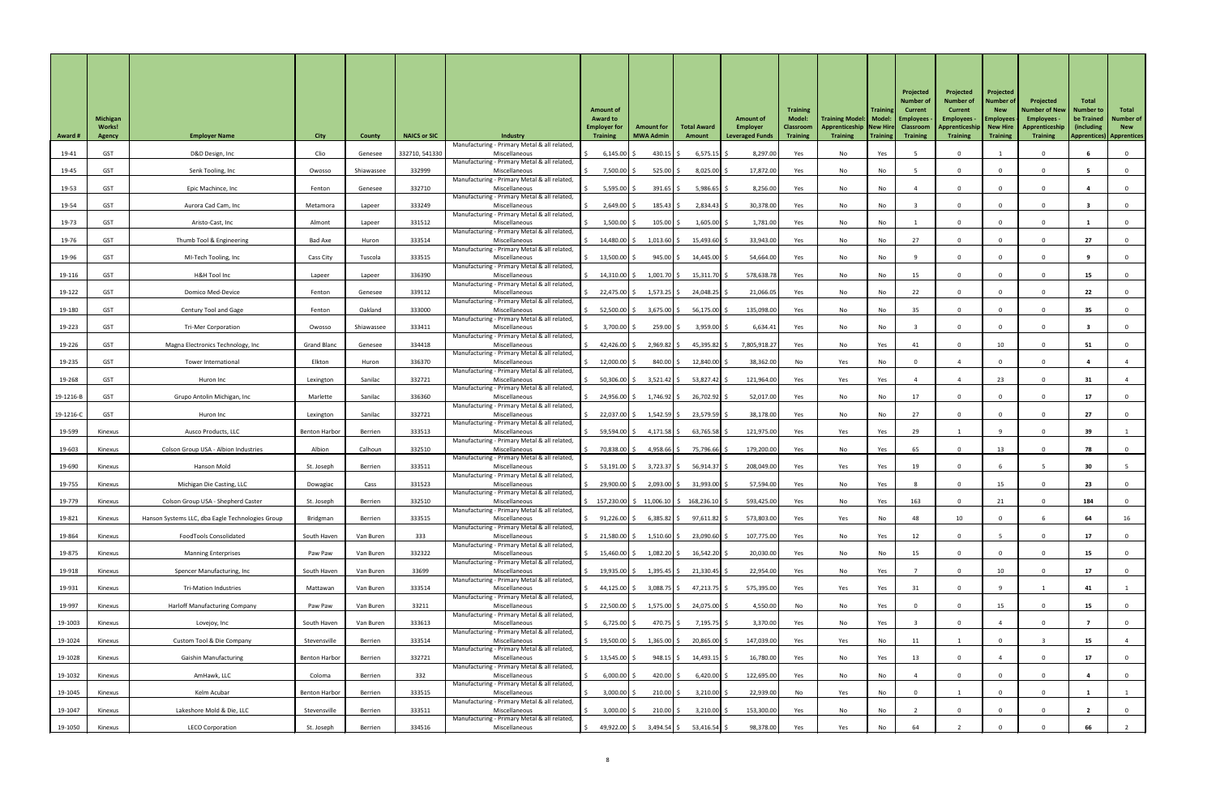| Award # | Michigan Works! Agency | Employer Name | City | County | NAICS or SIC | Industry | Amount of Award to Employer for Training | Amount for MWA Admin | Total Award Amount | Amount of Employer Leveraged Funds | Training Model: Classroom Training | Training Model: Apprenticeship Training | Training Model: New Hire Training | Projected Number of Current Employees - Classroom Training | Projected Number of Current Employees - Apprenticeship Training | Projected Number of New Employees - New Hire Training | Projected Number of New Employees - Apprenticeship Training | Total Number to be Trained (including Apprentices) | Total Number of New Apprentices |
|---|---|---|---|---|---|---|---|---|---|---|---|---|---|---|---|---|---|---|---|
| 19-41 | GST | D&D Design, Inc | Clio | Genesee | 332710, 541330 | Manufacturing - Primary Metal & all related, Miscellaneous | $ 6,145.00 | $ 430.15 | $ 6,575.15 | $ 8,297.00 | Yes | No | Yes | 5 | 0 | 1 | 0 | 6 | 0 |
| 19-45 | GST | Senk Tooling, Inc | Owosso | Shiawassee | 332999 | Manufacturing - Primary Metal & all related, Miscellaneous | $ 7,500.00 | $ 525.00 | $ 8,025.00 | $ 17,872.00 | Yes | No | No | 5 | 0 | 0 | 0 | 5 | 0 |
| 19-53 | GST | Epic Machince, Inc | Fenton | Genesee | 332710 | Manufacturing - Primary Metal & all related, Miscellaneous | $ 5,595.00 | $ 391.65 | $ 5,986.65 | $ 8,256.00 | Yes | No | No | 4 | 0 | 0 | 0 | 4 | 0 |
| 19-54 | GST | Aurora Cad Cam, Inc | Metamora | Lapeer | 333249 | Manufacturing - Primary Metal & all related, Miscellaneous | $ 2,649.00 | $ 185.43 | $ 2,834.43 | $ 30,378.00 | Yes | No | No | 3 | 0 | 0 | 0 | 3 | 0 |
| 19-73 | GST | Aristo-Cast, Inc | Almont | Lapeer | 331512 | Manufacturing - Primary Metal & all related, Miscellaneous | $ 1,500.00 | $ 105.00 | $ 1,605.00 | $ 1,781.00 | Yes | No | No | 1 | 0 | 0 | 0 | 1 | 0 |
| 19-76 | GST | Thumb Tool & Engineering | Bad Axe | Huron | 333514 | Manufacturing - Primary Metal & all related, Miscellaneous | $ 14,480.00 | $ 1,013.60 | $ 15,493.60 | $ 33,943.00 | Yes | No | No | 27 | 0 | 0 | 0 | 27 | 0 |
| 19-96 | GST | MI-Tech Tooling, Inc | Cass City | Tuscola | 333515 | Manufacturing - Primary Metal & all related, Miscellaneous | $ 13,500.00 | $ 945.00 | $ 14,445.00 | $ 54,664.00 | Yes | No | No | 9 | 0 | 0 | 0 | 9 | 0 |
| 19-116 | GST | H&H Tool Inc | Lapeer | Lapeer | 336390 | Manufacturing - Primary Metal & all related, Miscellaneous | $ 14,310.00 | $ 1,001.70 | $ 15,311.70 | $ 578,638.78 | Yes | No | No | 15 | 0 | 0 | 0 | 15 | 0 |
| 19-122 | GST | Domico Med-Device | Fenton | Genesee | 339112 | Manufacturing - Primary Metal & all related, Miscellaneous | $ 22,475.00 | $ 1,573.25 | $ 24,048.25 | $ 21,066.05 | Yes | No | No | 22 | 0 | 0 | 0 | 22 | 0 |
| 19-180 | GST | Century Tool and Gage | Fenton | Oakland | 333000 | Manufacturing - Primary Metal & all related, Miscellaneous | $ 52,500.00 | $ 3,675.00 | $ 56,175.00 | $ 135,098.00 | Yes | No | No | 35 | 0 | 0 | 0 | 35 | 0 |
| 19-223 | GST | Tri-Mer Corporation | Owosso | Shiawassee | 333411 | Manufacturing - Primary Metal & all related, Miscellaneous | $ 3,700.00 | $ 259.00 | $ 3,959.00 | $ 6,634.41 | Yes | No | No | 3 | 0 | 0 | 0 | 3 | 0 |
| 19-226 | GST | Magna Electronics Technology, Inc | Grand Blanc | Genesee | 334418 | Manufacturing - Primary Metal & all related, Miscellaneous | $ 42,426.00 | $ 2,969.82 | $ 45,395.82 | $ 7,805,918.27 | Yes | No | Yes | 41 | 0 | 10 | 0 | 51 | 0 |
| 19-235 | GST | Tower International | Elkton | Huron | 336370 | Manufacturing - Primary Metal & all related, Miscellaneous | $ 12,000.00 | $ 840.00 | $ 12,840.00 | $ 38,362.00 | No | Yes | No | 0 | 4 | 0 | 0 | 4 | 4 |
| 19-268 | GST | Huron Inc | Lexington | Sanilac | 332721 | Manufacturing - Primary Metal & all related, Miscellaneous | $ 50,306.00 | $ 3,521.42 | $ 53,827.42 | $ 121,964.00 | Yes | Yes | Yes | 4 | 4 | 23 | 0 | 31 | 4 |
| 19-1216-B | GST | Grupo Antolin Michigan, Inc | Marlette | Sanilac | 336360 | Manufacturing - Primary Metal & all related, Miscellaneous | $ 24,956.00 | $ 1,746.92 | $ 26,702.92 | $ 52,017.00 | Yes | No | No | 17 | 0 | 0 | 0 | 17 | 0 |
| 19-1216-C | GST | Huron Inc | Lexington | Sanilac | 332721 | Manufacturing - Primary Metal & all related, Miscellaneous | $ 22,037.00 | $ 1,542.59 | $ 23,579.59 | $ 38,178.00 | Yes | No | No | 27 | 0 | 0 | 0 | 27 | 0 |
| 19-599 | Kinexus | Ausco Products, LLC | Benton Harbor | Berrien | 333513 | Manufacturing - Primary Metal & all related, Miscellaneous | $ 59,594.00 | $ 4,171.58 | $ 63,765.58 | $ 121,975.00 | Yes | Yes | Yes | 29 | 1 | 9 | 0 | 39 | 1 |
| 19-603 | Kinexus | Colson Group USA - Albion Industries | Albion | Calhoun | 332510 | Manufacturing - Primary Metal & all related, Miscellaneous | $ 70,838.00 | $ 4,958.66 | $ 75,796.66 | $ 179,200.00 | Yes | No | Yes | 65 | 0 | 13 | 0 | 78 | 0 |
| 19-690 | Kinexus | Hanson Mold | St. Joseph | Berrien | 333511 | Manufacturing - Primary Metal & all related, Miscellaneous | $ 53,191.00 | $ 3,723.37 | $ 56,914.37 | $ 208,049.00 | Yes | Yes | Yes | 19 | 0 | 6 | 5 | 30 | 5 |
| 19-755 | Kinexus | Michigan Die Casting, LLC | Dowagiac | Cass | 331523 | Manufacturing - Primary Metal & all related, Miscellaneous | $ 29,900.00 | $ 2,093.00 | $ 31,993.00 | $ 57,594.00 | Yes | No | Yes | 8 | 0 | 15 | 0 | 23 | 0 |
| 19-779 | Kinexus | Colson Group USA - Shepherd Caster | St. Joseph | Berrien | 332510 | Manufacturing - Primary Metal & all related, Miscellaneous | $ 157,230.00 | $ 11,006.10 | $ 168,236.10 | $ 593,425.00 | Yes | No | Yes | 163 | 0 | 21 | 0 | 184 | 0 |
| 19-821 | Kinexus | Hanson Systems LLC, dba Eagle Technologies Group | Bridgman | Berrien | 333515 | Manufacturing - Primary Metal & all related, Miscellaneous | $ 91,226.00 | $ 6,385.82 | $ 97,611.82 | $ 573,803.00 | Yes | Yes | No | 48 | 10 | 0 | 6 | 64 | 16 |
| 19-864 | Kinexus | FoodTools Consolidated | South Haven | Van Buren | 333 | Manufacturing - Primary Metal & all related, Miscellaneous | $ 21,580.00 | $ 1,510.60 | $ 23,090.60 | $ 107,775.00 | Yes | No | Yes | 12 | 0 | 5 | 0 | 17 | 0 |
| 19-875 | Kinexus | Manning Enterprises | Paw Paw | Van Buren | 332322 | Manufacturing - Primary Metal & all related, Miscellaneous | $ 15,460.00 | $ 1,082.20 | $ 16,542.20 | $ 20,030.00 | Yes | No | No | 15 | 0 | 0 | 0 | 15 | 0 |
| 19-918 | Kinexus | Spencer Manufacturing, Inc | South Haven | Van Buren | 33699 | Manufacturing - Primary Metal & all related, Miscellaneous | $ 19,935.00 | $ 1,395.45 | $ 21,330.45 | $ 22,954.00 | Yes | No | Yes | 7 | 0 | 10 | 0 | 17 | 0 |
| 19-931 | Kinexus | Tri-Mation Industries | Mattawan | Van Buren | 333514 | Manufacturing - Primary Metal & all related, Miscellaneous | $ 44,125.00 | $ 3,088.75 | $ 47,213.75 | $ 575,395.00 | Yes | Yes | Yes | 31 | 0 | 9 | 1 | 41 | 1 |
| 19-997 | Kinexus | Harloff Manufacturing Company | Paw Paw | Van Buren | 33211 | Manufacturing - Primary Metal & all related, Miscellaneous | $ 22,500.00 | $ 1,575.00 | $ 24,075.00 | $ 4,550.00 | No | No | Yes | 0 | 0 | 15 | 0 | 15 | 0 |
| 19-1003 | Kinexus | Lovejoy, Inc | South Haven | Van Buren | 333613 | Manufacturing - Primary Metal & all related, Miscellaneous | $ 6,725.00 | $ 470.75 | $ 7,195.75 | $ 3,370.00 | Yes | No | Yes | 3 | 0 | 4 | 0 | 7 | 0 |
| 19-1024 | Kinexus | Custom Tool & Die Company | Stevensville | Berrien | 333514 | Manufacturing - Primary Metal & all related, Miscellaneous | $ 19,500.00 | $ 1,365.00 | $ 20,865.00 | $ 147,039.00 | Yes | Yes | No | 11 | 1 | 0 | 3 | 15 | 4 |
| 19-1028 | Kinexus | Gaishin Manufacturing | Benton Harbor | Berrien | 332721 | Manufacturing - Primary Metal & all related, Miscellaneous | $ 13,545.00 | $ 948.15 | $ 14,493.15 | $ 16,780.00 | Yes | No | Yes | 13 | 0 | 4 | 0 | 17 | 0 |
| 19-1032 | Kinexus | AmHawk, LLC | Coloma | Berrien | 332 | Manufacturing - Primary Metal & all related, Miscellaneous | $ 6,000.00 | $ 420.00 | $ 6,420.00 | $ 122,695.00 | Yes | No | No | 4 | 0 | 0 | 0 | 4 | 0 |
| 19-1045 | Kinexus | Kelm Acubar | Benton Harbor | Berrien | 333515 | Manufacturing - Primary Metal & all related, Miscellaneous | $ 3,000.00 | $ 210.00 | $ 3,210.00 | $ 22,939.00 | No | Yes | No | 0 | 1 | 0 | 0 | 1 | 1 |
| 19-1047 | Kinexus | Lakeshore Mold & Die, LLC | Stevensville | Berrien | 333511 | Manufacturing - Primary Metal & all related, Miscellaneous | $ 3,000.00 | $ 210.00 | $ 3,210.00 | $ 153,300.00 | Yes | No | No | 2 | 0 | 0 | 0 | 2 | 0 |
| 19-1050 | Kinexus | LECO Corporation | St. Joseph | Berrien | 334516 | Manufacturing - Primary Metal & all related, Miscellaneous | $ 49,922.00 | $ 3,494.54 | $ 53,416.54 | $ 98,378.00 | Yes | Yes | No | 64 | 2 | 0 | 0 | 66 | 2 |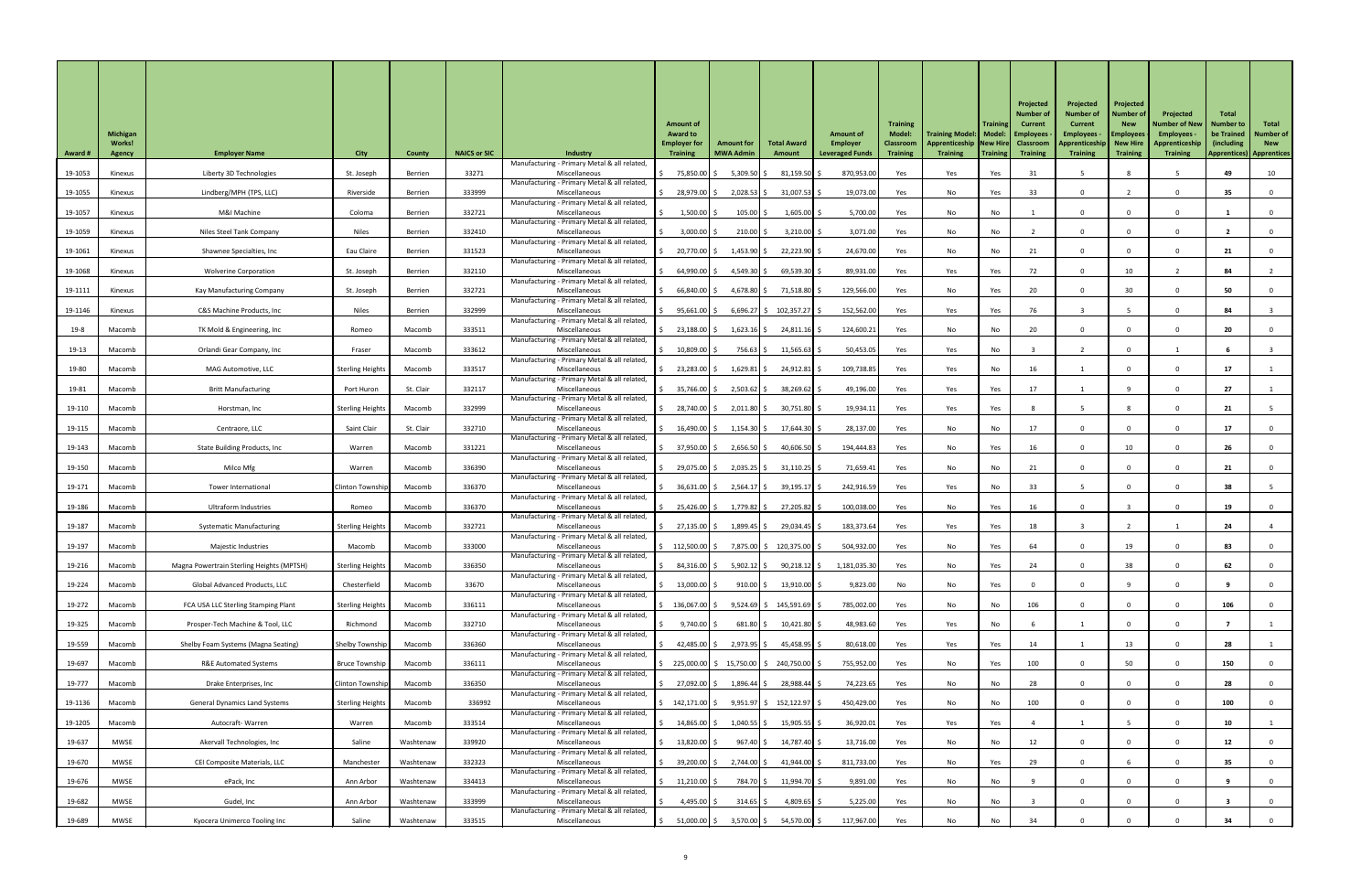| Award # | Michigan Works! Agency | Employer Name | City | County | NAICS or SIC | Industry | Amount of Award to Employer for Training | Amount for MWA Admin | Total Award Amount | Amount of Employer Leveraged Funds | Training Model: Classroom Training | Training Model: Apprenticeship Training | Training Model: New Hire Training | Projected Number of Current Employees - Classroom Training | Projected Number of Current Employees - Apprenticeship Training | Projected Number of New Employees - New Hire Training | Projected Number of New Employees - Apprenticeship Training | Total Number to be Trained (including Apprentices) | Total Number of New Apprentices |
|---|---|---|---|---|---|---|---|---|---|---|---|---|---|---|---|---|---|---|---|
| 19-1053 | Kinexus | Liberty 3D Technologies | St. Joseph | Berrien | 33271 | Manufacturing - Primary Metal & all related, Miscellaneous | $ 75,850.00 | $ 5,309.50 | $ 81,159.50 | $ 870,953.00 | Yes | Yes | Yes | 31 | 5 | 8 | 5 | 49 | 10 |
| 19-1055 | Kinexus | Lindberg/MPH (TPS, LLC) | Riverside | Berrien | 333999 | Manufacturing - Primary Metal & all related, Miscellaneous | $ 28,979.00 | $ 2,028.53 | $ 31,007.53 | $ 19,073.00 | Yes | No | Yes | 33 | 0 | 2 | 0 | 35 | 0 |
| 19-1057 | Kinexus | M&I Machine | Coloma | Berrien | 332721 | Manufacturing - Primary Metal & all related, Miscellaneous | $ 1,500.00 | $ 105.00 | $ 1,605.00 | $ 5,700.00 | Yes | No | No | 1 | 0 | 0 | 0 | 1 | 0 |
| 19-1059 | Kinexus | Niles Steel Tank Company | Niles | Berrien | 332410 | Manufacturing - Primary Metal & all related, Miscellaneous | $ 3,000.00 | $ 210.00 | $ 3,210.00 | $ 3,071.00 | Yes | No | No | 2 | 0 | 0 | 0 | 2 | 0 |
| 19-1061 | Kinexus | Shawnee Specialties, Inc | Eau Claire | Berrien | 331523 | Manufacturing - Primary Metal & all related, Miscellaneous | $ 20,770.00 | $ 1,453.90 | $ 22,223.90 | $ 24,670.00 | Yes | No | No | 21 | 0 | 0 | 0 | 21 | 0 |
| 19-1068 | Kinexus | Wolverine Corporation | St. Joseph | Berrien | 332110 | Manufacturing - Primary Metal & all related, Miscellaneous | $ 64,990.00 | $ 4,549.30 | $ 69,539.30 | $ 89,931.00 | Yes | Yes | Yes | 72 | 0 | 10 | 2 | 84 | 2 |
| 19-1111 | Kinexus | Kay Manufacturing Company | St. Joseph | Berrien | 332721 | Manufacturing - Primary Metal & all related, Miscellaneous | $ 66,840.00 | $ 4,678.80 | $ 71,518.80 | $ 129,566.00 | Yes | No | Yes | 20 | 0 | 30 | 0 | 50 | 0 |
| 19-1146 | Kinexus | C&S Machine Products, Inc | Niles | Berrien | 332999 | Manufacturing - Primary Metal & all related, Miscellaneous | $ 95,661.00 | $ 6,696.27 | $ 102,357.27 | $ 152,562.00 | Yes | Yes | Yes | 76 | 3 | 5 | 0 | 84 | 3 |
| 19-8 | Macomb | TK Mold & Engineering, Inc | Romeo | Macomb | 333511 | Manufacturing - Primary Metal & all related, Miscellaneous | $ 23,188.00 | $ 1,623.16 | $ 24,811.16 | $ 124,600.21 | Yes | No | No | 20 | 0 | 0 | 0 | 20 | 0 |
| 19-13 | Macomb | Orlandi Gear Company, Inc | Fraser | Macomb | 333612 | Manufacturing - Primary Metal & all related, Miscellaneous | $ 10,809.00 | $ 756.63 | $ 11,565.63 | $ 50,453.05 | Yes | Yes | No | 3 | 2 | 0 | 1 | 6 | 3 |
| 19-80 | Macomb | MAG Automotive, LLC | Sterling Heights | Macomb | 333517 | Manufacturing - Primary Metal & all related, Miscellaneous | $ 23,283.00 | $ 1,629.81 | $ 24,912.81 | $ 109,738.85 | Yes | Yes | No | 16 | 1 | 0 | 0 | 17 | 1 |
| 19-81 | Macomb | Britt Manufacturing | Port Huron | St. Clair | 332117 | Manufacturing - Primary Metal & all related, Miscellaneous | $ 35,766.00 | $ 2,503.62 | $ 38,269.62 | $ 49,196.00 | Yes | Yes | Yes | 17 | 1 | 9 | 0 | 27 | 1 |
| 19-110 | Macomb | Horstman, Inc | Sterling Heights | Macomb | 332999 | Manufacturing - Primary Metal & all related, Miscellaneous | $ 28,740.00 | $ 2,011.80 | $ 30,751.80 | $ 19,934.11 | Yes | Yes | Yes | 8 | 5 | 8 | 0 | 21 | 5 |
| 19-115 | Macomb | Centraore, LLC | Saint Clair | St. Clair | 332710 | Manufacturing - Primary Metal & all related, Miscellaneous | $ 16,490.00 | $ 1,154.30 | $ 17,644.30 | $ 28,137.00 | Yes | No | No | 17 | 0 | 0 | 0 | 17 | 0 |
| 19-143 | Macomb | State Building Products, Inc | Warren | Macomb | 331221 | Manufacturing - Primary Metal & all related, Miscellaneous | $ 37,950.00 | $ 2,656.50 | $ 40,606.50 | $ 194,444.83 | Yes | No | Yes | 16 | 0 | 10 | 0 | 26 | 0 |
| 19-150 | Macomb | Milco Mfg | Warren | Macomb | 336390 | Manufacturing - Primary Metal & all related, Miscellaneous | $ 29,075.00 | $ 2,035.25 | $ 31,110.25 | $ 71,659.41 | Yes | No | No | 21 | 0 | 0 | 0 | 21 | 0 |
| 19-171 | Macomb | Tower International | Clinton Township | Macomb | 336370 | Manufacturing - Primary Metal & all related, Miscellaneous | $ 36,631.00 | $ 2,564.17 | $ 39,195.17 | $ 242,916.59 | Yes | Yes | No | 33 | 5 | 0 | 0 | 38 | 5 |
| 19-186 | Macomb | Ultraform Industries | Romeo | Macomb | 336370 | Manufacturing - Primary Metal & all related, Miscellaneous | $ 25,426.00 | $ 1,779.82 | $ 27,205.82 | $ 100,038.00 | Yes | No | Yes | 16 | 0 | 3 | 0 | 19 | 0 |
| 19-187 | Macomb | Systematic Manufacturing | Sterling Heights | Macomb | 332721 | Manufacturing - Primary Metal & all related, Miscellaneous | $ 27,135.00 | $ 1,899.45 | $ 29,034.45 | $ 183,373.64 | Yes | Yes | Yes | 18 | 3 | 2 | 1 | 24 | 4 |
| 19-197 | Macomb | Majestic Industries | Macomb | Macomb | 333000 | Manufacturing - Primary Metal & all related, Miscellaneous | $ 112,500.00 | $ 7,875.00 | $ 120,375.00 | $ 504,932.00 | Yes | No | Yes | 64 | 0 | 19 | 0 | 83 | 0 |
| 19-216 | Macomb | Magna Powertrain Sterling Heights (MPTSH) | Sterling Heights | Macomb | 336350 | Manufacturing - Primary Metal & all related, Miscellaneous | $ 84,316.00 | $ 5,902.12 | $ 90,218.12 | $ 1,181,035.30 | Yes | No | Yes | 24 | 0 | 38 | 0 | 62 | 0 |
| 19-224 | Macomb | Global Advanced Products, LLC | Chesterfield | Macomb | 33670 | Manufacturing - Primary Metal & all related, Miscellaneous | $ 13,000.00 | $ 910.00 | $ 13,910.00 | $ 9,823.00 | No | No | Yes | 0 | 0 | 9 | 0 | 9 | 0 |
| 19-272 | Macomb | FCA USA LLC Sterling Stamping Plant | Sterling Heights | Macomb | 336111 | Manufacturing - Primary Metal & all related, Miscellaneous | $ 136,067.00 | $ 9,524.69 | $ 145,591.69 | $ 785,002.00 | Yes | No | No | 106 | 0 | 0 | 0 | 106 | 0 |
| 19-325 | Macomb | Prosper-Tech Machine & Tool, LLC | Richmond | Macomb | 332710 | Manufacturing - Primary Metal & all related, Miscellaneous | $ 9,740.00 | $ 681.80 | $ 10,421.80 | $ 48,983.60 | Yes | Yes | No | 6 | 1 | 0 | 0 | 7 | 1 |
| 19-559 | Macomb | Shelby Foam Systems (Magna Seating) | Shelby Township | Macomb | 336360 | Manufacturing - Primary Metal & all related, Miscellaneous | $ 42,485.00 | $ 2,973.95 | $ 45,458.95 | $ 80,618.00 | Yes | Yes | Yes | 14 | 1 | 13 | 0 | 28 | 1 |
| 19-697 | Macomb | R&E Automated Systems | Bruce Township | Macomb | 336111 | Manufacturing - Primary Metal & all related, Miscellaneous | $ 225,000.00 | $ 15,750.00 | $ 240,750.00 | $ 755,952.00 | Yes | No | Yes | 100 | 0 | 50 | 0 | 150 | 0 |
| 19-777 | Macomb | Drake Enterprises, Inc | Clinton Township | Macomb | 336350 | Manufacturing - Primary Metal & all related, Miscellaneous | $ 27,092.00 | $ 1,896.44 | $ 28,988.44 | $ 74,223.65 | Yes | No | No | 28 | 0 | 0 | 0 | 28 | 0 |
| 19-1136 | Macomb | General Dynamics Land Systems | Sterling Heights | Macomb | 336992 | Manufacturing - Primary Metal & all related, Miscellaneous | $ 142,171.00 | $ 9,951.97 | $ 152,122.97 | $ 450,429.00 | Yes | No | No | 100 | 0 | 0 | 0 | 100 | 0 |
| 19-1205 | Macomb | Autocraft- Warren | Warren | Macomb | 333514 | Manufacturing - Primary Metal & all related, Miscellaneous | $ 14,865.00 | $ 1,040.55 | $ 15,905.55 | $ 36,920.01 | Yes | Yes | Yes | 4 | 1 | 5 | 0 | 10 | 1 |
| 19-637 | MWSE | Akervall Technologies, Inc | Saline | Washtenaw | 339920 | Manufacturing - Primary Metal & all related, Miscellaneous | $ 13,820.00 | $ 967.40 | $ 14,787.40 | $ 13,716.00 | Yes | No | No | 12 | 0 | 0 | 0 | 12 | 0 |
| 19-670 | MWSE | CEI Composite Materials, LLC | Manchester | Washtenaw | 332323 | Manufacturing - Primary Metal & all related, Miscellaneous | $ 39,200.00 | $ 2,744.00 | $ 41,944.00 | $ 811,733.00 | Yes | No | Yes | 29 | 0 | 6 | 0 | 35 | 0 |
| 19-676 | MWSE | ePack, Inc | Ann Arbor | Washtenaw | 334413 | Manufacturing - Primary Metal & all related, Miscellaneous | $ 11,210.00 | $ 784.70 | $ 11,994.70 | $ 9,891.00 | Yes | No | No | 9 | 0 | 0 | 0 | 9 | 0 |
| 19-682 | MWSE | Gudel, Inc | Ann Arbor | Washtenaw | 333999 | Manufacturing - Primary Metal & all related, Miscellaneous | $ 4,495.00 | $ 314.65 | $ 4,809.65 | $ 5,225.00 | Yes | No | No | 3 | 0 | 0 | 0 | 3 | 0 |
| 19-689 | MWSE | Kyocera Unimerco Tooling Inc | Saline | Washtenaw | 333515 | Manufacturing - Primary Metal & all related, Miscellaneous | $ 51,000.00 | $ 3,570.00 | $ 54,570.00 | $ 117,967.00 | Yes | No | No | 34 | 0 | 0 | 0 | 34 | 0 |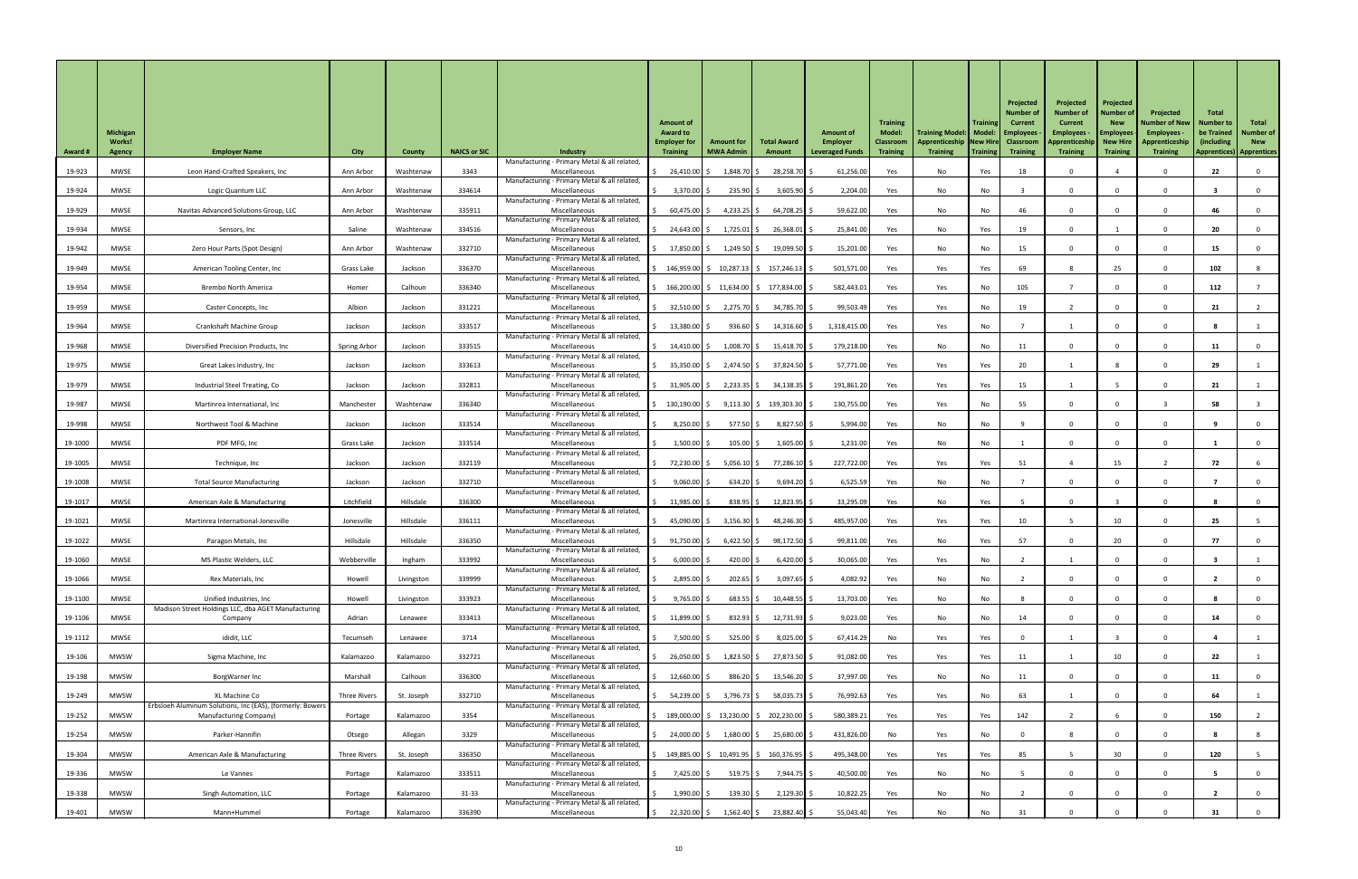| Award # | Michigan Works! Agency | Employer Name | City | County | NAICS or SIC | Industry | Amount of Award to Employer for Training | Amount for MWA Admin | Total Award Amount | Amount of Employer Leveraged Funds | Training Model: Classroom Training | Training Model: Apprenticeship Training | Training Model: New Hire Training | Projected Number of Current Employees - Classroom Training | Projected Number of Current Employees - Apprenticeship Training | Projected Number of New Employees - New Hire Training | Projected Number of New Employees - Apprenticeship Training | Total Number to be Trained (including Apprentices) | Total Number of New Apprentices |
|---|---|---|---|---|---|---|---|---|---|---|---|---|---|---|---|---|---|---|---|
| 19-923 | MWSE | Leon Hand-Crafted Speakers, Inc | Ann Arbor | Washtenaw | 3343 | Manufacturing - Primary Metal & all related, Miscellaneous | $ 26,410.00 | $ 1,848.70 | $ 28,258.70 | $ 61,256.00 | Yes | No | Yes | 18 | 0 | 4 | 0 | 22 | 0 |
| 19-924 | MWSE | Logic Quantum LLC | Ann Arbor | Washtenaw | 334614 | Manufacturing - Primary Metal & all related, Miscellaneous | $ 3,370.00 | $ 235.90 | $ 3,605.90 | $ 2,204.00 | Yes | No | No | 3 | 0 | 0 | 0 | 3 | 0 |
| 19-929 | MWSE | Navitas Advanced Solutions Group, LLC | Ann Arbor | Washtenaw | 335911 | Manufacturing - Primary Metal & all related, Miscellaneous | $ 60,475.00 | $ 4,233.25 | $ 64,708.25 | $ 59,622.00 | Yes | No | No | 46 | 0 | 0 | 0 | 46 | 0 |
| 19-934 | MWSE | Sensors, Inc | Saline | Washtenaw | 334516 | Manufacturing - Primary Metal & all related, Miscellaneous | $ 24,643.00 | $ 1,725.01 | $ 26,368.01 | $ 25,841.00 | Yes | No | Yes | 19 | 0 | 1 | 0 | 20 | 0 |
| 19-942 | MWSE | Zero Hour Parts (Spot Design) | Ann Arbor | Washtenaw | 332710 | Manufacturing - Primary Metal & all related, Miscellaneous | $ 17,850.00 | $ 1,249.50 | $ 19,099.50 | $ 15,201.00 | Yes | No | No | 15 | 0 | 0 | 0 | 15 | 0 |
| 19-949 | MWSE | American Tooling Center, Inc | Grass Lake | Jackson | 336370 | Manufacturing - Primary Metal & all related, Miscellaneous | $ 146,959.00 | $ 10,287.13 | $ 157,246.13 | $ 501,571.00 | Yes | Yes | Yes | 69 | 8 | 25 | 0 | 102 | 8 |
| 19-954 | MWSE | Brembo North America | Homer | Calhoun | 336340 | Manufacturing - Primary Metal & all related, Miscellaneous | $ 166,200.00 | $ 11,634.00 | $ 177,834.00 | $ 582,443.01 | Yes | Yes | No | 105 | 7 | 0 | 0 | 112 | 7 |
| 19-959 | MWSE | Caster Concepts, Inc | Albion | Jackson | 331221 | Manufacturing - Primary Metal & all related, Miscellaneous | $ 32,510.00 | $ 2,275.70 | $ 34,785.70 | $ 99,503.49 | Yes | Yes | No | 19 | 2 | 0 | 0 | 21 | 2 |
| 19-964 | MWSE | Crankshaft Machine Group | Jackson | Jackson | 333517 | Manufacturing - Primary Metal & all related, Miscellaneous | $ 13,380.00 | $ 936.60 | $ 14,316.60 | $ 1,318,415.00 | Yes | Yes | No | 7 | 1 | 0 | 0 | 8 | 1 |
| 19-968 | MWSE | Diversified Precision Products, Inc | Spring Arbor | Jackson | 333515 | Manufacturing - Primary Metal & all related, Miscellaneous | $ 14,410.00 | $ 1,008.70 | $ 15,418.70 | $ 179,218.00 | Yes | No | No | 11 | 0 | 0 | 0 | 11 | 0 |
| 19-975 | MWSE | Great Lakes Industry, Inc | Jackson | Jackson | 333613 | Manufacturing - Primary Metal & all related, Miscellaneous | $ 35,350.00 | $ 2,474.50 | $ 37,824.50 | $ 57,771.00 | Yes | Yes | Yes | 20 | 1 | 8 | 0 | 29 | 1 |
| 19-979 | MWSE | Industrial Steel Treating, Co | Jackson | Jackson | 332811 | Manufacturing - Primary Metal & all related, Miscellaneous | $ 31,905.00 | $ 2,233.35 | $ 34,138.35 | $ 191,861.20 | Yes | Yes | Yes | 15 | 1 | 5 | 0 | 21 | 1 |
| 19-987 | MWSE | Martinrea International, Inc | Manchester | Washtenaw | 336340 | Manufacturing - Primary Metal & all related, Miscellaneous | $ 130,190.00 | $ 9,113.30 | $ 139,303.30 | $ 130,755.00 | Yes | Yes | No | 55 | 0 | 0 | 3 | 58 | 3 |
| 19-998 | MWSE | Northwest Tool & Machine | Jackson | Jackson | 333514 | Manufacturing - Primary Metal & all related, Miscellaneous | $ 8,250.00 | $ 577.50 | $ 8,827.50 | $ 5,994.00 | Yes | No | No | 9 | 0 | 0 | 0 | 9 | 0 |
| 19-1000 | MWSE | PDF MFG, Inc | Grass Lake | Jackson | 333514 | Manufacturing - Primary Metal & all related, Miscellaneous | $ 1,500.00 | $ 105.00 | $ 1,605.00 | $ 1,231.00 | Yes | No | No | 1 | 0 | 0 | 0 | 1 | 0 |
| 19-1005 | MWSE | Technique, Inc | Jackson | Jackson | 332119 | Manufacturing - Primary Metal & all related, Miscellaneous | $ 72,230.00 | $ 5,056.10 | $ 77,286.10 | $ 227,722.00 | Yes | Yes | Yes | 51 | 4 | 15 | 2 | 72 | 6 |
| 19-1008 | MWSE | Total Source Manufacturing | Jackson | Jackson | 332710 | Manufacturing - Primary Metal & all related, Miscellaneous | $ 9,060.00 | $ 634.20 | $ 9,694.20 | $ 6,525.59 | Yes | No | No | 7 | 0 | 0 | 0 | 7 | 0 |
| 19-1017 | MWSE | American Axle & Manufacturing | Litchfield | Hillsdale | 336300 | Manufacturing - Primary Metal & all related, Miscellaneous | $ 11,985.00 | $ 838.95 | $ 12,823.95 | $ 33,295.09 | Yes | No | Yes | 5 | 0 | 3 | 0 | 8 | 0 |
| 19-1021 | MWSE | Martinrea International-Jonesville | Jonesville | Hillsdale | 336111 | Manufacturing - Primary Metal & all related, Miscellaneous | $ 45,090.00 | $ 3,156.30 | $ 48,246.30 | $ 485,957.00 | Yes | Yes | Yes | 10 | 5 | 10 | 0 | 25 | 5 |
| 19-1022 | MWSE | Paragon Metals, Inc | Hillsdale | Hillsdale | 336350 | Manufacturing - Primary Metal & all related, Miscellaneous | $ 91,750.00 | $ 6,422.50 | $ 98,172.50 | $ 99,811.00 | Yes | No | Yes | 57 | 0 | 20 | 0 | 77 | 0 |
| 19-1060 | MWSE | MS Plastic Welders, LLC | Webberville | Ingham | 333992 | Manufacturing - Primary Metal & all related, Miscellaneous | $ 6,000.00 | $ 420.00 | $ 6,420.00 | $ 30,065.00 | Yes | Yes | No | 2 | 1 | 0 | 0 | 3 | 1 |
| 19-1066 | MWSE | Rex Materials, Inc | Howell | Livingston | 339999 | Manufacturing - Primary Metal & all related, Miscellaneous | $ 2,895.00 | $ 202.65 | $ 3,097.65 | $ 4,082.92 | Yes | No | No | 2 | 0 | 0 | 0 | 2 | 0 |
| 19-1100 | MWSE | Unified Industries, Inc | Howell | Livingston | 333923 | Manufacturing - Primary Metal & all related, Miscellaneous | $ 9,765.00 | $ 683.55 | $ 10,448.55 | $ 13,703.00 | Yes | No | No | 8 | 0 | 0 | 0 | 8 | 0 |
| 19-1106 | MWSE | Madison Street Holdings LLC, dba AGET Manufacturing Company | Adrian | Lenawee | 333413 | Manufacturing - Primary Metal & all related, Miscellaneous | $ 11,899.00 | $ 832.93 | $ 12,731.93 | $ 9,023.00 | Yes | No | No | 14 | 0 | 0 | 0 | 14 | 0 |
| 19-1112 | MWSE | ididit, LLC | Tecumseh | Lenawee | 3714 | Manufacturing - Primary Metal & all related, Miscellaneous | $ 7,500.00 | $ 525.00 | $ 8,025.00 | $ 67,414.29 | No | Yes | Yes | 0 | 1 | 3 | 0 | 4 | 1 |
| 19-106 | MWSW | Sigma Machine, Inc | Kalamazoo | Kalamazoo | 332721 | Manufacturing - Primary Metal & all related, Miscellaneous | $ 26,050.00 | $ 1,823.50 | $ 27,873.50 | $ 91,082.00 | Yes | Yes | Yes | 11 | 1 | 10 | 0 | 22 | 1 |
| 19-198 | MWSW | BorgWarner Inc | Marshall | Calhoun | 336300 | Manufacturing - Primary Metal & all related, Miscellaneous | $ 12,660.00 | $ 886.20 | $ 13,546.20 | $ 37,997.00 | Yes | No | No | 11 | 0 | 0 | 0 | 11 | 0 |
| 19-249 | MWSW | XL Machine Co | Three Rivers | St. Joseph | 332710 | Manufacturing - Primary Metal & all related, Miscellaneous | $ 54,239.00 | $ 3,796.73 | $ 58,035.73 | $ 76,992.63 | Yes | Yes | No | 63 | 1 | 0 | 0 | 64 | 1 |
| 19-252 | MWSW | Erbsloeh Aluminum Solutions, Inc (EAS), (formerly: Bowers Manufacturing Company) | Portage | Kalamazoo | 3354 | Manufacturing - Primary Metal & all related, Miscellaneous | $ 189,000.00 | $ 13,230.00 | $ 202,230.00 | $ 580,389.21 | Yes | Yes | Yes | 142 | 2 | 6 | 0 | 150 | 2 |
| 19-254 | MWSW | Parker-Hannifin | Otsego | Allegan | 3329 | Manufacturing - Primary Metal & all related, Miscellaneous | $ 24,000.00 | $ 1,680.00 | $ 25,680.00 | $ 431,826.00 | No | Yes | No | 0 | 8 | 0 | 0 | 8 | 8 |
| 19-304 | MWSW | American Axle & Manufacturing | Three Rivers | St. Joseph | 336350 | Manufacturing - Primary Metal & all related, Miscellaneous | $ 149,885.00 | $ 10,491.95 | $ 160,376.95 | $ 495,348.00 | Yes | Yes | Yes | 85 | 5 | 30 | 0 | 120 | 5 |
| 19-336 | MWSW | Le Vannes | Portage | Kalamazoo | 333511 | Manufacturing - Primary Metal & all related, Miscellaneous | $ 7,425.00 | $ 519.75 | $ 7,944.75 | $ 40,500.00 | Yes | No | No | 5 | 0 | 0 | 0 | 5 | 0 |
| 19-338 | MWSW | Singh Automation, LLC | Portage | Kalamazoo | 31-33 | Manufacturing - Primary Metal & all related, Miscellaneous | $ 1,990.00 | $ 139.30 | $ 2,129.30 | $ 10,822.25 | Yes | No | No | 2 | 0 | 0 | 0 | 2 | 0 |
| 19-401 | MWSW | Mann+Hummel | Portage | Kalamazoo | 336390 | Manufacturing - Primary Metal & all related, Miscellaneous | $ 22,320.00 | $ 1,562.40 | $ 23,882.40 | $ 55,043.40 | Yes | No | No | 31 | 0 | 0 | 0 | 31 | 0 |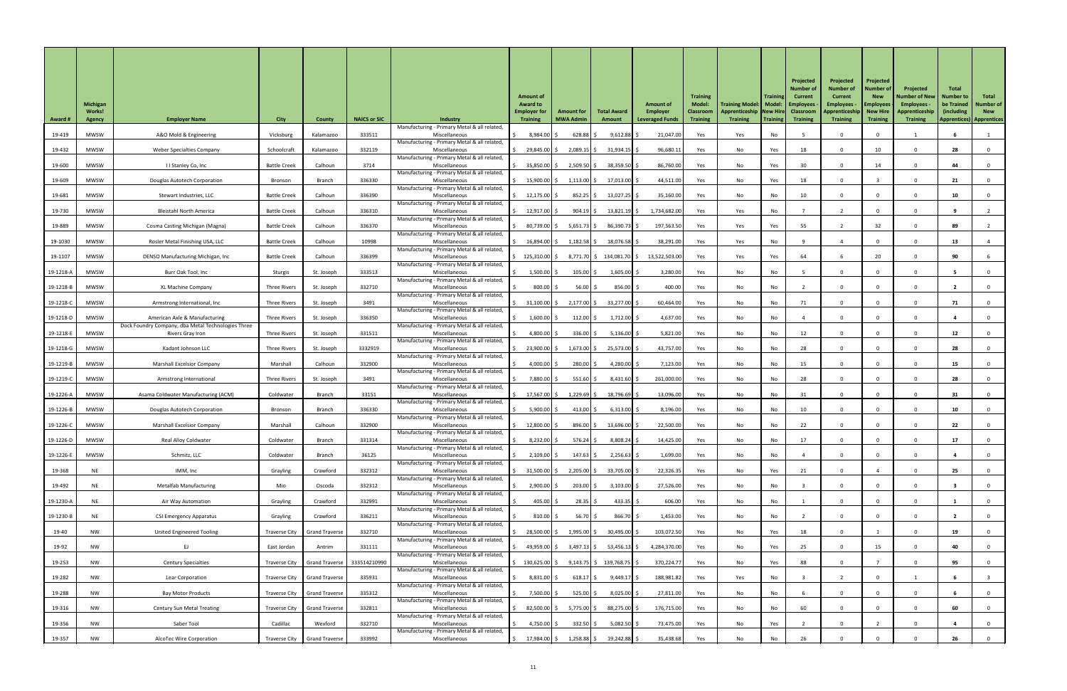| Award # | Michigan Works! Agency | Employer Name | City | County | NAICS or SIC | Industry | Amount of Award to Employer for Training | Amount for MWA Admin | Total Award Amount | Amount of Employer Leveraged Funds | Training Model: Classroom Training | Training Model: Apprenticeship Training | Training Model: New Hire Training | Projected Number of Current Employees - Classroom Training | Projected Number of Current Employees - Apprenticeship Training | Projected Number of New Employees - New Hire Training | Projected Number of New Employees - Apprenticeship Training | Total Number to be Trained (including Apprentices) | Total Number of New Apprentices |
|---|---|---|---|---|---|---|---|---|---|---|---|---|---|---|---|---|---|---|---|
| 19-419 | MWSW | A&O Mold & Engineering | Vicksburg | Kalamazoo | 333511 | Manufacturing - Primary Metal & all related, Miscellaneous | $ 8,984.00 | $ 628.88 | $ 9,612.88 | $ 21,047.00 | Yes | Yes | No | 5 | 0 | 0 | 1 | 6 | 1 |
| 19-432 | MWSW | Weber Specialties Company | Schoolcraft | Kalamazoo | 332119 | Manufacturing - Primary Metal & all related, Miscellaneous | $ 29,845.00 | $ 2,089.15 | $ 31,934.15 | $ 96,680.11 | Yes | No | Yes | 18 | 0 | 10 | 0 | 28 | 0 |
| 19-600 | MWSW | I I Stanley Co, Inc | Battle Creek | Calhoun | 3714 | Manufacturing - Primary Metal & all related, Miscellaneous | $ 35,850.00 | $ 2,509.50 | $ 38,359.50 | $ 86,760.00 | Yes | No | Yes | 30 | 0 | 14 | 0 | 44 | 0 |
| 19-609 | MWSW | Douglas Autotech Corporation | Bronson | Branch | 336330 | Manufacturing - Primary Metal & all related, Miscellaneous | $ 15,900.00 | $ 1,113.00 | $ 17,013.00 | $ 44,511.00 | Yes | No | Yes | 18 | 0 | 3 | 0 | 21 | 0 |
| 19-681 | MWSW | Stewart Industries, LLC | Battle Creek | Calhoun | 336390 | Manufacturing - Primary Metal & all related, Miscellaneous | $ 12,175.00 | $ 852.25 | $ 13,027.25 | $ 35,160.00 | Yes | No | No | 10 | 0 | 0 | 0 | 10 | 0 |
| 19-730 | MWSW | Bleistahl North America | Battle Creek | Calhoun | 336310 | Manufacturing - Primary Metal & all related, Miscellaneous | $ 12,917.00 | $ 904.19 | $ 13,821.19 | $ 1,734,682.00 | Yes | Yes | No | 7 | 2 | 0 | 0 | 9 | 2 |
| 19-889 | MWSW | Cosma Casting Michigan (Magna) | Battle Creek | Calhoun | 336370 | Manufacturing - Primary Metal & all related, Miscellaneous | $ 80,739.00 | $ 5,651.73 | $ 86,390.73 | $ 197,563.50 | Yes | Yes | Yes | 55 | 2 | 32 | 0 | 89 | 2 |
| 19-1030 | MWSW | Rosler Metal Finishing USA, LLC | Battle Creek | Calhoun | 10998 | Manufacturing - Primary Metal & all related, Miscellaneous | $ 16,894.00 | $ 1,182.58 | $ 18,076.58 | $ 38,291.00 | Yes | Yes | No | 9 | 4 | 0 | 0 | 13 | 4 |
| 19-1107 | MWSW | DENSO Manufacturing Michigan, Inc | Battle Creek | Calhoun | 336399 | Manufacturing - Primary Metal & all related, Miscellaneous | $ 125,310.00 | $ 8,771.70 | $ 134,081.70 | $ 13,522,503.00 | Yes | Yes | Yes | 64 | 6 | 20 | 0 | 90 | 6 |
| 19-1218-A | MWSW | Burr Oak Tool, Inc | Sturgis | St. Joseph | 333513 | Manufacturing - Primary Metal & all related, Miscellaneous | $ 1,500.00 | $ 105.00 | $ 1,605.00 | $ 3,280.00 | Yes | No | No | 5 | 0 | 0 | 0 | 5 | 0 |
| 19-1218-B | MWSW | XL Machine Company | Three Rivers | St. Joseph | 332710 | Manufacturing - Primary Metal & all related, Miscellaneous | $ 800.00 | $ 56.00 | $ 856.00 | $ 400.00 | Yes | No | No | 2 | 0 | 0 | 0 | 2 | 0 |
| 19-1218-C | MWSW | Armstrong International, Inc | Three Rivers | St. Joseph | 3491 | Manufacturing - Primary Metal & all related, Miscellaneous | $ 31,100.00 | $ 2,177.00 | $ 33,277.00 | $ 60,464.00 | Yes | No | No | 71 | 0 | 0 | 0 | 71 | 0 |
| 19-1218-D | MWSW | American Axle & Manufacturing | Three Rivers | St. Joseph | 336350 | Manufacturing - Primary Metal & all related, Miscellaneous | $ 1,600.00 | $ 112.00 | $ 1,712.00 | $ 4,637.00 | Yes | No | No | 4 | 0 | 0 | 0 | 4 | 0 |
| 19-1218-E | MWSW | Dock Foundry Company, dba Metal Technologies Three Rivers Gray Iron | Three Rivers | St. Joseph | 331511 | Manufacturing - Primary Metal & all related, Miscellaneous | $ 4,800.00 | $ 336.00 | $ 5,136.00 | $ 5,821.00 | Yes | No | No | 12 | 0 | 0 | 0 | 12 | 0 |
| 19-1218-G | MWSW | Kadant Johnson LLC | Three Rivers | St. Joseph | 3332919 | Manufacturing - Primary Metal & all related, Miscellaneous | $ 23,900.00 | $ 1,673.00 | $ 25,573.00 | $ 43,757.00 | Yes | No | No | 28 | 0 | 0 | 0 | 28 | 0 |
| 19-1219-B | MWSW | Marshall Excelsior Company | Marshall | Calhoun | 332900 | Manufacturing - Primary Metal & all related, Miscellaneous | $ 4,000.00 | $ 280.00 | $ 4,280.00 | $ 7,123.00 | Yes | No | No | 15 | 0 | 0 | 0 | 15 | 0 |
| 19-1219-C | MWSW | Armstrong International | Three Rivers | St. Joseph | 3491 | Manufacturing - Primary Metal & all related, Miscellaneous | $ 7,880.00 | $ 551.60 | $ 8,431.60 | $ 261,000.00 | Yes | No | No | 28 | 0 | 0 | 0 | 28 | 0 |
| 19-1226-A | MWSW | Asama Coldwater Manufacturing (ACM) | Coldwater | Branch | 33151 | Manufacturing - Primary Metal & all related, Miscellaneous | $ 17,567.00 | $ 1,229.69 | $ 18,796.69 | $ 13,096.00 | Yes | No | No | 31 | 0 | 0 | 0 | 31 | 0 |
| 19-1226-B | MWSW | Douglas Autotech Corporation | Bronson | Branch | 336330 | Manufacturing - Primary Metal & all related, Miscellaneous | $ 5,900.00 | $ 413.00 | $ 6,313.00 | $ 8,196.00 | Yes | No | No | 10 | 0 | 0 | 0 | 10 | 0 |
| 19-1226-C | MWSW | Marshall Excelsior Company | Marshall | Calhoun | 332900 | Manufacturing - Primary Metal & all related, Miscellaneous | $ 12,800.00 | $ 896.00 | $ 13,696.00 | $ 22,500.00 | Yes | No | No | 22 | 0 | 0 | 0 | 22 | 0 |
| 19-1226-D | MWSW | Real Alloy Coldwater | Coldwater | Branch | 331314 | Manufacturing - Primary Metal & all related, Miscellaneous | $ 8,232.00 | $ 576.24 | $ 8,808.24 | $ 14,425.00 | Yes | No | No | 17 | 0 | 0 | 0 | 17 | 0 |
| 19-1226-E | MWSW | Schmitz, LLC | Coldwater | Branch | 36125 | Manufacturing - Primary Metal & all related, Miscellaneous | $ 2,109.00 | $ 147.63 | $ 2,256.63 | $ 1,699.00 | Yes | No | No | 4 | 0 | 0 | 0 | 4 | 0 |
| 19-368 | NE | IMM, Inc | Grayling | Crawford | 332312 | Manufacturing - Primary Metal & all related, Miscellaneous | $ 31,500.00 | $ 2,205.00 | $ 33,705.00 | $ 22,326.35 | Yes | No | Yes | 21 | 0 | 4 | 0 | 25 | 0 |
| 19-492 | NE | Metalfab Manufacturing | Mio | Oscoda | 332312 | Manufacturing - Primary Metal & all related, Miscellaneous | $ 2,900.00 | $ 203.00 | $ 3,103.00 | $ 27,526.00 | Yes | No | No | 3 | 0 | 0 | 0 | 3 | 0 |
| 19-1230-A | NE | Air Way Automation | Grayling | Crawford | 332991 | Manufacturing - Primary Metal & all related, Miscellaneous | $ 405.00 | $ 28.35 | $ 433.35 | $ 606.00 | Yes | No | No | 1 | 0 | 0 | 0 | 1 | 0 |
| 19-1230-B | NE | CSI Emergency Apparatus | Grayling | Crawford | 336211 | Manufacturing - Primary Metal & all related, Miscellaneous | $ 810.00 | $ 56.70 | $ 866.70 | $ 1,453.00 | Yes | No | No | 2 | 0 | 0 | 0 | 2 | 0 |
| 19-40 | NW | United Engineered Tooling | Traverse City | Grand Traverse | 332710 | Manufacturing - Primary Metal & all related, Miscellaneous | $ 28,500.00 | $ 1,995.00 | $ 30,495.00 | $ 103,072.50 | Yes | No | Yes | 18 | 0 | 1 | 0 | 19 | 0 |
| 19-92 | NW | EJ | East Jordan | Antrim | 331111 | Manufacturing - Primary Metal & all related, Miscellaneous | $ 49,959.00 | $ 3,497.13 | $ 53,456.13 | $ 4,284,370.00 | Yes | No | Yes | 25 | 0 | 15 | 0 | 40 | 0 |
| 19-253 | NW | Century Specialties | Traverse City | Grand Traverse | 333514210990 | Manufacturing - Primary Metal & all related, Miscellaneous | $ 130,625.00 | $ 9,143.75 | $ 139,768.75 | $ 370,224.77 | Yes | No | Yes | 88 | 0 | 7 | 0 | 95 | 0 |
| 19-282 | NW | Lear Corporation | Traverse City | Grand Traverse | 335931 | Manufacturing - Primary Metal & all related, Miscellaneous | $ 8,831.00 | $ 618.17 | $ 9,449.17 | $ 188,981.82 | Yes | Yes | No | 3 | 2 | 0 | 1 | 6 | 3 |
| 19-288 | NW | Bay Motor Products | Traverse City | Grand Traverse | 335312 | Manufacturing - Primary Metal & all related, Miscellaneous | $ 7,500.00 | $ 525.00 | $ 8,025.00 | $ 27,811.00 | Yes | No | No | 6 | 0 | 0 | 0 | 6 | 0 |
| 19-316 | NW | Century Sun Metal Treating | Traverse City | Grand Traverse | 332811 | Manufacturing - Primary Metal & all related, Miscellaneous | $ 82,500.00 | $ 5,775.00 | $ 88,275.00 | $ 176,715.00 | Yes | No | No | 60 | 0 | 0 | 0 | 60 | 0 |
| 19-356 | NW | Saber Tool | Cadillac | Wexford | 332710 | Manufacturing - Primary Metal & all related, Miscellaneous | $ 4,750.00 | $ 332.50 | $ 5,082.50 | $ 73,475.00 | Yes | No | Yes | 2 | 0 | 2 | 0 | 4 | 0 |
| 19-357 | NW | AlcoTec Wire Corporation | Traverse City | Grand Traverse | 333992 | Manufacturing - Primary Metal & all related, Miscellaneous | $ 17,984.00 | $ 1,258.88 | $ 19,242.88 | $ 35,438.68 | Yes | No | No | 26 | 0 | 0 | 0 | 26 | 0 |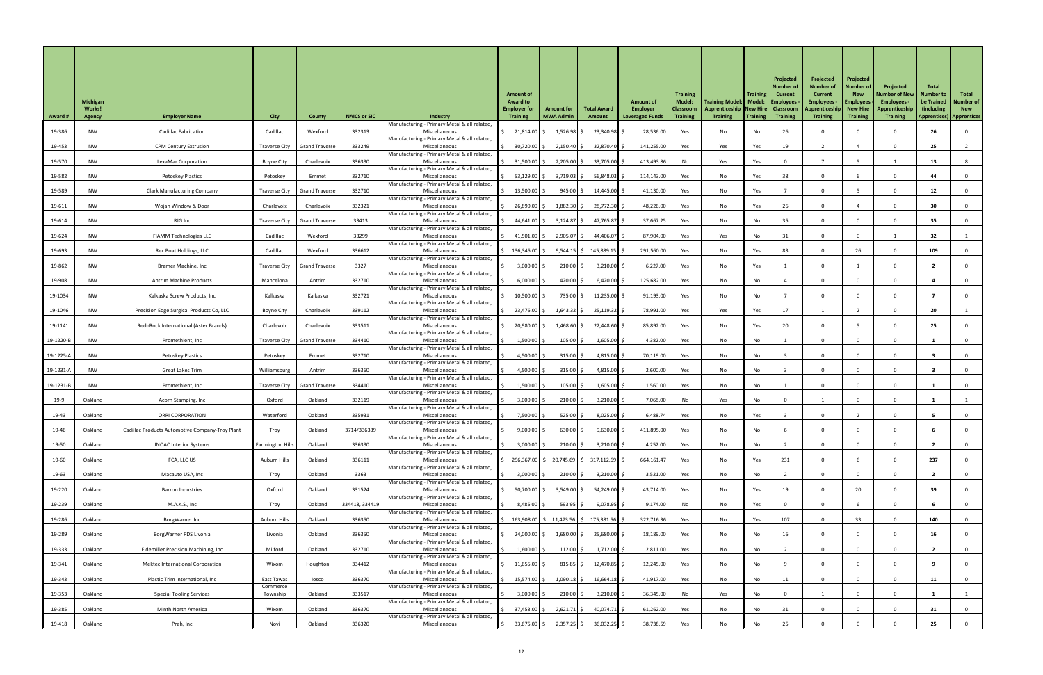| Award # | Michigan Works! Agency | Employer Name | City | County | NAICS or SIC | Industry | Amount of Award to Employer for Training | Amount for MWA Admin | Total Award Amount | Amount of Employer Leveraged Funds | Training Model: Classroom Training | Training Model: Apprenticeship Training | Training Model: New Hire Training | Projected Number of Current Employees - Classroom Training | Projected Number of Current Employees - Apprenticeship Training | Projected Number of New Employees - New Hire Training | Projected Number of New Employees - Apprenticeship Training | Total Number to be Trained (including Apprentices) | Total Number of New Apprentices |
|---|---|---|---|---|---|---|---|---|---|---|---|---|---|---|---|---|---|---|---|
| 19-386 | NW | Cadillac Fabrication | Cadillac | Wexford | 332313 | Manufacturing - Primary Metal & all related, Miscellaneous | $ 21,814.00 | $ 1,526.98 | $ 23,340.98 | $ 28,536.00 | Yes | No | No | 26 | 0 | 0 | 0 | 26 | 0 |
| 19-453 | NW | CPM Century Extrusion | Traverse City | Grand Traverse | 333249 | Manufacturing - Primary Metal & all related, Miscellaneous | $ 30,720.00 | $ 2,150.40 | $ 32,870.40 | $ 141,255.00 | Yes | Yes | Yes | 19 | 2 | 4 | 0 | 25 | 2 |
| 19-570 | NW | LexaMar Corporation | Boyne City | Charlevoix | 336390 | Manufacturing - Primary Metal & all related, Miscellaneous | $ 31,500.00 | $ 2,205.00 | $ 33,705.00 | $ 413,493.86 | No | Yes | Yes | 0 | 7 | 5 | 1 | 13 | 8 |
| 19-582 | NW | Petoskey Plastics | Petoskey | Emmet | 332710 | Manufacturing - Primary Metal & all related, Miscellaneous | $ 53,129.00 | $ 3,719.03 | $ 56,848.03 | $ 114,143.00 | Yes | No | Yes | 38 | 0 | 6 | 0 | 44 | 0 |
| 19-589 | NW | Clark Manufacturing Company | Traverse City | Grand Traverse | 332710 | Manufacturing - Primary Metal & all related, Miscellaneous | $ 13,500.00 | $ 945.00 | $ 14,445.00 | $ 41,130.00 | Yes | No | Yes | 7 | 0 | 5 | 0 | 12 | 0 |
| 19-611 | NW | Wojan Window & Door | Charlevoix | Charlevoix | 332321 | Manufacturing - Primary Metal & all related, Miscellaneous | $ 26,890.00 | $ 1,882.30 | $ 28,772.30 | $ 48,226.00 | Yes | No | Yes | 26 | 0 | 4 | 0 | 30 | 0 |
| 19-614 | NW | RJG Inc | Traverse City | Grand Traverse | 33413 | Manufacturing - Primary Metal & all related, Miscellaneous | $ 44,641.00 | $ 3,124.87 | $ 47,765.87 | $ 37,667.25 | Yes | No | No | 35 | 0 | 0 | 0 | 35 | 0 |
| 19-624 | NW | FIAMM Technologies LLC | Cadillac | Wexford | 33299 | Manufacturing - Primary Metal & all related, Miscellaneous | $ 41,501.00 | $ 2,905.07 | $ 44,406.07 | $ 87,904.00 | Yes | Yes | No | 31 | 0 | 0 | 1 | 32 | 1 |
| 19-693 | NW | Rec Boat Holdings, LLC | Cadillac | Wexford | 336612 | Manufacturing - Primary Metal & all related, Miscellaneous | $ 136,345.00 | $ 9,544.15 | $ 145,889.15 | $ 291,560.00 | Yes | No | Yes | 83 | 0 | 26 | 0 | 109 | 0 |
| 19-862 | NW | Bramer Machine, Inc | Traverse City | Grand Traverse | 3327 | Manufacturing - Primary Metal & all related, Miscellaneous | $ 3,000.00 | $ 210.00 | $ 3,210.00 | $ 6,227.00 | Yes | No | Yes | 1 | 0 | 1 | 0 | 2 | 0 |
| 19-908 | NW | Antrim Machine Products | Mancelona | Antrim | 332710 | Manufacturing - Primary Metal & all related, Miscellaneous | $ 6,000.00 | $ 420.00 | $ 6,420.00 | $ 125,682.00 | Yes | No | No | 4 | 0 | 0 | 0 | 4 | 0 |
| 19-1034 | NW | Kalkaska Screw Products, Inc | Kalkaska | Kalkaska | 332721 | Manufacturing - Primary Metal & all related, Miscellaneous | $ 10,500.00 | $ 735.00 | $ 11,235.00 | $ 91,193.00 | Yes | No | No | 7 | 0 | 0 | 0 | 7 | 0 |
| 19-1046 | NW | Precision Edge Surgical Products Co, LLC | Boyne City | Charlevoix | 339112 | Manufacturing - Primary Metal & all related, Miscellaneous | $ 23,476.00 | $ 1,643.32 | $ 25,119.32 | $ 78,991.00 | Yes | Yes | Yes | 17 | 1 | 2 | 0 | 20 | 1 |
| 19-1141 | NW | Redi-Rock International (Aster Brands) | Charlevoix | Charlevoix | 333511 | Manufacturing - Primary Metal & all related, Miscellaneous | $ 20,980.00 | $ 1,468.60 | $ 22,448.60 | $ 85,892.00 | Yes | No | Yes | 20 | 0 | 5 | 0 | 25 | 0 |
| 19-1220-B | NW | Promethient, Inc | Traverse City | Grand Traverse | 334410 | Manufacturing - Primary Metal & all related, Miscellaneous | $ 1,500.00 | $ 105.00 | $ 1,605.00 | $ 4,382.00 | Yes | No | No | 1 | 0 | 0 | 0 | 1 | 0 |
| 19-1225-A | NW | Petoskey Plastics | Petoskey | Emmet | 332710 | Manufacturing - Primary Metal & all related, Miscellaneous | $ 4,500.00 | $ 315.00 | $ 4,815.00 | $ 70,119.00 | Yes | No | No | 3 | 0 | 0 | 0 | 3 | 0 |
| 19-1231-A | NW | Great Lakes Trim | Williamsburg | Antrim | 336360 | Manufacturing - Primary Metal & all related, Miscellaneous | $ 4,500.00 | $ 315.00 | $ 4,815.00 | $ 2,600.00 | Yes | No | No | 3 | 0 | 0 | 0 | 3 | 0 |
| 19-1231-B | NW | Promethient, Inc | Traverse City | Grand Traverse | 334410 | Manufacturing - Primary Metal & all related, Miscellaneous | $ 1,500.00 | $ 105.00 | $ 1,605.00 | $ 1,560.00 | Yes | No | No | 1 | 0 | 0 | 0 | 1 | 0 |
| 19-9 | Oakland | Acorn Stamping, Inc | Oxford | Oakland | 332119 | Manufacturing - Primary Metal & all related, Miscellaneous | $ 3,000.00 | $ 210.00 | $ 3,210.00 | $ 7,068.00 | No | Yes | No | 0 | 1 | 0 | 0 | 1 | 1 |
| 19-43 | Oakland | ORRI CORPORATION | Waterford | Oakland | 335931 | Manufacturing - Primary Metal & all related, Miscellaneous | $ 7,500.00 | $ 525.00 | $ 8,025.00 | $ 6,488.74 | Yes | No | Yes | 3 | 0 | 2 | 0 | 5 | 0 |
| 19-46 | Oakland | Cadillac Products Automotive Company-Troy Plant | Troy | Oakland | 3714/336339 | Manufacturing - Primary Metal & all related, Miscellaneous | $ 9,000.00 | $ 630.00 | $ 9,630.00 | $ 411,895.00 | Yes | No | No | 6 | 0 | 0 | 0 | 6 | 0 |
| 19-50 | Oakland | INOAC Interior Systems | Farmington Hills | Oakland | 336390 | Manufacturing - Primary Metal & all related, Miscellaneous | $ 3,000.00 | $ 210.00 | $ 3,210.00 | $ 4,252.00 | Yes | No | No | 2 | 0 | 0 | 0 | 2 | 0 |
| 19-60 | Oakland | FCA, LLC US | Auburn Hills | Oakland | 336111 | Manufacturing - Primary Metal & all related, Miscellaneous | $ 296,367.00 | $ 20,745.69 | $ 317,112.69 | $ 664,161.47 | Yes | No | Yes | 231 | 0 | 6 | 0 | 237 | 0 |
| 19-63 | Oakland | Macauto USA, Inc | Troy | Oakland | 3363 | Manufacturing - Primary Metal & all related, Miscellaneous | $ 3,000.00 | $ 210.00 | $ 3,210.00 | $ 3,521.00 | Yes | No | No | 2 | 0 | 0 | 0 | 2 | 0 |
| 19-220 | Oakland | Barron Industries | Oxford | Oakland | 331524 | Manufacturing - Primary Metal & all related, Miscellaneous | $ 50,700.00 | $ 3,549.00 | $ 54,249.00 | $ 43,714.00 | Yes | No | Yes | 19 | 0 | 20 | 0 | 39 | 0 |
| 19-239 | Oakland | M.A.K.S., Inc | Troy | Oakland | 334418, 334419 | Manufacturing - Primary Metal & all related, Miscellaneous | $ 8,485.00 | $ 593.95 | $ 9,078.95 | $ 9,174.00 | No | No | Yes | 0 | 0 | 6 | 0 | 6 | 0 |
| 19-286 | Oakland | BorgWarner Inc | Auburn Hills | Oakland | 336350 | Manufacturing - Primary Metal & all related, Miscellaneous | $ 163,908.00 | $ 11,473.56 | $ 175,381.56 | $ 322,716.36 | Yes | No | Yes | 107 | 0 | 33 | 0 | 140 | 0 |
| 19-289 | Oakland | BorgWarner PDS Livonia | Livonia | Oakland | 336350 | Manufacturing - Primary Metal & all related, Miscellaneous | $ 24,000.00 | $ 1,680.00 | $ 25,680.00 | $ 18,189.00 | Yes | No | No | 16 | 0 | 0 | 0 | 16 | 0 |
| 19-333 | Oakland | Eidemiller Precision Machining, Inc | Milford | Oakland | 332710 | Manufacturing - Primary Metal & all related, Miscellaneous | $ 1,600.00 | $ 112.00 | $ 1,712.00 | $ 2,811.00 | Yes | No | No | 2 | 0 | 0 | 0 | 2 | 0 |
| 19-341 | Oakland | Mektec International Corporation | Wixom | Houghton | 334412 | Manufacturing - Primary Metal & all related, Miscellaneous | $ 11,655.00 | $ 815.85 | $ 12,470.85 | $ 12,245.00 | Yes | No | No | 9 | 0 | 0 | 0 | 9 | 0 |
| 19-343 | Oakland | Plastic Trim International, Inc | East Tawas | Iosco | 336370 | Manufacturing - Primary Metal & all related, Miscellaneous | $ 15,574.00 | $ 1,090.18 | $ 16,664.18 | $ 41,917.00 | Yes | No | No | 11 | 0 | 0 | 0 | 11 | 0 |
| 19-353 | Oakland | Special Tooling Services | Commerce Township | Oakland | 333517 | Manufacturing - Primary Metal & all related, Miscellaneous | $ 3,000.00 | $ 210.00 | $ 3,210.00 | $ 36,345.00 | No | Yes | No | 0 | 1 | 0 | 0 | 1 | 1 |
| 19-385 | Oakland | Minth North America | Wixom | Oakland | 336370 | Manufacturing - Primary Metal & all related, Miscellaneous | $ 37,453.00 | $ 2,621.71 | $ 40,074.71 | $ 61,262.00 | Yes | No | No | 31 | 0 | 0 | 0 | 31 | 0 |
| 19-418 | Oakland | Preh, Inc | Novi | Oakland | 336320 | Manufacturing - Primary Metal & all related, Miscellaneous | $ 33,675.00 | $ 2,357.25 | $ 36,032.25 | $ 38,738.59 | Yes | No | No | 25 | 0 | 0 | 0 | 25 | 0 |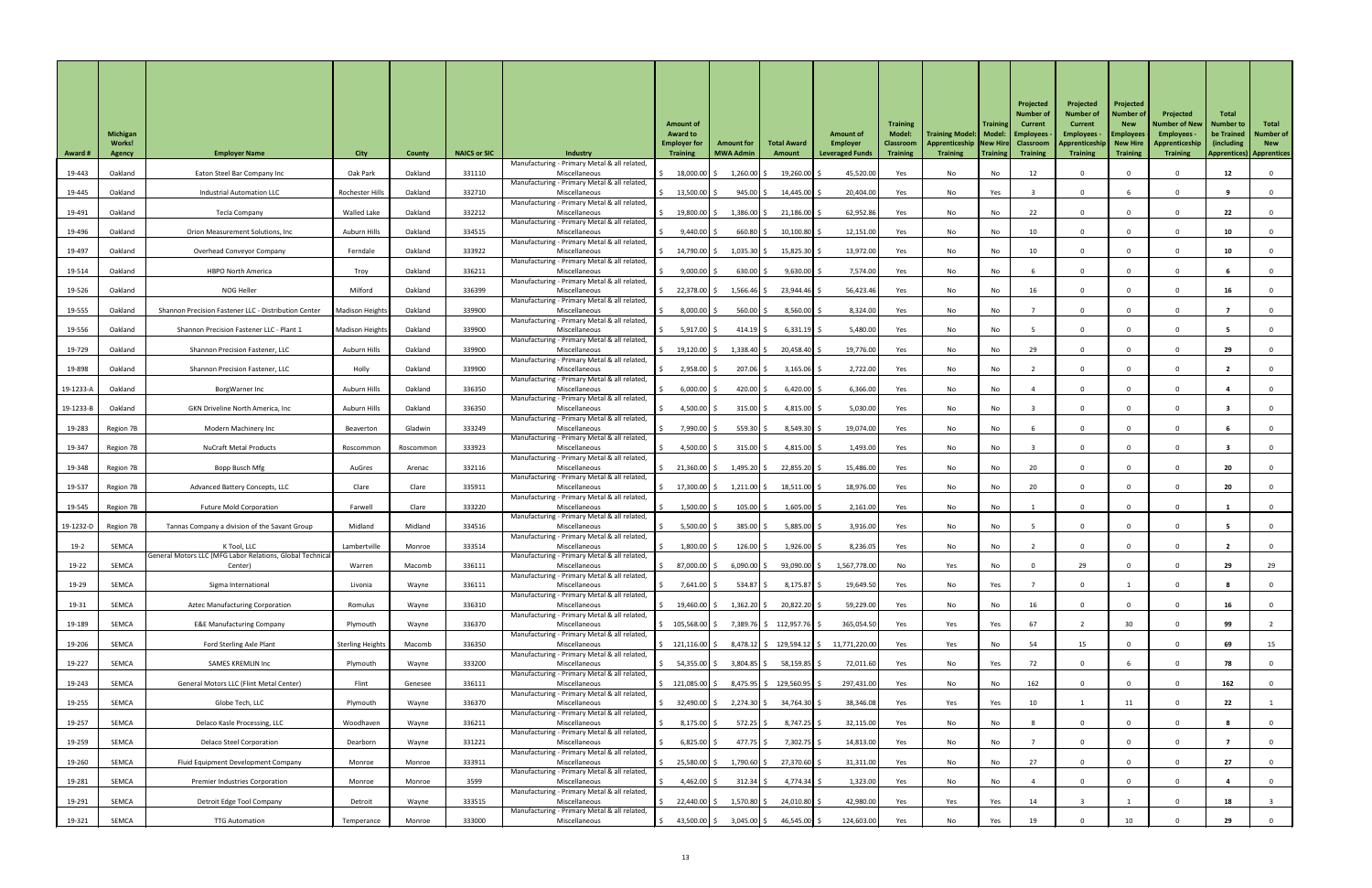| Award # | Michigan Works! Agency | Employer Name | City | County | NAICS or SIC | Industry | Amount of Award to Employer for Training | Amount for MWA Admin | Total Award Amount | Amount of Employer Leveraged Funds | Training Model: Classroom Training | Training Model: Apprenticeship Training | Training Model: New Hire Training | Projected Number of Current Employees - Classroom Training | Projected Number of Current Employees - Apprenticeship Training | Projected Number of New Employees - New Hire Training | Projected Number of New Employees - Apprenticeship Training | Total Number to be Trained (including Apprentices) | Total Number of New Apprentices |
|---|---|---|---|---|---|---|---|---|---|---|---|---|---|---|---|---|---|---|---|
| 19-443 | Oakland | Eaton Steel Bar Company Inc | Oak Park | Oakland | 331110 | Manufacturing - Primary Metal & all related, Miscellaneous | $ 18,000.00 | $ 1,260.00 | $ 19,260.00 | $ 45,520.00 | Yes | No | No | 12 | 0 | 0 | 0 | 12 | 0 |
| 19-445 | Oakland | Industrial Automation LLC | Rochester Hills | Oakland | 332710 | Manufacturing - Primary Metal & all related, Miscellaneous | $ 13,500.00 | $ 945.00 | $ 14,445.00 | $ 20,404.00 | Yes | No | Yes | 3 | 0 | 6 | 0 | 9 | 0 |
| 19-491 | Oakland | Tecla Company | Walled Lake | Oakland | 332212 | Manufacturing - Primary Metal & all related, Miscellaneous | $ 19,800.00 | $ 1,386.00 | $ 21,186.00 | $ 62,952.86 | Yes | No | No | 22 | 0 | 0 | 0 | 22 | 0 |
| 19-496 | Oakland | Orion Measurement Solutions, Inc | Auburn Hills | Oakland | 334515 | Manufacturing - Primary Metal & all related, Miscellaneous | $ 9,440.00 | $ 660.80 | $ 10,100.80 | $ 12,151.00 | Yes | No | No | 10 | 0 | 0 | 0 | 10 | 0 |
| 19-497 | Oakland | Overhead Conveyor Company | Ferndale | Oakland | 333922 | Manufacturing - Primary Metal & all related, Miscellaneous | $ 14,790.00 | $ 1,035.30 | $ 15,825.30 | $ 13,972.00 | Yes | No | No | 10 | 0 | 0 | 0 | 10 | 0 |
| 19-514 | Oakland | HBPO North America | Troy | Oakland | 336211 | Manufacturing - Primary Metal & all related, Miscellaneous | $ 9,000.00 | $ 630.00 | $ 9,630.00 | $ 7,574.00 | Yes | No | No | 6 | 0 | 0 | 0 | 6 | 0 |
| 19-526 | Oakland | NOG Heller | Milford | Oakland | 336399 | Manufacturing - Primary Metal & all related, Miscellaneous | $ 22,378.00 | $ 1,566.46 | $ 23,944.46 | $ 56,423.46 | Yes | No | No | 16 | 0 | 0 | 0 | 16 | 0 |
| 19-555 | Oakland | Shannon Precision Fastener LLC - Distribution Center | Madison Heights | Oakland | 339900 | Manufacturing - Primary Metal & all related, Miscellaneous | $ 8,000.00 | $ 560.00 | $ 8,560.00 | $ 8,324.00 | Yes | No | No | 7 | 0 | 0 | 0 | 7 | 0 |
| 19-556 | Oakland | Shannon Precision Fastener LLC - Plant 1 | Madison Heights | Oakland | 339900 | Manufacturing - Primary Metal & all related, Miscellaneous | $ 5,917.00 | $ 414.19 | $ 6,331.19 | $ 5,480.00 | Yes | No | No | 5 | 0 | 0 | 0 | 5 | 0 |
| 19-729 | Oakland | Shannon Precision Fastener, LLC | Auburn Hills | Oakland | 339900 | Manufacturing - Primary Metal & all related, Miscellaneous | $ 19,120.00 | $ 1,338.40 | $ 20,458.40 | $ 19,776.00 | Yes | No | No | 29 | 0 | 0 | 0 | 29 | 0 |
| 19-898 | Oakland | Shannon Precision Fastener, LLC | Holly | Oakland | 339900 | Manufacturing - Primary Metal & all related, Miscellaneous | $ 2,958.00 | $ 207.06 | $ 3,165.06 | $ 2,722.00 | Yes | No | No | 2 | 0 | 0 | 0 | 2 | 0 |
| 19-1233-A | Oakland | BorgWarner Inc | Auburn Hills | Oakland | 336350 | Manufacturing - Primary Metal & all related, Miscellaneous | $ 6,000.00 | $ 420.00 | $ 6,420.00 | $ 6,366.00 | Yes | No | No | 4 | 0 | 0 | 0 | 4 | 0 |
| 19-1233-B | Oakland | GKN Driveline North America, Inc | Auburn Hills | Oakland | 336350 | Manufacturing - Primary Metal & all related, Miscellaneous | $ 4,500.00 | $ 315.00 | $ 4,815.00 | $ 5,030.00 | Yes | No | No | 3 | 0 | 0 | 0 | 3 | 0 |
| 19-283 | Region 7B | Modern Machinery Inc | Beaverton | Gladwin | 333249 | Manufacturing - Primary Metal & all related, Miscellaneous | $ 7,990.00 | $ 559.30 | $ 8,549.30 | $ 19,074.00 | Yes | No | No | 6 | 0 | 0 | 0 | 6 | 0 |
| 19-347 | Region 7B | NuCraft Metal Products | Roscommon | Roscommon | 333923 | Manufacturing - Primary Metal & all related, Miscellaneous | $ 4,500.00 | $ 315.00 | $ 4,815.00 | $ 1,493.00 | Yes | No | No | 3 | 0 | 0 | 0 | 3 | 0 |
| 19-348 | Region 7B | Bopp Busch Mfg | AuGres | Arenac | 332116 | Manufacturing - Primary Metal & all related, Miscellaneous | $ 21,360.00 | $ 1,495.20 | $ 22,855.20 | $ 15,486.00 | Yes | No | No | 20 | 0 | 0 | 0 | 20 | 0 |
| 19-537 | Region 7B | Advanced Battery Concepts, LLC | Clare | Clare | 335911 | Manufacturing - Primary Metal & all related, Miscellaneous | $ 17,300.00 | $ 1,211.00 | $ 18,511.00 | $ 18,976.00 | Yes | No | No | 20 | 0 | 0 | 0 | 20 | 0 |
| 19-545 | Region 7B | Future Mold Corporation | Farwell | Clare | 333220 | Manufacturing - Primary Metal & all related, Miscellaneous | $ 1,500.00 | $ 105.00 | $ 1,605.00 | $ 2,161.00 | Yes | No | No | 1 | 0 | 0 | 0 | 1 | 0 |
| 19-1232-D | Region 7B | Tannas Company a division of the Savant Group | Midland | Midland | 334516 | Manufacturing - Primary Metal & all related, Miscellaneous | $ 5,500.00 | $ 385.00 | $ 5,885.00 | $ 3,916.00 | Yes | No | No | 5 | 0 | 0 | 0 | 5 | 0 |
| 19-2 | SEMCA | K Tool, LLC | Lambertville | Monroe | 333514 | Manufacturing - Primary Metal & all related, Miscellaneous | $ 1,800.00 | $ 126.00 | $ 1,926.00 | $ 8,236.05 | Yes | No | No | 2 | 0 | 0 | 0 | 2 | 0 |
| 19-22 | SEMCA | General Motors LLC (MFG Labor Relations, Global Technical Center) | Warren | Macomb | 336111 | Manufacturing - Primary Metal & all related, Miscellaneous | $ 87,000.00 | $ 6,090.00 | $ 93,090.00 | $ 1,567,778.00 | No | Yes | No | 0 | 29 | 0 | 0 | 29 | 29 |
| 19-29 | SEMCA | Sigma International | Livonia | Wayne | 336111 | Manufacturing - Primary Metal & all related, Miscellaneous | $ 7,641.00 | $ 534.87 | $ 8,175.87 | $ 19,649.50 | Yes | No | Yes | 7 | 0 | 1 | 0 | 8 | 0 |
| 19-31 | SEMCA | Aztec Manufacturing Corporation | Romulus | Wayne | 336310 | Manufacturing - Primary Metal & all related, Miscellaneous | $ 19,460.00 | $ 1,362.20 | $ 20,822.20 | $ 59,229.00 | Yes | No | No | 16 | 0 | 0 | 0 | 16 | 0 |
| 19-189 | SEMCA | E&E Manufacturing Company | Plymouth | Wayne | 336370 | Manufacturing - Primary Metal & all related, Miscellaneous | $ 105,568.00 | $ 7,389.76 | $ 112,957.76 | $ 365,054.50 | Yes | Yes | Yes | 67 | 2 | 30 | 0 | 99 | 2 |
| 19-206 | SEMCA | Ford Sterling Axle Plant | Sterling Heights | Macomb | 336350 | Manufacturing - Primary Metal & all related, Miscellaneous | $ 121,116.00 | $ 8,478.12 | $ 129,594.12 | $ 11,771,220.00 | Yes | Yes | No | 54 | 15 | 0 | 0 | 69 | 15 |
| 19-227 | SEMCA | SAMES KREMLIN Inc | Plymouth | Wayne | 333200 | Manufacturing - Primary Metal & all related, Miscellaneous | $ 54,355.00 | $ 3,804.85 | $ 58,159.85 | $ 72,011.60 | Yes | No | Yes | 72 | 0 | 6 | 0 | 78 | 0 |
| 19-243 | SEMCA | General Motors LLC (Flint Metal Center) | Flint | Genesee | 336111 | Manufacturing - Primary Metal & all related, Miscellaneous | $ 121,085.00 | $ 8,475.95 | $ 129,560.95 | $ 297,431.00 | Yes | No | No | 162 | 0 | 0 | 0 | 162 | 0 |
| 19-255 | SEMCA | Globe Tech, LLC | Plymouth | Wayne | 336370 | Manufacturing - Primary Metal & all related, Miscellaneous | $ 32,490.00 | $ 2,274.30 | $ 34,764.30 | $ 38,346.08 | Yes | Yes | Yes | 10 | 1 | 11 | 0 | 22 | 1 |
| 19-257 | SEMCA | Delaco Kasle Processing, LLC | Woodhaven | Wayne | 336211 | Manufacturing - Primary Metal & all related, Miscellaneous | $ 8,175.00 | $ 572.25 | $ 8,747.25 | $ 32,115.00 | Yes | No | No | 8 | 0 | 0 | 0 | 8 | 0 |
| 19-259 | SEMCA | Delaco Steel Corporation | Dearborn | Wayne | 331221 | Manufacturing - Primary Metal & all related, Miscellaneous | $ 6,825.00 | $ 477.75 | $ 7,302.75 | $ 14,813.00 | Yes | No | No | 7 | 0 | 0 | 0 | 7 | 0 |
| 19-260 | SEMCA | Fluid Equipment Development Company | Monroe | Monroe | 333911 | Manufacturing - Primary Metal & all related, Miscellaneous | $ 25,580.00 | $ 1,790.60 | $ 27,370.60 | $ 31,311.00 | Yes | No | No | 27 | 0 | 0 | 0 | 27 | 0 |
| 19-281 | SEMCA | Premier Industries Corporation | Monroe | Monroe | 3599 | Manufacturing - Primary Metal & all related, Miscellaneous | $ 4,462.00 | $ 312.34 | $ 4,774.34 | $ 1,323.00 | Yes | No | No | 4 | 0 | 0 | 0 | 4 | 0 |
| 19-291 | SEMCA | Detroit Edge Tool Company | Detroit | Wayne | 333515 | Manufacturing - Primary Metal & all related, Miscellaneous | $ 22,440.00 | $ 1,570.80 | $ 24,010.80 | $ 42,980.00 | Yes | Yes | Yes | 14 | 3 | 1 | 0 | 18 | 3 |
| 19-321 | SEMCA | TTG Automation | Temperance | Monroe | 333000 | Manufacturing - Primary Metal & all related, Miscellaneous | $ 43,500.00 | $ 3,045.00 | $ 46,545.00 | $ 124,603.00 | Yes | No | Yes | 19 | 0 | 10 | 0 | 29 | 0 |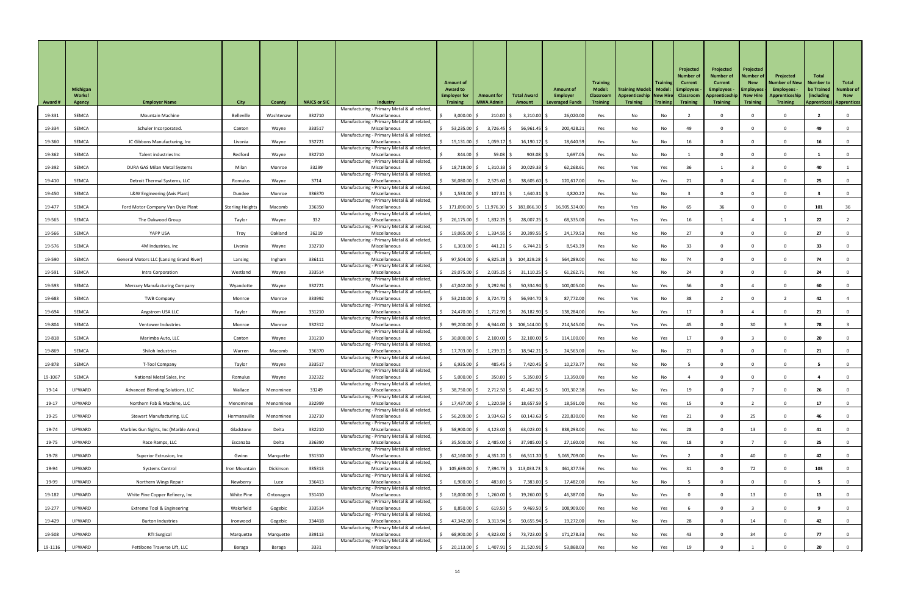| Award # | Michigan Works! Agency | Employer Name | City | County | NAICS or SIC | Industry | Amount of Award to Employer for Training | Amount for MWA Admin | Total Award Amount | Amount of Employer Leveraged Funds | Training Model: Classroom Training | Training Model: Apprenticeship Training | Training Model: New Hire Training | Projected Number of Current Employees - Classroom Training | Projected Number of Current Employees - Apprenticeship Training | Projected Number of New Employees - New Hire Training | Projected Number of New Employees - Apprenticeship Training | Total Number to be Trained (including Apprentices) | Total Number of New Apprentices |
|---|---|---|---|---|---|---|---|---|---|---|---|---|---|---|---|---|---|---|---|
| 19-331 | SEMCA | Mountain Machine | Belleville | Washtenaw | 332710 | Manufacturing - Primary Metal & all related, Miscellaneous | $ 3,000.00 | $ 210.00 | $ 3,210.00 | $ 26,020.00 | Yes | No | No | 2 | 0 | 0 | 0 | 2 | 0 |
| 19-334 | SEMCA | Schuler Incorporated. | Canton | Wayne | 333517 | Manufacturing - Primary Metal & all related, Miscellaneous | $ 53,235.00 | $ 3,726.45 | $ 56,961.45 | $ 200,428.21 | Yes | No | No | 49 | 0 | 0 | 0 | 49 | 0 |
| 19-360 | SEMCA | JC Gibbons Manufacturing, Inc | Livonia | Wayne | 332721 | Manufacturing - Primary Metal & all related, Miscellaneous | $ 15,131.00 | $ 1,059.17 | $ 16,190.17 | $ 18,640.59 | Yes | No | No | 16 | 0 | 0 | 0 | 16 | 0 |
| 19-362 | SEMCA | Talent industries Inc | Redford | Wayne | 332710 | Manufacturing - Primary Metal & all related, Miscellaneous | $ 844.00 | $ 59.08 | $ 903.08 | $ 1,697.05 | Yes | No | No | 1 | 0 | 0 | 0 | 1 | 0 |
| 19-392 | SEMCA | DURA GAS Milan Metal Systems | Milan | Monroe | 33299 | Manufacturing - Primary Metal & all related, Miscellaneous | $ 18,719.00 | $ 1,310.33 | $ 20,029.33 | $ 62,268.61 | Yes | Yes | Yes | 36 | 1 | 3 | 0 | 40 | 1 |
| 19-410 | SEMCA | Detroit Thermal Systems, LLC | Romulus | Wayne | 3714 | Manufacturing - Primary Metal & all related, Miscellaneous | $ 36,080.00 | $ 2,525.60 | $ 38,605.60 | $ 120,617.00 | Yes | No | Yes | 21 | 0 | 4 | 0 | 25 | 0 |
| 19-450 | SEMCA | L&W Engineering (Axis Plant) | Dundee | Monroe | 336370 | Manufacturing - Primary Metal & all related, Miscellaneous | $ 1,533.00 | $ 107.31 | $ 1,640.31 | $ 4,820.22 | Yes | No | No | 3 | 0 | 0 | 0 | 3 | 0 |
| 19-477 | SEMCA | Ford Motor Company Van Dyke Plant | Sterling Heights | Macomb | 336350 | Manufacturing - Primary Metal & all related, Miscellaneous | $ 171,090.00 | $ 11,976.30 | $ 183,066.30 | $ 16,905,534.00 | Yes | Yes | No | 65 | 36 | 0 | 0 | 101 | 36 |
| 19-565 | SEMCA | The Oakwood Group | Taylor | Wayne | 332 | Manufacturing - Primary Metal & all related, Miscellaneous | $ 26,175.00 | $ 1,832.25 | $ 28,007.25 | $ 68,335.00 | Yes | Yes | Yes | 16 | 1 | 4 | 1 | 22 | 2 |
| 19-566 | SEMCA | YAPP USA | Troy | Oakland | 36219 | Manufacturing - Primary Metal & all related, Miscellaneous | $ 19,065.00 | $ 1,334.55 | $ 20,399.55 | $ 24,179.53 | Yes | No | No | 27 | 0 | 0 | 0 | 27 | 0 |
| 19-576 | SEMCA | 4M Industries, Inc | Livonia | Wayne | 332710 | Manufacturing - Primary Metal & all related, Miscellaneous | $ 6,303.00 | $ 441.21 | $ 6,744.21 | $ 8,543.39 | Yes | No | No | 33 | 0 | 0 | 0 | 33 | 0 |
| 19-590 | SEMCA | General Motors LLC (Lansing Grand River) | Lansing | Ingham | 336111 | Manufacturing - Primary Metal & all related, Miscellaneous | $ 97,504.00 | $ 6,825.28 | $ 104,329.28 | $ 564,289.00 | Yes | No | No | 74 | 0 | 0 | 0 | 74 | 0 |
| 19-591 | SEMCA | Intra Corporation | Westland | Wayne | 333514 | Manufacturing - Primary Metal & all related, Miscellaneous | $ 29,075.00 | $ 2,035.25 | $ 31,110.25 | $ 61,262.71 | Yes | No | No | 24 | 0 | 0 | 0 | 24 | 0 |
| 19-593 | SEMCA | Mercury Manufacturing Company | Wyandotte | Wayne | 332721 | Manufacturing - Primary Metal & all related, Miscellaneous | $ 47,042.00 | $ 3,292.94 | $ 50,334.94 | $ 100,005.00 | Yes | No | Yes | 56 | 0 | 4 | 0 | 60 | 0 |
| 19-683 | SEMCA | TWB Company | Monroe | Monroe | 333992 | Manufacturing - Primary Metal & all related, Miscellaneous | $ 53,210.00 | $ 3,724.70 | $ 56,934.70 | $ 87,772.00 | Yes | Yes | No | 38 | 2 | 0 | 2 | 42 | 4 |
| 19-694 | SEMCA | Angstrom USA LLC | Taylor | Wayne | 331210 | Manufacturing - Primary Metal & all related, Miscellaneous | $ 24,470.00 | $ 1,712.90 | $ 26,182.90 | $ 138,284.00 | Yes | No | Yes | 17 | 0 | 4 | 0 | 21 | 0 |
| 19-804 | SEMCA | Ventower Industries | Monroe | Monroe | 332312 | Manufacturing - Primary Metal & all related, Miscellaneous | $ 99,200.00 | $ 6,944.00 | $ 106,144.00 | $ 214,545.00 | Yes | Yes | Yes | 45 | 0 | 30 | 3 | 78 | 3 |
| 19-818 | SEMCA | Marimba Auto, LLC | Canton | Wayne | 331210 | Manufacturing - Primary Metal & all related, Miscellaneous | $ 30,000.00 | $ 2,100.00 | $ 32,100.00 | $ 114,100.00 | Yes | No | Yes | 17 | 0 | 3 | 0 | 20 | 0 |
| 19-869 | SEMCA | Shiloh Industries | Warren | Macomb | 336370 | Manufacturing - Primary Metal & all related, Miscellaneous | $ 17,703.00 | $ 1,239.21 | $ 18,942.21 | $ 24,563.00 | Yes | No | No | 21 | 0 | 0 | 0 | 21 | 0 |
| 19-878 | SEMCA | T-Tool Company | Taylor | Wayne | 333517 | Manufacturing - Primary Metal & all related, Miscellaneous | $ 6,935.00 | $ 485.45 | $ 7,420.45 | $ 10,273.77 | Yes | No | No | 5 | 0 | 0 | 0 | 5 | 0 |
| 19-1067 | SEMCA | National Metal Sales, Inc | Romulus | Wayne | 332322 | Manufacturing - Primary Metal & all related, Miscellaneous | $ 5,000.00 | $ 350.00 | $ 5,350.00 | $ 13,350.00 | Yes | No | No | 4 | 0 | 0 | 0 | 4 | 0 |
| 19-14 | UPWARD | Advanced Blending Solutions, LLC | Wallace | Menominee | 33249 | Manufacturing - Primary Metal & all related, Miscellaneous | $ 38,750.00 | $ 2,712.50 | $ 41,462.50 | $ 103,302.38 | Yes | No | Yes | 19 | 0 | 7 | 0 | 26 | 0 |
| 19-17 | UPWARD | Northern Fab & Machine, LLC | Menominee | Menominee | 332999 | Manufacturing - Primary Metal & all related, Miscellaneous | $ 17,437.00 | $ 1,220.59 | $ 18,657.59 | $ 18,591.00 | Yes | No | Yes | 15 | 0 | 2 | 0 | 17 | 0 |
| 19-25 | UPWARD | Stewart Manufacturing, LLC | Hermansville | Menominee | 332710 | Manufacturing - Primary Metal & all related, Miscellaneous | $ 56,209.00 | $ 3,934.63 | $ 60,143.63 | $ 220,830.00 | Yes | No | Yes | 21 | 0 | 25 | 0 | 46 | 0 |
| 19-74 | UPWARD | Marbles Gun Sights, Inc (Marble Arms) | Gladstone | Delta | 332210 | Manufacturing - Primary Metal & all related, Miscellaneous | $ 58,900.00 | $ 4,123.00 | $ 63,023.00 | $ 838,293.00 | Yes | No | Yes | 28 | 0 | 13 | 0 | 41 | 0 |
| 19-75 | UPWARD | Race Ramps, LLC | Escanaba | Delta | 336390 | Manufacturing - Primary Metal & all related, Miscellaneous | $ 35,500.00 | $ 2,485.00 | $ 37,985.00 | $ 27,160.00 | Yes | No | Yes | 18 | 0 | 7 | 0 | 25 | 0 |
| 19-78 | UPWARD | Superior Extrusion, Inc | Gwinn | Marquette | 331310 | Manufacturing - Primary Metal & all related, Miscellaneous | $ 62,160.00 | $ 4,351.20 | $ 66,511.20 | $ 5,065,709.00 | Yes | No | Yes | 2 | 0 | 40 | 0 | 42 | 0 |
| 19-94 | UPWARD | Systems Control | Iron Mountain | Dickinson | 335313 | Manufacturing - Primary Metal & all related, Miscellaneous | $ 105,639.00 | $ 7,394.73 | $ 113,033.73 | $ 461,377.56 | Yes | No | Yes | 31 | 0 | 72 | 0 | 103 | 0 |
| 19-99 | UPWARD | Northern Wings Repair | Newberry | Luce | 336413 | Manufacturing - Primary Metal & all related, Miscellaneous | $ 6,900.00 | $ 483.00 | $ 7,383.00 | $ 17,482.00 | Yes | No | No | 5 | 0 | 0 | 0 | 5 | 0 |
| 19-182 | UPWARD | White Pine Copper Refinery, Inc | White Pine | Ontonagon | 331410 | Manufacturing - Primary Metal & all related, Miscellaneous | $ 18,000.00 | $ 1,260.00 | $ 19,260.00 | $ 46,387.00 | No | No | Yes | 0 | 0 | 13 | 0 | 13 | 0 |
| 19-277 | UPWARD | Extreme Tool & Engineering | Wakefield | Gogebic | 333514 | Manufacturing - Primary Metal & all related, Miscellaneous | $ 8,850.00 | $ 619.50 | $ 9,469.50 | $ 108,909.00 | Yes | No | Yes | 6 | 0 | 3 | 0 | 9 | 0 |
| 19-429 | UPWARD | Burton Industries | Ironwood | Gogebic | 334418 | Manufacturing - Primary Metal & all related, Miscellaneous | $ 47,342.00 | $ 3,313.94 | $ 50,655.94 | $ 19,272.00 | Yes | No | Yes | 28 | 0 | 14 | 0 | 42 | 0 |
| 19-508 | UPWARD | RTI Surgical | Marquette | Marquette | 339113 | Manufacturing - Primary Metal & all related, Miscellaneous | $ 68,900.00 | $ 4,823.00 | $ 73,723.00 | $ 171,278.33 | Yes | No | Yes | 43 | 0 | 34 | 0 | 77 | 0 |
| 19-1116 | UPWARD | Pettibone Traverse Lift, LLC | Baraga | Baraga | 3331 | Manufacturing - Primary Metal & all related, Miscellaneous | $ 20,113.00 | $ 1,407.91 | $ 21,520.91 | $ 53,868.03 | Yes | No | Yes | 19 | 0 | 1 | 0 | 20 | 0 |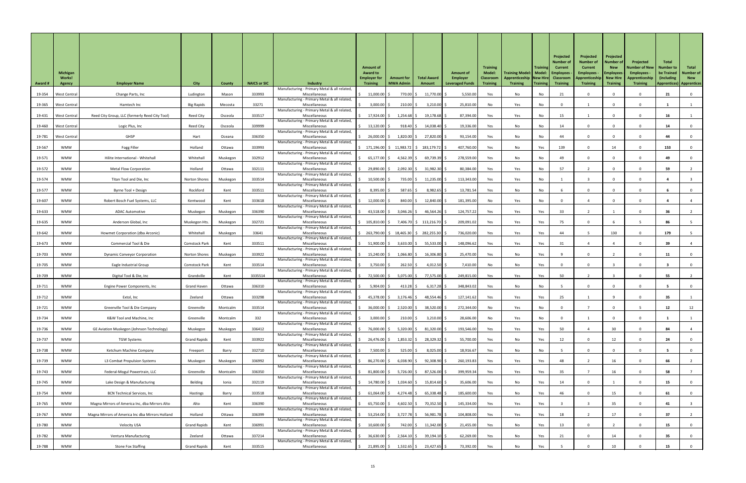| Award # | Michigan Works! Agency | Employer Name | City | County | NAICS or SIC | Industry | Amount of Award to Employer for Training | Amount for MWA Admin | Total Award Amount | Amount of Employer Leveraged Funds | Training Model: Classroom Training | Training Model: Apprenticeship Training | Training Model: New Hire Training | Projected Number of Current Employees - Classroom Training | Projected Number of Current Employees - Apprenticeship Training | Projected Number of New Employees - New Hire Training | Projected Number of New Employees - Apprenticeship Training | Total Number to be Trained (including Apprentices) | Total Number of New Apprentices |
|---|---|---|---|---|---|---|---|---|---|---|---|---|---|---|---|---|---|---|---|
| 19-354 | West Central | Change Parts, Inc | Ludington | Mason | 333993 | Manufacturing - Primary Metal & all related, Miscellaneous | $ 11,000.00 | $ 770.00 | $ 11,770.00 | $ 5,550.00 | Yes | No | No | 21 | 0 | 0 | 0 | 21 | 0 |
| 19-365 | West Central | Hamtech Inc | Big Rapids | Mecosta | 33271 | Manufacturing - Primary Metal & all related, Miscellaneous | $ 3,000.00 | $ 210.00 | $ 3,210.00 | $ 25,810.00 | No | Yes | No | 0 | 1 | 0 | 0 | 1 | 1 |
| 19-431 | West Central | Reed City Group, LLC (formerly Reed City Tool) | Reed City | Osceola | 333517 | Manufacturing - Primary Metal & all related, Miscellaneous | $ 17,924.00 | $ 1,254.68 | $ 19,178.68 | $ 87,394.00 | Yes | Yes | No | 15 | 1 | 0 | 0 | 16 | 1 |
| 19-460 | West Central | Logic Plus, Inc | Reed City | Osceola | 339999 | Manufacturing - Primary Metal & all related, Miscellaneous | $ 13,120.00 | $ 918.40 | $ 14,038.40 | $ 19,336.00 | Yes | No | No | 14 | 0 | 0 | 0 | 14 | 0 |
| 19-781 | West Central | GHSP | Hart | Oceana | 336350 | Manufacturing - Primary Metal & all related, Miscellaneous | $ 26,000.00 | $ 1,820.00 | $ 27,820.00 | $ 93,154.00 | Yes | No | No | 44 | 0 | 0 | 0 | 44 | 0 |
| 19-567 | WMW | Fogg Filler | Holland | Ottawa | 333993 | Manufacturing - Primary Metal & all related, Miscellaneous | $ 171,196.00 | $ 11,983.72 | $ 183,179.72 | $ 407,760.00 | Yes | No | Yes | 139 | 0 | 14 | 0 | 153 | 0 |
| 19-571 | WMW | Hilite International - Whitehall | Whitehall | Muskegon | 332912 | Manufacturing - Primary Metal & all related, Miscellaneous | $ 65,177.00 | $ 4,562.39 | $ 69,739.39 | $ 278,559.00 | Yes | No | No | 49 | 0 | 0 | 0 | 49 | 0 |
| 19-572 | WMW | Metal Flow Corporation | Holland | Ottawa | 332111 | Manufacturing - Primary Metal & all related, Miscellaneous | $ 29,890.00 | $ 2,092.30 | $ 31,982.30 | $ 80,384.00 | Yes | Yes | No | 57 | 2 | 0 | 0 | 59 | 2 |
| 19-574 | WMW | Titan Tool and Die, Inc | Norton Shores | Muskegon | 333514 | Manufacturing - Primary Metal & all related, Miscellaneous | $ 10,500.00 | $ 735.00 | $ 11,235.00 | $ 113,343.00 | Yes | Yes | No | 1 | 3 | 0 | 0 | 4 | 3 |
| 19-577 | WMW | Byrne Tool + Design | Rockford | Kent | 333511 | Manufacturing - Primary Metal & all related, Miscellaneous | $ 8,395.00 | $ 587.65 | $ 8,982.65 | $ 13,781.54 | Yes | No | No | 6 | 0 | 0 | 0 | 6 | 0 |
| 19-607 | WMW | Robert Bosch Fuel Systems, LLC | Kentwood | Kent | 333618 | Manufacturing - Primary Metal & all related, Miscellaneous | $ 12,000.00 | $ 840.00 | $ 12,840.00 | $ 181,395.00 | No | Yes | No | 0 | 4 | 0 | 0 | 4 | 4 |
| 19-633 | WMW | ADAC Automotive | Muskegon | Muskegon | 336390 | Manufacturing - Primary Metal & all related, Miscellaneous | $ 43,518.00 | $ 3,046.26 | $ 46,564.26 | $ 124,757.22 | Yes | Yes | Yes | 33 | 2 | 1 | 0 | 36 | 2 |
| 19-635 | WMW | Anderson Global, Inc | Muskegon Hts. | Muskegon | 332721 | Manufacturing - Primary Metal & all related, Miscellaneous | $ 105,810.00 | $ 7,406.70 | $ 113,216.70 | $ 209,091.02 | Yes | Yes | Yes | 75 | 0 | 6 | 5 | 86 | 5 |
| 19-642 | WMW | Howmet Corporation (dba Arconic) | Whitehall | Muskegon | 33641 | Manufacturing - Primary Metal & all related, Miscellaneous | $ 263,790.00 | $ 18,465.30 | $ 282,255.30 | $ 736,020.00 | Yes | Yes | Yes | 44 | 5 | 130 | 0 | 179 | 5 |
| 19-673 | WMW | Commercial Tool & Die | Comstock Park | Kent | 333511 | Manufacturing - Primary Metal & all related, Miscellaneous | $ 51,900.00 | $ 3,633.00 | $ 55,533.00 | $ 148,096.62 | Yes | Yes | Yes | 31 | 4 | 4 | 0 | 39 | 4 |
| 19-703 | WMW | Dynamic Conveyor Corporation | Norton Shores | Muskegon | 333922 | Manufacturing - Primary Metal & all related, Miscellaneous | $ 15,240.00 | $ 1,066.80 | $ 16,306.80 | $ 25,470.00 | Yes | No | Yes | 9 | 0 | 2 | 0 | 11 | 0 |
| 19-705 | WMW | Eagle Industrial Group | Comstock Park | Kent | 333514 | Manufacturing - Primary Metal & all related, Miscellaneous | $ 3,750.00 | $ 262.50 | $ 4,012.50 | $ 7,410.00 | No | No | Yes | 0 | 0 | 3 | 0 | 3 | 0 |
| 19-709 | WMW | Digital Tool & Die, Inc | Grandville | Kent | 3335514 | Manufacturing - Primary Metal & all related, Miscellaneous | $ 72,500.00 | $ 5,075.00 | $ 77,575.00 | $ 249,815.00 | Yes | Yes | Yes | 50 | 2 | 3 | 0 | 55 | 2 |
| 19-711 | WMW | Engine Power Components, Inc | Grand Haven | Ottawa | 336310 | Manufacturing - Primary Metal & all related, Miscellaneous | $ 5,904.00 | $ 413.28 | $ 6,317.28 | $ 348,843.02 | Yes | No | No | 5 | 0 | 0 | 0 | 5 | 0 |
| 19-712 | WMW | Extol, Inc | Zeeland | Ottawa | 333298 | Manufacturing - Primary Metal & all related, Miscellaneous | $ 45,378.00 | $ 3,176.46 | $ 48,554.46 | $ 127,141.62 | Yes | Yes | Yes | 25 | 1 | 9 | 0 | 35 | 1 |
| 19-721 | WMW | Greenville Tool & Die Company | Greenville | Montcalm | 333514 | Manufacturing - Primary Metal & all related, Miscellaneous | $ 36,000.00 | $ 2,520.00 | $ 38,520.00 | $ 272,344.00 | No | Yes | No | 0 | 7 | 0 | 5 | 12 | 12 |
| 19-734 | WMW | K&W Tool and Machine, Inc | Greenville | Montcalm | 332 | Manufacturing - Primary Metal & all related, Miscellaneous | $ 3,000.00 | $ 210.00 | $ 3,210.00 | $ 28,606.00 | No | Yes | No | 0 | 1 | 0 | 0 | 1 | 1 |
| 19-736 | WMW | GE Aviation Muskegon (Johnson Technology) | Muskegon | Muskegon | 336412 | Manufacturing - Primary Metal & all related, Miscellaneous | $ 76,000.00 | $ 5,320.00 | $ 81,320.00 | $ 193,546.00 | Yes | Yes | Yes | 50 | 4 | 30 | 0 | 84 | 4 |
| 19-737 | WMW | TGW Systems | Grand Rapids | Kent | 333922 | Manufacturing - Primary Metal & all related, Miscellaneous | $ 26,476.00 | $ 1,853.32 | $ 28,329.32 | $ 55,700.00 | Yes | No | Yes | 12 | 0 | 12 | 0 | 24 | 0 |
| 19-738 | WMW | Ketchum Machine Company | Freeport | Barry | 332710 | Manufacturing - Primary Metal & all related, Miscellaneous | $ 7,500.00 | $ 525.00 | $ 8,025.00 | $ 18,916.67 | Yes | No | No | 5 | 0 | 0 | 0 | 5 | 0 |
| 19-739 | WMW | L3 Combat Propulsion Systems | Muskegon | Muskegon | 336992 | Manufacturing - Primary Metal & all related, Miscellaneous | $ 86,270.00 | $ 6,038.90 | $ 92,308.90 | $ 260,193.83 | Yes | Yes | Yes | 48 | 2 | 16 | 0 | 66 | 2 |
| 19-743 | WMW | Federal-Mogul Powertrain, LLC | Greenville | Montcalm | 336350 | Manufacturing - Primary Metal & all related, Miscellaneous | $ 81,800.00 | $ 5,726.00 | $ 87,526.00 | $ 399,959.34 | Yes | Yes | Yes | 35 | 7 | 16 | 0 | 58 | 7 |
| 19-745 | WMW | Lake Design & Manufacturing | Belding | Ionia | 332119 | Manufacturing - Primary Metal & all related, Miscellaneous | $ 14,780.00 | $ 1,034.60 | $ 15,814.60 | $ 35,606.00 | Yes | No | Yes | 14 | 0 | 1 | 0 | 15 | 0 |
| 19-754 | WMW | BCN Technical Services, Inc | Hastings | Barry | 333518 | Manufacturing - Primary Metal & all related, Miscellaneous | $ 61,064.00 | $ 4,274.48 | $ 65,338.48 | $ 185,600.00 | Yes | No | Yes | 46 | 0 | 15 | 0 | 61 | 0 |
| 19-765 | WMW | Magna Mirrors of America Inc, dba Mirrors Alto | Alto | Kent | 336390 | Manufacturing - Primary Metal & all related, Miscellaneous | $ 65,750.00 | $ 4,602.50 | $ 70,352.50 | $ 145,334.00 | Yes | Yes | Yes | 3 | 3 | 35 | 0 | 41 | 3 |
| 19-767 | WMW | Magna Mirrors of America Inc dba Mirrors Holland | Holland | Ottawa | 336399 | Manufacturing - Primary Metal & all related, Miscellaneous | $ 53,254.00 | $ 3,727.78 | $ 56,981.78 | $ 104,808.00 | Yes | Yes | Yes | 18 | 2 | 17 | 0 | 37 | 2 |
| 19-780 | WMW | Velocity USA | Grand Rapids | Kent | 336991 | Manufacturing - Primary Metal & all related, Miscellaneous | $ 10,600.00 | $ 742.00 | $ 11,342.00 | $ 21,455.00 | Yes | No | Yes | 13 | 0 | 2 | 0 | 15 | 0 |
| 19-782 | WMW | Ventura Manufacturing | Zeeland | Ottawa | 337214 | Manufacturing - Primary Metal & all related, Miscellaneous | $ 36,630.00 | $ 2,564.10 | $ 39,194.10 | $ 62,269.00 | Yes | No | Yes | 21 | 0 | 14 | 0 | 35 | 0 |
| 19-788 | WMW | Stone Fox Staffing | Grand Rapids | Kent | 333515 | Manufacturing - Primary Metal & all related, Miscellaneous | $ 21,895.00 | $ 1,532.65 | $ 23,427.65 | $ 73,392.00 | Yes | No | Yes | 5 | 0 | 10 | 0 | 15 | 0 |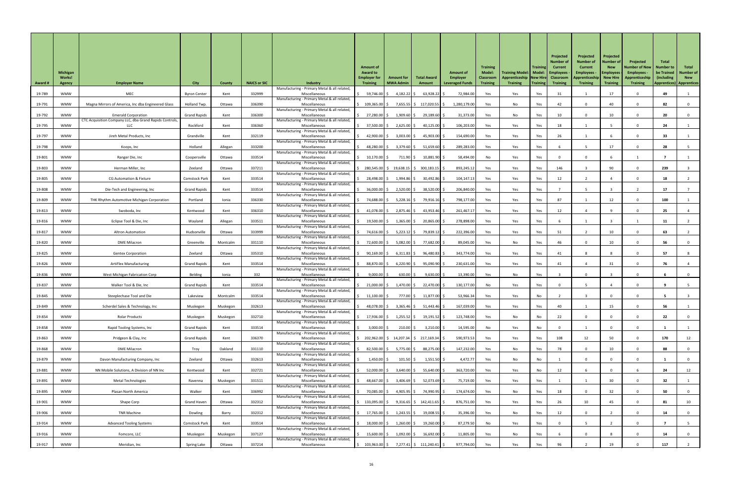| Award # | Michigan Works! Agency | Employer Name | City | County | NAICS or SIC | Industry | Amount of Award to Employer for Training | Amount for MWA Admin | Total Award Amount | Amount of Employer Leveraged Funds | Training Model: Classroom Training | Training Model: Apprenticeship Training | Training Model: New Hire Training | Projected Number of Current Employees - Classroom Training | Projected Number of Current Employees - Apprenticeship Training | Projected Number of New Employees - New Hire Training | Projected Number of New Employees - Apprenticeship Training | Total Number to be Trained (including Apprentices) | Total Number of New Apprentices |
|---|---|---|---|---|---|---|---|---|---|---|---|---|---|---|---|---|---|---|---|
| 19-789 | WMW | MEC | Byron Center | Kent | 332999 | Manufacturing - Primary Metal & all related, Miscellaneous | $ 59,746.00 | $ 4,182.22 | $ 63,928.22 | $ 72,984.00 | Yes | Yes | Yes | 31 | 1 | 17 | 0 | 49 | 1 |
| 19-791 | WMW | Magna Mirrors of America, Inc dba Engineered Glass | Holland Twp. | Ottawa | 336390 | Manufacturing - Primary Metal & all related, Miscellaneous | $ 109,365.00 | $ 7,655.55 | $ 117,020.55 | $ 1,280,179.00 | Yes | No | Yes | 42 | 0 | 40 | 0 | 82 | 0 |
| 19-792 | WMW | Emerald Corporation | Grand Rapids | Kent | 336300 | Manufacturing - Primary Metal & all related, Miscellaneous | $ 27,280.00 | $ 1,909.60 | $ 29,189.60 | $ 31,373.00 | Yes | No | Yes | 10 | 0 | 10 | 0 | 20 | 0 |
| 19-795 | WMW | CTC Acquisition Company LLC, dba Grand Rapids Controls, LLC | Rockford | Kent | 336360 | Manufacturing - Primary Metal & all related, Miscellaneous | $ 37,500.00 | $ 2,625.00 | $ 40,125.00 | $ 106,203.00 | Yes | Yes | Yes | 18 | 1 | 5 | 0 | 24 | 1 |
| 19-797 | WMW | Jireh Metal Products, Inc | Grandville | Kent | 332119 | Manufacturing - Primary Metal & all related, Miscellaneous | $ 42,900.00 | $ 3,003.00 | $ 45,903.00 | $ 154,690.00 | Yes | Yes | Yes | 26 | 1 | 6 | 0 | 33 | 1 |
| 19-798 | WMW | Koops, Inc | Holland | Allegan | 333200 | Manufacturing - Primary Metal & all related, Miscellaneous | $ 48,280.00 | $ 3,379.60 | $ 51,659.60 | $ 289,283.00 | Yes | Yes | Yes | 6 | 5 | 17 | 0 | 28 | 5 |
| 19-801 | WMW | Ranger Die, Inc | Coopersville | Ottawa | 333514 | Manufacturing - Primary Metal & all related, Miscellaneous | $ 10,170.00 | $ 711.90 | $ 10,881.90 | $ 58,494.00 | No | Yes | Yes | 0 | 0 | 6 | 1 | 7 | 1 |
| 19-803 | WMW | Herman Miller, Inc | Zeeland | Ottawa | 337211 | Manufacturing - Primary Metal & all related, Miscellaneous | $ 280,545.00 | $ 19,638.15 | $ 300,183.15 | $ 893,245.12 | Yes | Yes | Yes | 146 | 3 | 90 | 0 | 239 | 3 |
| 19-805 | WMW | CG Automation & Fixture | Comstock Park | Kent | 333514 | Manufacturing - Primary Metal & all related, Miscellaneous | $ 28,498.00 | $ 1,994.86 | $ 30,492.86 | $ 104,147.13 | Yes | Yes | Yes | 12 | 2 | 4 | 0 | 18 | 2 |
| 19-808 | WMW | Die-Tech and Engineering, Inc | Grand Rapids | Kent | 333514 | Manufacturing - Primary Metal & all related, Miscellaneous | $ 36,000.00 | $ 2,520.00 | $ 38,520.00 | $ 206,840.00 | Yes | Yes | Yes | 7 | 5 | 3 | 2 | 17 | 7 |
| 19-809 | WMW | THK Rhythm Automotive Michigan Corporation | Portland | Ionia | 336330 | Manufacturing - Primary Metal & all related, Miscellaneous | $ 74,688.00 | $ 5,228.16 | $ 79,916.16 | $ 798,177.00 | Yes | Yes | Yes | 87 | 1 | 12 | 0 | 100 | 1 |
| 19-813 | WMW | Swoboda, Inc | Kentwood | Kent | 336310 | Manufacturing - Primary Metal & all related, Miscellaneous | $ 41,078.00 | $ 2,875.46 | $ 43,953.46 | $ 261,467.17 | Yes | Yes | Yes | 12 | 4 | 9 | 0 | 25 | 4 |
| 19-816 | WMW | Eclipse Tool & Die, Inc | Wayland | Allegan | 333511 | Manufacturing - Primary Metal & all related, Miscellaneous | $ 19,500.00 | $ 1,365.00 | $ 20,865.00 | $ 278,898.00 | Yes | Yes | Yes | 6 | 1 | 3 | 1 | 11 | 2 |
| 19-817 | WMW | Altron Automation | Hudsonville | Ottawa | 333999 | Manufacturing - Primary Metal & all related, Miscellaneous | $ 74,616.00 | $ 5,223.12 | $ 79,839.12 | $ 222,396.00 | Yes | Yes | Yes | 51 | 2 | 10 | 0 | 63 | 2 |
| 19-820 | WMW | DME Milacron | Greenville | Montcalm | 331110 | Manufacturing - Primary Metal & all related, Miscellaneous | $ 72,600.00 | $ 5,082.00 | $ 77,682.00 | $ 89,045.00 | Yes | No | Yes | 46 | 0 | 10 | 0 | 56 | 0 |
| 19-825 | WMW | Gentex Corporation | Zeeland | Ottawa | 335310 | Manufacturing - Primary Metal & all related, Miscellaneous | $ 90,169.00 | $ 6,311.83 | $ 96,480.83 | $ 343,774.00 | Yes | Yes | Yes | 41 | 8 | 8 | 0 | 57 | 8 |
| 19-826 | WMW | ArtiFlex Manufacturing | Grand Rapids | Kent | 333514 | Manufacturing - Primary Metal & all related, Miscellaneous | $ 88,870.00 | $ 6,220.90 | $ 95,090.90 | $ 230,631.00 | Yes | Yes | Yes | 41 | 4 | 31 | 0 | 76 | 4 |
| 19-836 | WMW | West Michigan Fabrication Corp | Belding | Ionia | 332 | Manufacturing - Primary Metal & all related, Miscellaneous | $ 9,000.00 | $ 630.00 | $ 9,630.00 | $ 13,390.00 | Yes | No | Yes | 3 | 0 | 3 | 0 | 6 | 0 |
| 19-837 | WMW | Walker Tool & Die, Inc | Grand Rapids | Kent | 333514 | Manufacturing - Primary Metal & all related, Miscellaneous | $ 21,000.00 | $ 1,470.00 | $ 22,470.00 | $ 130,177.00 | No | Yes | Yes | 0 | 5 | 4 | 0 | 9 | 5 |
| 19-845 | WMW | Steeplechase Tool and Die | Lakeview | Montcalm | 333514 | Manufacturing - Primary Metal & all related, Miscellaneous | $ 11,100.00 | $ 777.00 | $ 11,877.00 | $ 53,966.34 | Yes | Yes | No | 2 | 3 | 0 | 0 | 5 | 3 |
| 19-849 | WMW | Scherdel Sales & Technology, Inc | Muskegon | Muskegon | 332613 | Manufacturing - Primary Metal & all related, Miscellaneous | $ 48,078.00 | $ 3,365.46 | $ 51,443.46 | $ 167,039.00 | Yes | Yes | Yes | 40 | 1 | 15 | 0 | 56 | 1 |
| 19-854 | WMW | Rolar Products | Muskegon | Muskegon | 332710 | Manufacturing - Primary Metal & all related, Miscellaneous | $ 17,936.00 | $ 1,255.52 | $ 19,191.52 | $ 123,748.00 | Yes | No | No | 22 | 0 | 0 | 0 | 22 | 0 |
| 19-858 | WMW | Rapid Tooling Systems, Inc | Grand Rapids | Kent | 333514 | Manufacturing - Primary Metal & all related, Miscellaneous | $ 3,000.00 | $ 210.00 | $ 3,210.00 | $ 14,595.00 | No | Yes | No | 0 | 1 | 0 | 0 | 1 | 1 |
| 19-863 | WMW | Pridgeon & Clay, Inc | Grand Rapids | Kent | 336370 | Manufacturing - Primary Metal & all related, Miscellaneous | $ 202,962.00 | $ 14,207.34 | $ 217,169.34 | $ 590,973.53 | Yes | Yes | Yes | 108 | 12 | 50 | 0 | 170 | 12 |
| 19-868 | WMW | DME Milacron | Troy | Oakland | 331110 | Manufacturing - Primary Metal & all related, Miscellaneous | $ 82,500.00 | $ 5,775.00 | $ 88,275.00 | $ 147,232.00 | Yes | No | Yes | 78 | 0 | 10 | 0 | 88 | 0 |
| 19-879 | WMW | Davon Manufacturing Company, Inc | Zeeland | Ottawa | 332613 | Manufacturing - Primary Metal & all related, Miscellaneous | $ 1,450.00 | $ 101.50 | $ 1,551.50 | $ 4,472.77 | Yes | No | No | 1 | 0 | 0 | 0 | 1 | 0 |
| 19-881 | WMW | NN Mobile Solutions, A Division of NN Inc | Kentwood | Kent | 332721 | Manufacturing - Primary Metal & all related, Miscellaneous | $ 52,000.00 | $ 3,640.00 | $ 55,640.00 | $ 363,720.00 | Yes | Yes | No | 12 | 6 | 0 | 6 | 24 | 12 |
| 19-891 | WMW | Metal Technologies | Ravenna | Muskegon | 331511 | Manufacturing - Primary Metal & all related, Miscellaneous | $ 48,667.00 | $ 3,406.69 | $ 52,073.69 | $ 75,719.00 | Yes | Yes | Yes | 1 | 1 | 30 | 0 | 32 | 1 |
| 19-895 | WMW | Plasan North America | Walker | Kent | 336992 | Manufacturing - Primary Metal & all related, Miscellaneous | $ 70,085.00 | $ 4,905.95 | $ 74,990.95 | $ 174,674.00 | Yes | No | Yes | 18 | 0 | 32 | 0 | 50 | 0 |
| 19-901 | WMW | Shape Corp | Grand Haven | Ottawa | 332312 | Manufacturing - Primary Metal & all related, Miscellaneous | $ 133,095.00 | $ 9,316.65 | $ 142,411.65 | $ 876,751.00 | Yes | Yes | Yes | 26 | 10 | 45 | 0 | 81 | 10 |
| 19-906 | WMW | TNR Machine | Dowling | Barry | 332312 | Manufacturing - Primary Metal & all related, Miscellaneous | $ 17,765.00 | $ 1,243.55 | $ 19,008.55 | $ 35,396.00 | Yes | No | Yes | 12 | 0 | 2 | 0 | 14 | 0 |
| 19-914 | WMW | Advanced Tooling Systems | Comstock Park | Kent | 333514 | Manufacturing - Primary Metal & all related, Miscellaneous | $ 18,000.00 | $ 1,260.00 | $ 19,260.00 | $ 87,279.50 | No | Yes | Yes | 0 | 5 | 2 | 0 | 7 | 5 |
| 19-916 | WMW | Fomcore, LLC | Muskegon | Muskegon | 337127 | Manufacturing - Primary Metal & all related, Miscellaneous | $ 15,600.00 | $ 1,092.00 | $ 16,692.00 | $ 11,805.00 | Yes | No | Yes | 6 | 0 | 8 | 0 | 14 | 0 |
| 19-917 | WMW | Meridian, Inc | Spring Lake | Ottawa | 337214 | Manufacturing - Primary Metal & all related, Miscellaneous | $ 103,963.00 | $ 7,277.41 | $ 111,240.41 | $ 977,794.00 | Yes | Yes | Yes | 96 | 2 | 19 | 0 | 117 | 2 |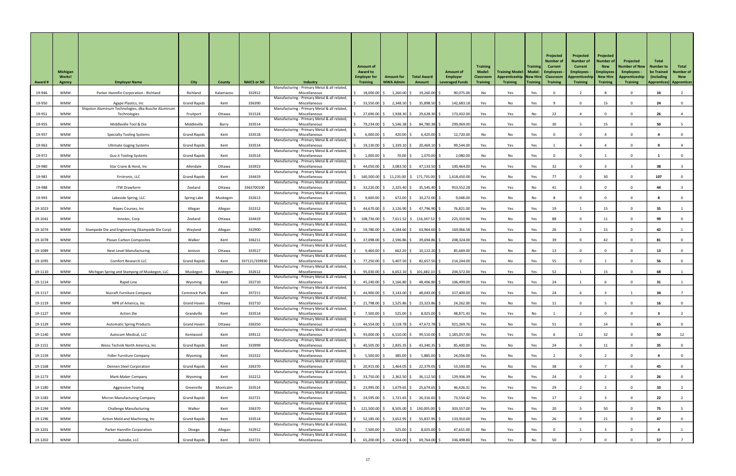| Award # | Michigan Works! Agency | Employer Name | City | County | NAICS or SIC | Industry | Amount of Award to Employer for Training | Amount for MWA Admin | Total Award Amount | Amount of Employer Leveraged Funds | Training Model: Classroom Training | Training Model: Apprenticeship Training | Training Model: New Hire Training | Projected Number of Current Employees - Classroom Training | Projected Number of Current Employees - Apprenticeship Training | Projected Number of New Employees - New Hire Training | Projected Number of New Employees - Apprenticeship Training | Total Number to be Trained (including Apprentices) | Total Number of New Apprentices |
|---|---|---|---|---|---|---|---|---|---|---|---|---|---|---|---|---|---|---|---|
| 19-946 | WMW | Parker Hannifin Corporation - Richland | Richland | Kalamazoo | 332912 | Manufacturing - Primary Metal & all related, Miscellaneous | $ 18,000.00 | $ 1,260.00 | $ 19,260.00 | $ 90,075.00 | No | Yes | Yes | 0 | 2 | 8 | 0 | 10 | 2 |
| 19-950 | WMW | Agape Plastics, Inc | Grand Rapids | Kent | 336390 | Manufacturing - Primary Metal & all related, Miscellaneous | $ 33,550.00 | $ 2,348.50 | $ 35,898.50 | $ 142,683.18 | Yes | No | Yes | 9 | 0 | 15 | 0 | 24 | 0 |
| 19-951 | WMW | Shipston Aluminum Technologies, dba Busche Aluminum Technologies | Fruitport | Ottawa | 331524 | Manufacturing - Primary Metal & all related, Miscellaneous | $ 27,690.00 | $ 1,938.30 | $ 29,628.30 | $ 173,432.00 | Yes | Yes | No | 22 | 4 | 0 | 0 | 26 | 4 |
| 19-955 | WMW | Middleville Tool & Die | Middleville | Barry | 333514 | Manufacturing - Primary Metal & all related, Miscellaneous | $ 79,234.00 | $ 5,546.38 | $ 84,780.38 | $ 299,069.00 | Yes | Yes | Yes | 30 | 5 | 15 | 0 | 50 | 5 |
| 19-957 | WMW | Specialty Tooling Systems | Grand Rapids | Kent | 333518 | Manufacturing - Primary Metal & all related, Miscellaneous | $ 6,000.00 | $ 420.00 | $ 6,420.00 | $ 12,720.00 | No | No | Yes | 0 | 0 | 4 | 0 | 4 | 0 |
| 19-963 | WMW | Ultimate Gaging Systems | Grand Rapids | Kent | 333514 | Manufacturing - Primary Metal & all related, Miscellaneous | $ 19,130.00 | $ 1,339.10 | $ 20,469.10 | $ 99,544.00 | Yes | Yes | Yes | 1 | 4 | 4 | 0 | 9 | 4 |
| 19-972 | WMW | Guo Ji Tooling Systems | Grand Rapids | Kent | 333514 | Manufacturing - Primary Metal & all related, Miscellaneous | $ 1,000.00 | $ 70.00 | $ 1,070.00 | $ 2,080.00 | No | No | Yes | 0 | 0 | 1 | 0 | 1 | 0 |
| 19-980 | WMW | Star Crane & Hoist, Inc | Allendale | Ottawa | 333923 | Manufacturing - Primary Metal & all related, Miscellaneous | $ 44,050.00 | $ 3,083.50 | $ 47,133.50 | $ 100,464.00 | Yes | Yes | Yes | 32 | 0 | 3 | 3 | 38 | 3 |
| 19-981 | WMW | Firstronic, LLC | Grand Rapids | Kent | 334419 | Manufacturing - Primary Metal & all related, Miscellaneous | $ 160,500.00 | $ 11,235.00 | $ 171,735.00 | $ 1,618,450.00 | Yes | No | Yes | 77 | 0 | 30 | 0 | 107 | 0 |
| 19-988 | WMW | ITW Drawform | Zeeland | Ottawa | 3363700100 | Manufacturing - Primary Metal & all related, Miscellaneous | $ 33,220.00 | $ 2,325.40 | $ 35,545.40 | $ 953,552.28 | Yes | Yes | No | 41 | 3 | 0 | 0 | 44 | 3 |
| 19-993 | WMW | Lakeside Spring, LLC | Spring Lake | Muskegon | 332613 | Manufacturing - Primary Metal & all related, Miscellaneous | $ 9,600.00 | $ 672.00 | $ 10,272.00 | $ 9,048.00 | Yes | No | No | 8 | 0 | 0 | 0 | 8 | 0 |
| 19-1023 | WMW | Ropes Courses, Inc | Allegan | Allegan | 332312 | Manufacturing - Primary Metal & all related, Miscellaneous | $ 44,670.00 | $ 3,126.90 | $ 47,796.90 | $ 76,821.00 | Yes | Yes | Yes | 19 | 1 | 15 | 0 | 35 | 1 |
| 19-1041 | WMW | Innotec, Corp | Zeeland | Ottawa | 334419 | Manufacturing - Primary Metal & all related, Miscellaneous | $ 108,736.00 | $ 7,611.52 | $ 116,347.52 | $ 225,310.96 | Yes | No | Yes | 88 | 0 | 11 | 0 | 99 | 0 |
| 19-1074 | WMW | Stampede Die and Engineering (Stampede Die Corp) | Wayland | Allegan | 332900 | Manufacturing - Primary Metal & all related, Miscellaneous | $ 59,780.00 | $ 4,184.60 | $ 63,964.60 | $ 169,066.58 | Yes | Yes | Yes | 26 | 1 | 15 | 0 | 42 | 1 |
| 19-1078 | WMW | Plasan Carbon Composites | Walker | Kent | 336211 | Manufacturing - Primary Metal & all related, Miscellaneous | $ 37,098.00 | $ 2,596.86 | $ 39,694.86 | $ 208,324.00 | Yes | No | Yes | 39 | 0 | 42 | 0 | 81 | 0 |
| 19-1089 | WMW | Next Level Manufacturing | Jenison | Ottawa | 333517 | Manufacturing - Primary Metal & all related, Miscellaneous | $ 9,460.00 | $ 662.20 | $ 10,122.20 | $ 85,669.00 | Yes | No | No | 13 | 0 | 0 | 0 | 13 | 0 |
| 19-1095 | WMW | Comfort Research LLC | Grand Rapids | Kent | 337121/339930 | Manufacturing - Primary Metal & all related, Miscellaneous | $ 77,250.00 | $ 5,407.50 | $ 82,657.50 | $ 214,244.00 | Yes | No | Yes | 55 | 0 | 1 | 0 | 56 | 0 |
| 19-1110 | WMW | Michigan Spring and Stamping of Muskegon, LLC | Muskegon | Muskegon | 332612 | Manufacturing - Primary Metal & all related, Miscellaneous | $ 95,030.00 | $ 6,652.10 | $ 101,682.10 | $ 204,572.00 | Yes | Yes | Yes | 52 | 1 | 15 | 0 | 68 | 1 |
| 19-1114 | WMW | Rapid-Line | Wyoming | Kent | 332710 | Manufacturing - Primary Metal & all related, Miscellaneous | $ 45,240.00 | $ 3,166.80 | $ 48,406.80 | $ 106,499.00 | Yes | Yes | Yes | 24 | 1 | 6 | 0 | 31 | 1 |
| 19-1117 | WMW | Nucraft Furniture Company | Comstock Park | Kent | 337211 | Manufacturing - Primary Metal & all related, Miscellaneous | $ 44,900.00 | $ 3,143.00 | $ 48,043.00 | $ 317,400.00 | Yes | Yes | Yes | 24 | 6 | 3 | 1 | 34 | 7 |
| 19-1119 | WMW | NPR of America, Inc | Grand Haven | Ottawa | 332710 | Manufacturing - Primary Metal & all related, Miscellaneous | $ 21,798.00 | $ 1,525.86 | $ 23,323.86 | $ 24,262.00 | Yes | No | Yes | 11 | 0 | 5 | 0 | 16 | 0 |
| 19-1127 | WMW | Action Die | Grandville | Kent | 333514 | Manufacturing - Primary Metal & all related, Miscellaneous | $ 7,500.00 | $ 525.00 | $ 8,025.00 | $ 48,871.43 | Yes | Yes | No | 1 | 2 | 0 | 0 | 3 | 2 |
| 19-1129 | WMW | Automatic Spring Products | Grand Haven | Ottawa | 336350 | Manufacturing - Primary Metal & all related, Miscellaneous | $ 44,554.00 | $ 3,118.78 | $ 47,672.78 | $ 921,269.76 | Yes | No | Yes | 51 | 0 | 14 | 0 | 65 | 0 |
| 19-1140 | WMW | Autocam Medical, LLC | Kentwood | Kent | 339112 | Manufacturing - Primary Metal & all related, Miscellaneous | $ 93,000.00 | $ 6,510.00 | $ 99,510.00 | $ 1,185,057.00 | Yes | Yes | Yes | 6 | 12 | 32 | 0 | 50 | 12 |
| 19-1151 | WMW | Weiss Technik North America, Inc | Grand Rapids | Kent | 333999 | Manufacturing - Primary Metal & all related, Miscellaneous | $ 40,505.00 | $ 2,835.35 | $ 43,340.35 | $ 85,400.00 | Yes | No | Yes | 24 | 0 | 11 | 0 | 35 | 0 |
| 19-1159 | WMW | Fidler Furniture Company | Wyoming | Kent | 332322 | Manufacturing - Primary Metal & all related, Miscellaneous | $ 5,500.00 | $ 385.00 | $ 5,885.00 | $ 24,056.00 | Yes | No | Yes | 2 | 0 | 2 | 0 | 4 | 0 |
| 19-1168 | WMW | Dennen Steel Corporation | Grand Rapids | Kent | 336370 | Manufacturing - Primary Metal & all related, Miscellaneous | $ 20,915.00 | $ 1,464.05 | $ 22,379.05 | $ 53,593.00 | Yes | No | Yes | 38 | 0 | 7 | 0 | 45 | 0 |
| 19-1173 | WMW | Mark-Maker Company | Wyoming | Kent | 332212 | Manufacturing - Primary Metal & all related, Miscellaneous | $ 33,750.00 | $ 2,362.50 | $ 36,112.50 | $ 129,936.39 | Yes | No | Yes | 24 | 0 | 2 | 0 | 26 | 0 |
| 19-1180 | WMW | Aggressive Tooling | Greenville | Montcalm | 333514 | Manufacturing - Primary Metal & all related, Miscellaneous | $ 23,995.00 | $ 1,679.65 | $ 25,674.65 | $ 46,426.31 | Yes | Yes | Yes | 29 | 2 | 2 | 0 | 33 | 2 |
| 19-1183 | WMW | Micron Manufacturing Company | Grand Rapids | Kent | 332721 | Manufacturing - Primary Metal & all related, Miscellaneous | $ 24,595.00 | $ 1,721.65 | $ 26,316.65 | $ 73,554.42 | Yes | Yes | Yes | 17 | 2 | 3 | 0 | 22 | 2 |
| 19-1194 | WMW | Challenge Manufacturing | Walker | Kent | 336370 | Manufacturing - Primary Metal & all related, Miscellaneous | $ 121,500.00 | $ 8,505.00 | $ 130,005.00 | $ 303,557.00 | Yes | Yes | Yes | 20 | 5 | 50 | 0 | 75 | 5 |
| 19-1196 | WMW | Action Mold and Machining, Inc | Grand Rapids | Kent | 333514 | Manufacturing - Primary Metal & all related, Miscellaneous | $ 52,185.00 | $ 3,652.95 | $ 55,837.95 | $ 133,910.00 | Yes | No | Yes | 26 | 0 | 21 | 0 | 47 | 0 |
| 19-1201 | WMW | Parker Hannifin Corporation | Otsego | Allegan | 332912 | Manufacturing - Primary Metal & all related, Miscellaneous | $ 7,500.00 | $ 525.00 | $ 8,025.00 | $ 47,651.00 | No | Yes | Yes | 0 | 1 | 3 | 0 | 4 | 1 |
| 19-1202 | WMW | Autodie, LLC | Grand Rapids | Kent | 332721 | Manufacturing - Primary Metal & all related, Miscellaneous | $ 65,200.00 | $ 4,564.00 | $ 69,764.00 | $ 336,498.80 | Yes | Yes | No | 50 | 7 | 0 | 0 | 57 | 7 |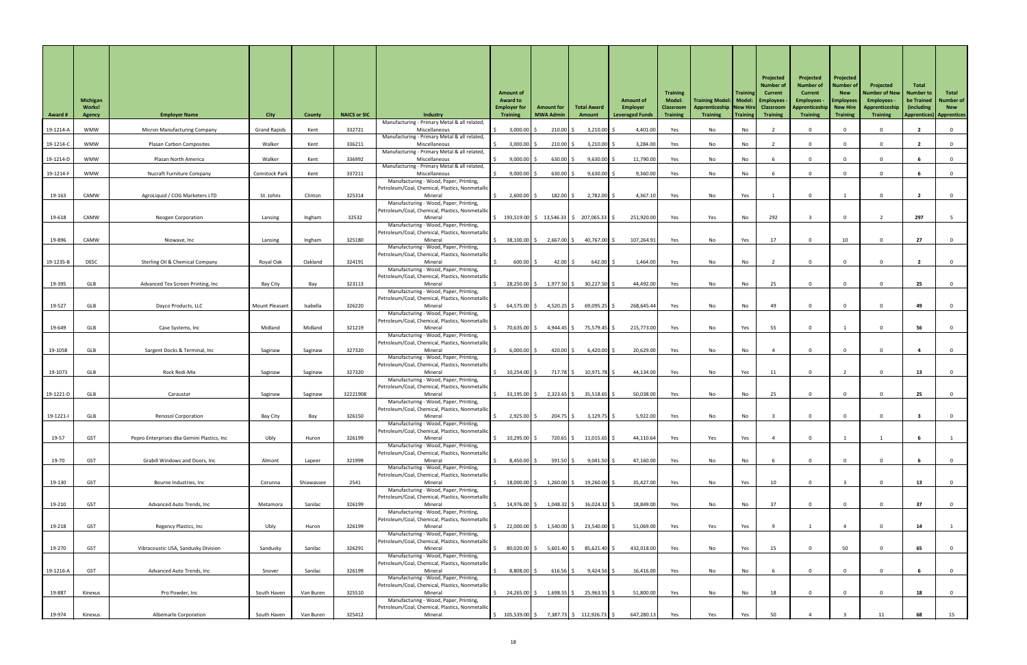| Award # | Michigan Works! Agency | Employer Name | City | County | NAICS or SIC | Industry | Amount of Award to Employer for Training | Amount for MWA Admin | Total Award Amount | Amount of Employer Leveraged Funds | Training Model: Classroom Training | Training Model: Apprenticeship Training | Training Model: New Hire Training | Projected Number of Current Employees - Classroom Training | Projected Number of Current Employees - Apprenticeship Training | Projected Number of New Employees - New Hire Training | Projected Number of New Employees - Apprenticeship Training | Total Number to be Trained (including Apprentices) | Total Number of New Apprentices |
|---|---|---|---|---|---|---|---|---|---|---|---|---|---|---|---|---|---|---|---|
| 19-1214-A | WMW | Micron Manufacturing Company | Grand Rapids | Kent | 332721 | Manufacturing - Primary Metal & all related, Miscellaneous | $ 3,000.00 | $ 210.00 | $ 3,210.00 | $ 4,401.00 | Yes | No | No | 2 | 0 | 0 | 0 | 2 | 0 |
| 19-1214-C | WMW | Plasan Carbon Composites | Walker | Kent | 336211 | Manufacturing - Primary Metal & all related, Miscellaneous | $ 3,000.00 | $ 210.00 | $ 3,210.00 | $ 3,284.00 | Yes | No | No | 2 | 0 | 0 | 0 | 2 | 0 |
| 19-1214-D | WMW | Plasan North America | Walker | Kent | 336992 | Manufacturing - Primary Metal & all related, Miscellaneous | $ 9,000.00 | $ 630.00 | $ 9,630.00 | $ 11,790.00 | Yes | No | No | 6 | 0 | 0 | 0 | 6 | 0 |
| 19-1214-F | WMW | Nucraft Furniture Company | Comstock Park | Kent | 337211 | Manufacturing - Primary Metal & all related, Miscellaneous | $ 9,000.00 | $ 630.00 | $ 9,630.00 | $ 9,360.00 | Yes | No | No | 6 | 0 | 0 | 0 | 6 | 0 |
| 19-163 | CAMW | AgroLiquid / COG Marketers LTD | St. Johns | Clinton | 325314 | Manufacturing - Wood, Paper, Printing, Petroleum/Coal, Chemical, Plastics, Nonmetallic Mineral | $ 2,600.00 | $ 182.00 | $ 2,782.00 | $ 4,367.10 | Yes | No | Yes | 1 | 0 | 1 | 0 | 2 | 0 |
| 19-618 | CAMW | Neogen Corporation | Lansing | Ingham | 32532 | Manufacturing - Wood, Paper, Printing, Petroleum/Coal, Chemical, Plastics, Nonmetallic Mineral | $ 193,519.00 | $ 13,546.33 | $ 207,065.33 | $ 251,920.00 | Yes | Yes | No | 292 | 3 | 0 | 2 | 297 | 5 |
| 19-896 | CAMW | Niowave, Inc | Lansing | Ingham | 325180 | Manufacturing - Wood, Paper, Printing, Petroleum/Coal, Chemical, Plastics, Nonmetallic Mineral | $ 38,100.00 | $ 2,667.00 | $ 40,767.00 | $ 107,264.91 | Yes | No | Yes | 17 | 0 | 10 | 0 | 27 | 0 |
| 19-1235-B | DESC | Sterling Oil & Chemical Company | Royal Oak | Oakland | 324191 | Manufacturing - Wood, Paper, Printing, Petroleum/Coal, Chemical, Plastics, Nonmetallic Mineral | $ 600.00 | $ 42.00 | $ 642.00 | $ 1,464.00 | Yes | No | No | 2 | 0 | 0 | 0 | 2 | 0 |
| 19-395 | GLB | Advanced Tex Screen Printing, Inc | Bay City | Bay | 323113 | Manufacturing - Wood, Paper, Printing, Petroleum/Coal, Chemical, Plastics, Nonmetallic Mineral | $ 28,250.00 | $ 1,977.50 | $ 30,227.50 | $ 44,492.00 | Yes | No | No | 25 | 0 | 0 | 0 | 25 | 0 |
| 19-527 | GLB | Dayco Products, LLC | Mount Pleasant | Isabella | 326220 | Manufacturing - Wood, Paper, Printing, Petroleum/Coal, Chemical, Plastics, Nonmetallic Mineral | $ 64,575.00 | $ 4,520.25 | $ 69,095.25 | $ 268,645.44 | Yes | No | No | 49 | 0 | 0 | 0 | 49 | 0 |
| 19-649 | GLB | Case Systems, Inc | Midland | Midland | 321219 | Manufacturing - Wood, Paper, Printing, Petroleum/Coal, Chemical, Plastics, Nonmetallic Mineral | $ 70,635.00 | $ 4,944.45 | $ 75,579.45 | $ 215,773.00 | Yes | No | Yes | 55 | 0 | 1 | 0 | 56 | 0 |
| 19-1058 | GLB | Sargent Docks & Terminal, Inc | Saginaw | Saginaw | 327320 | Manufacturing - Wood, Paper, Printing, Petroleum/Coal, Chemical, Plastics, Nonmetallic Mineral | $ 6,000.00 | $ 420.00 | $ 6,420.00 | $ 20,629.00 | Yes | No | No | 4 | 0 | 0 | 0 | 4 | 0 |
| 19-1073 | GLB | Rock Redi-Mix | Saginaw | Saginaw | 327320 | Manufacturing - Wood, Paper, Printing, Petroleum/Coal, Chemical, Plastics, Nonmetallic Mineral | $ 10,254.00 | $ 717.78 | $ 10,971.78 | $ 44,134.00 | Yes | No | Yes | 11 | 0 | 2 | 0 | 13 | 0 |
| 19-1221-D | GLB | Caraustar | Saginaw | Saginaw | 32221908 | Manufacturing - Wood, Paper, Printing, Petroleum/Coal, Chemical, Plastics, Nonmetallic Mineral | $ 33,195.00 | $ 2,323.65 | $ 35,518.65 | $ 50,038.00 | Yes | No | No | 25 | 0 | 0 | 0 | 25 | 0 |
| 19-1221-I | GLB | Renosol Corporation | Bay City | Bay | 326150 | Manufacturing - Wood, Paper, Printing, Petroleum/Coal, Chemical, Plastics, Nonmetallic Mineral | $ 2,925.00 | $ 204.75 | $ 3,129.75 | $ 5,922.00 | Yes | No | No | 3 | 0 | 0 | 0 | 3 | 0 |
| 19-57 | GST | Pepro Enterprises dba Gemini Plastics, Inc | Ubly | Huron | 326199 | Manufacturing - Wood, Paper, Printing, Petroleum/Coal, Chemical, Plastics, Nonmetallic Mineral | $ 10,295.00 | $ 720.65 | $ 11,015.65 | $ 44,110.64 | Yes | Yes | Yes | 4 | 0 | 1 | 1 | 6 | 1 |
| 19-70 | GST | Grabill Windows and Doors, Inc | Almont | Lapeer | 321999 | Manufacturing - Wood, Paper, Printing, Petroleum/Coal, Chemical, Plastics, Nonmetallic Mineral | $ 8,450.00 | $ 591.50 | $ 9,041.50 | $ 47,160.00 | Yes | No | No | 6 | 0 | 0 | 0 | 6 | 0 |
| 19-130 | GST | Bourne Industries, Inc | Corunna | Shiawassee | 2541 | Manufacturing - Wood, Paper, Printing, Petroleum/Coal, Chemical, Plastics, Nonmetallic Mineral | $ 18,000.00 | $ 1,260.00 | $ 19,260.00 | $ 35,427.00 | Yes | No | Yes | 10 | 0 | 3 | 0 | 13 | 0 |
| 19-210 | GST | Advanced Auto Trends, Inc | Metamora | Sanilac | 326199 | Manufacturing - Wood, Paper, Printing, Petroleum/Coal, Chemical, Plastics, Nonmetallic Mineral | $ 14,976.00 | $ 1,048.32 | $ 16,024.32 | $ 18,849.00 | Yes | No | No | 37 | 0 | 0 | 0 | 37 | 0 |
| 19-218 | GST | Regency Plastics, Inc | Ubly | Huron | 326199 | Manufacturing - Wood, Paper, Printing, Petroleum/Coal, Chemical, Plastics, Nonmetallic Mineral | $ 22,000.00 | $ 1,540.00 | $ 23,540.00 | $ 51,069.00 | Yes | Yes | Yes | 9 | 1 | 4 | 0 | 14 | 1 |
| 19-270 | GST | Vibracoustic USA, Sandusky Division | Sandusky | Sanilac | 326291 | Manufacturing - Wood, Paper, Printing, Petroleum/Coal, Chemical, Plastics, Nonmetallic Mineral | $ 80,020.00 | $ 5,601.40 | $ 85,621.40 | $ 432,018.00 | Yes | No | Yes | 15 | 0 | 50 | 0 | 65 | 0 |
| 19-1216-A | GST | Advanced Auto Trends, Inc | Snover | Sanilac | 326199 | Manufacturing - Wood, Paper, Printing, Petroleum/Coal, Chemical, Plastics, Nonmetallic Mineral | $ 8,808.00 | $ 616.56 | $ 9,424.56 | $ 16,416.00 | Yes | No | No | 6 | 0 | 0 | 0 | 6 | 0 |
| 19-887 | Kinexus | Pro Powder, Inc | South Haven | Van Buren | 325510 | Manufacturing - Wood, Paper, Printing, Petroleum/Coal, Chemical, Plastics, Nonmetallic Mineral | $ 24,265.00 | $ 1,698.55 | $ 25,963.55 | $ 51,800.00 | Yes | No | No | 18 | 0 | 0 | 0 | 18 | 0 |
| 19-974 | Kinexus | Albemarle Corporation | South Haven | Van Buren | 325412 | Manufacturing - Wood, Paper, Printing, Petroleum/Coal, Chemical, Plastics, Nonmetallic Mineral | $ 105,539.00 | $ 7,387.73 | $ 112,926.73 | $ 647,280.13 | Yes | Yes | Yes | 50 | 4 | 3 | 11 | 68 | 15 |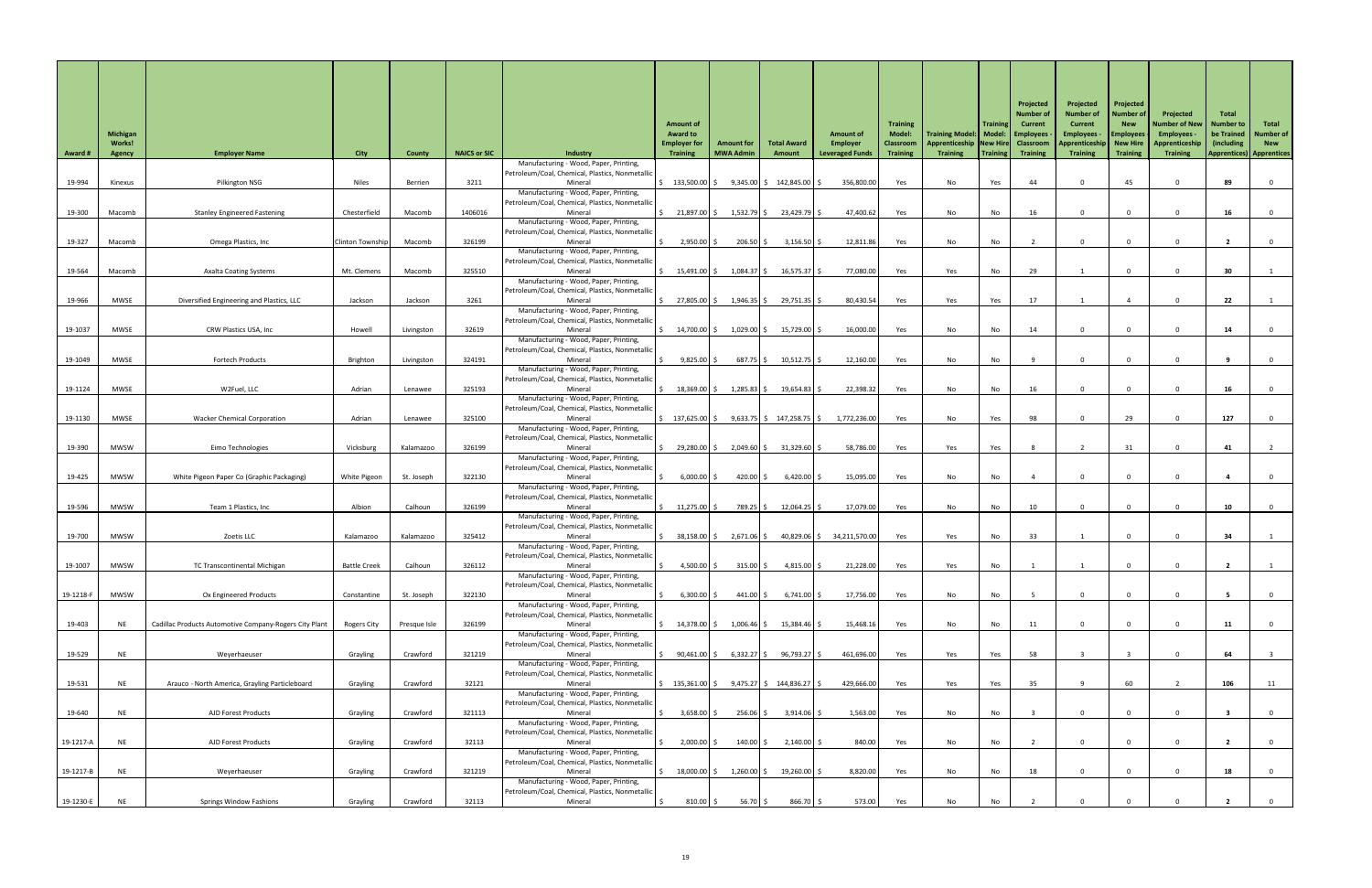| Award # | Michigan Works! Agency | Employer Name | City | County | NAICS or SIC | Industry | Amount of Award to Employer for Training | Amount for MWA Admin | Total Award Amount | Amount of Employer Leveraged Funds | Training Model: Classroom Training | Training Model: Apprenticeship Training | Training Model: New Hire Training | Projected Number of Current Employees - Classroom Training | Projected Number of Current Employees - Apprenticeship Training | Projected Number of New Employees - New Hire Training | Projected Number of New Employees - Apprenticeship Training | Total Number to be Trained (including Apprentices) | Total Number of New Apprentices |
|---|---|---|---|---|---|---|---|---|---|---|---|---|---|---|---|---|---|---|---|
| 19-994 | Kinexus | Pilkington NSG | Niles | Berrien | 3211 | Manufacturing - Wood, Paper, Printing, Petroleum/Coal, Chemical, Plastics, Nonmetallic Mineral | $ 133,500.00 | $ 9,345.00 | $ 142,845.00 | $ 356,800.00 | Yes | No | Yes | 44 | 0 | 45 | 0 | 89 | 0 |
| 19-300 | Macomb | Stanley Engineered Fastening | Chesterfield | Macomb | 1406016 | Manufacturing - Wood, Paper, Printing, Petroleum/Coal, Chemical, Plastics, Nonmetallic Mineral | $ 21,897.00 | $ 1,532.79 | $ 23,429.79 | $ 47,400.62 | Yes | No | No | 16 | 0 | 0 | 0 | 16 | 0 |
| 19-327 | Macomb | Omega Plastics, Inc | Clinton Township | Macomb | 326199 | Manufacturing - Wood, Paper, Printing, Petroleum/Coal, Chemical, Plastics, Nonmetallic Mineral | $ 2,950.00 | $ 206.50 | $ 3,156.50 | $ 12,811.86 | Yes | No | No | 2 | 0 | 0 | 0 | 2 | 0 |
| 19-564 | Macomb | Axalta Coating Systems | Mt. Clemens | Macomb | 325510 | Manufacturing - Wood, Paper, Printing, Petroleum/Coal, Chemical, Plastics, Nonmetallic Mineral | $ 15,491.00 | $ 1,084.37 | $ 16,575.37 | $ 77,080.00 | Yes | Yes | No | 29 | 1 | 0 | 0 | 30 | 1 |
| 19-966 | MWSE | Diversified Engineering and Plastics, LLC | Jackson | Jackson | 3261 | Manufacturing - Wood, Paper, Printing, Petroleum/Coal, Chemical, Plastics, Nonmetallic Mineral | $ 27,805.00 | $ 1,946.35 | $ 29,751.35 | $ 80,430.54 | Yes | Yes | Yes | 17 | 1 | 4 | 0 | 22 | 1 |
| 19-1037 | MWSE | CRW Plastics USA, Inc | Howell | Livingston | 32619 | Manufacturing - Wood, Paper, Printing, Petroleum/Coal, Chemical, Plastics, Nonmetallic Mineral | $ 14,700.00 | $ 1,029.00 | $ 15,729.00 | $ 16,000.00 | Yes | No | No | 14 | 0 | 0 | 0 | 14 | 0 |
| 19-1049 | MWSE | Fortech Products | Brighton | Livingston | 324191 | Manufacturing - Wood, Paper, Printing, Petroleum/Coal, Chemical, Plastics, Nonmetallic Mineral | $ 9,825.00 | $ 687.75 | $ 10,512.75 | $ 12,160.00 | Yes | No | No | 9 | 0 | 0 | 0 | 9 | 0 |
| 19-1124 | MWSE | W2Fuel, LLC | Adrian | Lenawee | 325193 | Manufacturing - Wood, Paper, Printing, Petroleum/Coal, Chemical, Plastics, Nonmetallic Mineral | $ 18,369.00 | $ 1,285.83 | $ 19,654.83 | $ 22,398.32 | Yes | No | No | 16 | 0 | 0 | 0 | 16 | 0 |
| 19-1130 | MWSE | Wacker Chemical Corporation | Adrian | Lenawee | 325100 | Manufacturing - Wood, Paper, Printing, Petroleum/Coal, Chemical, Plastics, Nonmetallic Mineral | $ 137,625.00 | $ 9,633.75 | $ 147,258.75 | $ 1,772,236.00 | Yes | No | Yes | 98 | 0 | 29 | 0 | 127 | 0 |
| 19-390 | MWSW | Eimo Technologies | Vicksburg | Kalamazoo | 326199 | Manufacturing - Wood, Paper, Printing, Petroleum/Coal, Chemical, Plastics, Nonmetallic Mineral | $ 29,280.00 | $ 2,049.60 | $ 31,329.60 | $ 58,786.00 | Yes | Yes | Yes | 8 | 2 | 31 | 0 | 41 | 2 |
| 19-425 | MWSW | White Pigeon Paper Co (Graphic Packaging) | White Pigeon | St. Joseph | 322130 | Manufacturing - Wood, Paper, Printing, Petroleum/Coal, Chemical, Plastics, Nonmetallic Mineral | $ 6,000.00 | $ 420.00 | $ 6,420.00 | $ 15,095.00 | Yes | No | No | 4 | 0 | 0 | 0 | 4 | 0 |
| 19-596 | MWSW | Team 1 Plastics, Inc | Albion | Calhoun | 326199 | Manufacturing - Wood, Paper, Printing, Petroleum/Coal, Chemical, Plastics, Nonmetallic Mineral | $ 11,275.00 | $ 789.25 | $ 12,064.25 | $ 17,079.00 | Yes | No | No | 10 | 0 | 0 | 0 | 10 | 0 |
| 19-700 | MWSW | Zoetis LLC | Kalamazoo | Kalamazoo | 325412 | Manufacturing - Wood, Paper, Printing, Petroleum/Coal, Chemical, Plastics, Nonmetallic Mineral | $ 38,158.00 | $ 2,671.06 | $ 40,829.06 | $ 34,211,570.00 | Yes | Yes | No | 33 | 1 | 0 | 0 | 34 | 1 |
| 19-1007 | MWSW | TC Transcontinental Michigan | Battle Creek | Calhoun | 326112 | Manufacturing - Wood, Paper, Printing, Petroleum/Coal, Chemical, Plastics, Nonmetallic Mineral | $ 4,500.00 | $ 315.00 | $ 4,815.00 | $ 21,228.00 | Yes | Yes | No | 1 | 1 | 0 | 0 | 2 | 1 |
| 19-1218-F | MWSW | Ox Engineered Products | Constantine | St. Joseph | 322130 | Manufacturing - Wood, Paper, Printing, Petroleum/Coal, Chemical, Plastics, Nonmetallic Mineral | $ 6,300.00 | $ 441.00 | $ 6,741.00 | $ 17,756.00 | Yes | No | No | 5 | 0 | 0 | 0 | 5 | 0 |
| 19-403 | NE | Cadillac Products Automotive Company-Rogers City Plant | Rogers City | Presque Isle | 326199 | Manufacturing - Wood, Paper, Printing, Petroleum/Coal, Chemical, Plastics, Nonmetallic Mineral | $ 14,378.00 | $ 1,006.46 | $ 15,384.46 | $ 15,468.16 | Yes | No | No | 11 | 0 | 0 | 0 | 11 | 0 |
| 19-529 | NE | Weyerhaeuser | Grayling | Crawford | 321219 | Manufacturing - Wood, Paper, Printing, Petroleum/Coal, Chemical, Plastics, Nonmetallic Mineral | $ 90,461.00 | $ 6,332.27 | $ 96,793.27 | $ 461,696.00 | Yes | Yes | Yes | 58 | 3 | 3 | 0 | 64 | 3 |
| 19-531 | NE | Arauco - North America, Grayling Particleboard | Grayling | Crawford | 32121 | Manufacturing - Wood, Paper, Printing, Petroleum/Coal, Chemical, Plastics, Nonmetallic Mineral | $ 135,361.00 | $ 9,475.27 | $ 144,836.27 | $ 429,666.00 | Yes | Yes | Yes | 35 | 9 | 60 | 2 | 106 | 11 |
| 19-640 | NE | AJD Forest Products | Grayling | Crawford | 321113 | Manufacturing - Wood, Paper, Printing, Petroleum/Coal, Chemical, Plastics, Nonmetallic Mineral | $ 3,658.00 | $ 256.06 | $ 3,914.06 | $ 1,563.00 | Yes | No | No | 3 | 0 | 0 | 0 | 3 | 0 |
| 19-1217-A | NE | AJD Forest Products | Grayling | Crawford | 32113 | Manufacturing - Wood, Paper, Printing, Petroleum/Coal, Chemical, Plastics, Nonmetallic Mineral | $ 2,000.00 | $ 140.00 | $ 2,140.00 | $ 840.00 | Yes | No | No | 2 | 0 | 0 | 0 | 2 | 0 |
| 19-1217-B | NE | Weyerhaeuser | Grayling | Crawford | 321219 | Manufacturing - Wood, Paper, Printing, Petroleum/Coal, Chemical, Plastics, Nonmetallic Mineral | $ 18,000.00 | $ 1,260.00 | $ 19,260.00 | $ 8,820.00 | Yes | No | No | 18 | 0 | 0 | 0 | 18 | 0 |
| 19-1230-E | NE | Springs Window Fashions | Grayling | Crawford | 32113 | Manufacturing - Wood, Paper, Printing, Petroleum/Coal, Chemical, Plastics, Nonmetallic Mineral | $ 810.00 | $ 56.70 | $ 866.70 | $ 573.00 | Yes | No | No | 2 | 0 | 0 | 0 | 2 | 0 |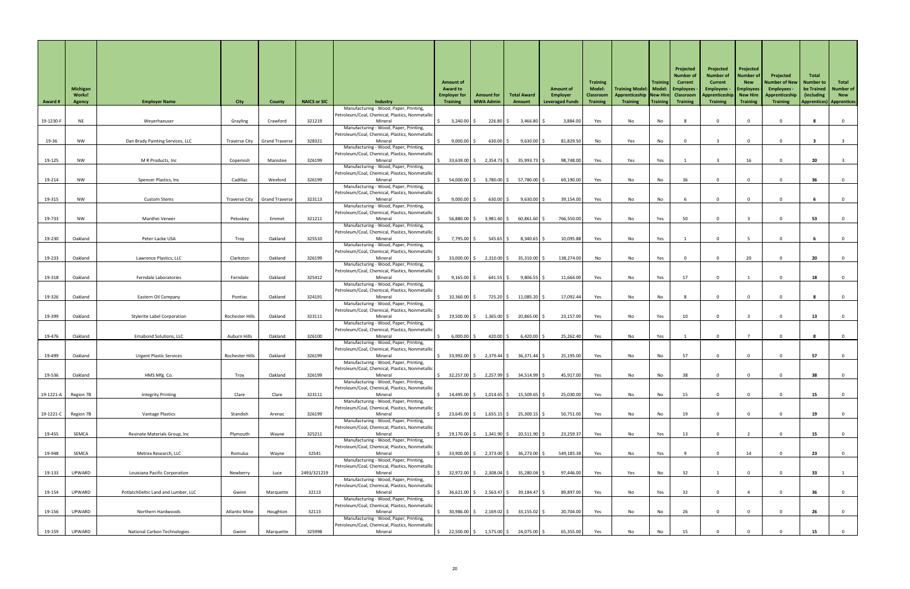| Award # | Michigan Works! Agency | Employer Name | City | County | NAICS or SIC | Industry | Amount of Award to Employer for Training | Amount for MWA Admin | Total Award Amount | Amount of Employer Leveraged Funds | Training Model: Classroom Training | Training Model: Apprenticeship Training | Training Model: New Hire Training | Projected Number of Current Employees - Classroom Training | Projected Number of Current Employees - Apprenticeship Training | Projected Number of New Employees - New Hire Training | Projected Number of New Employees - Apprenticeship Training | Total Number to be Trained (including Apprentices) | Total Number of New Apprentices |
|---|---|---|---|---|---|---|---|---|---|---|---|---|---|---|---|---|---|---|---|
| 19-1230-F | NE | Weyerhaeuser | Grayling | Crawford | 321219 | Manufacturing - Wood, Paper, Printing, Petroleum/Coal, Chemical, Plastics, Nonmetallic Mineral | $ 3,240.00 | $ 226.80 | $ 3,466.80 | $ 3,884.00 | Yes | No | No | 8 | 0 | 0 | 0 | 8 | 0 |
| 19-36 | NW | Dan Brady Painting Services, LLC | Traverse City | Grand Traverse | 328321 | Manufacturing - Wood, Paper, Printing, Petroleum/Coal, Chemical, Plastics, Nonmetallic Mineral | $ 9,000.00 | $ 630.00 | $ 9,630.00 | $ 81,829.50 | No | Yes | No | 0 | 3 | 0 | 0 | 3 | 3 |
| 19-125 | NW | M R Products, Inc | Copemish | Manistee | 326199 | Manufacturing - Wood, Paper, Printing, Petroleum/Coal, Chemical, Plastics, Nonmetallic Mineral | $ 33,639.00 | $ 2,354.73 | $ 35,993.73 | $ 98,748.00 | Yes | Yes | Yes | 1 | 3 | 16 | 0 | 20 | 3 |
| 19-214 | NW | Spencer Plastics, Inc | Cadillac | Wexford | 326199 | Manufacturing - Wood, Paper, Printing, Petroleum/Coal, Chemical, Plastics, Nonmetallic Mineral | $ 54,000.00 | $ 3,780.00 | $ 57,780.00 | $ 69,190.00 | Yes | No | No | 36 | 0 | 0 | 0 | 36 | 0 |
| 19-315 | NW | Custom Stems | Traverse City | Grand Traverse | 323113 | Manufacturing - Wood, Paper, Printing, Petroleum/Coal, Chemical, Plastics, Nonmetallic Mineral | $ 9,000.00 | $ 630.00 | $ 9,630.00 | $ 39,154.00 | Yes | No | No | 6 | 0 | 0 | 0 | 6 | 0 |
| 19-733 | NW | Manthei Veneer | Petoskey | Emmet | 321211 | Manufacturing - Wood, Paper, Printing, Petroleum/Coal, Chemical, Plastics, Nonmetallic Mineral | $ 56,880.00 | $ 3,981.60 | $ 60,861.60 | $ 766,550.00 | Yes | No | Yes | 50 | 0 | 3 | 0 | 53 | 0 |
| 19-230 | Oakland | Peter-Lacke USA | Troy | Oakland | 325510 | Manufacturing - Wood, Paper, Printing, Petroleum/Coal, Chemical, Plastics, Nonmetallic Mineral | $ 7,795.00 | $ 545.65 | $ 8,340.65 | $ 10,095.88 | Yes | No | Yes | 1 | 0 | 5 | 0 | 6 | 0 |
| 19-233 | Oakland | Lawrence Plastics, LLC | Clarkston | Oakland | 326199 | Manufacturing - Wood, Paper, Printing, Petroleum/Coal, Chemical, Plastics, Nonmetallic Mineral | $ 33,000.00 | $ 2,310.00 | $ 35,310.00 | $ 138,274.00 | No | No | Yes | 0 | 0 | 20 | 0 | 20 | 0 |
| 19-318 | Oakland | Ferndale Laboratories | Ferndale | Oakland | 325412 | Manufacturing - Wood, Paper, Printing, Petroleum/Coal, Chemical, Plastics, Nonmetallic Mineral | $ 9,165.00 | $ 641.55 | $ 9,806.55 | $ 11,664.00 | Yes | No | Yes | 17 | 0 | 1 | 0 | 18 | 0 |
| 19-326 | Oakland | Eastern Oil Company | Pontiac | Oakland | 324191 | Manufacturing - Wood, Paper, Printing, Petroleum/Coal, Chemical, Plastics, Nonmetallic Mineral | $ 10,360.00 | $ 725.20 | $ 11,085.20 | $ 17,092.44 | Yes | No | No | 8 | 0 | 0 | 0 | 8 | 0 |
| 19-399 | Oakland | Stylerite Label Corporation | Rochester Hills | Oakland | 323111 | Manufacturing - Wood, Paper, Printing, Petroleum/Coal, Chemical, Plastics, Nonmetallic Mineral | $ 19,500.00 | $ 1,365.00 | $ 20,865.00 | $ 23,157.00 | Yes | No | Yes | 10 | 0 | 3 | 0 | 13 | 0 |
| 19-476 | Oakland | Emabond Solutions, LLC | Auburn Hills | Oakland | 326100 | Manufacturing - Wood, Paper, Printing, Petroleum/Coal, Chemical, Plastics, Nonmetallic Mineral | $ 6,000.00 | $ 420.00 | $ 6,420.00 | $ 25,262.40 | Yes | No | Yes | 1 | 0 | 7 | 0 | 8 | 0 |
| 19-499 | Oakland | Urgent Plastic Services | Rochester Hills | Oakland | 326199 | Manufacturing - Wood, Paper, Printing, Petroleum/Coal, Chemical, Plastics, Nonmetallic Mineral | $ 33,992.00 | $ 2,379.44 | $ 36,371.44 | $ 25,195.00 | Yes | No | No | 57 | 0 | 0 | 0 | 57 | 0 |
| 19-536 | Oakland | HMS Mfg. Co. | Troy | Oakland | 326199 | Manufacturing - Wood, Paper, Printing, Petroleum/Coal, Chemical, Plastics, Nonmetallic Mineral | $ 32,257.00 | $ 2,257.99 | $ 34,514.99 | $ 45,917.00 | Yes | No | No | 38 | 0 | 0 | 0 | 38 | 0 |
| 19-1221-A | Region 7B | Integrity Printing | Clare | Clare | 323111 | Manufacturing - Wood, Paper, Printing, Petroleum/Coal, Chemical, Plastics, Nonmetallic Mineral | $ 14,495.00 | $ 1,014.65 | $ 15,509.65 | $ 25,030.00 | Yes | No | No | 15 | 0 | 0 | 0 | 15 | 0 |
| 19-1221-C | Region 7B | Vantage Plastics | Standish | Arenac | 326199 | Manufacturing - Wood, Paper, Printing, Petroleum/Coal, Chemical, Plastics, Nonmetallic Mineral | $ 23,645.00 | $ 1,655.15 | $ 25,300.15 | $ 50,751.00 | Yes | No | No | 19 | 0 | 0 | 0 | 19 | 0 |
| 19-455 | SEMCA | Resinate Materials Group, Inc | Plymouth | Wayne | 325211 | Manufacturing - Wood, Paper, Printing, Petroleum/Coal, Chemical, Plastics, Nonmetallic Mineral | $ 19,170.00 | $ 1,341.90 | $ 20,511.90 | $ 23,259.37 | Yes | No | Yes | 13 | 0 | 2 | 0 | 15 | 0 |
| 19-948 | SEMCA | Metrex Research, LLC | Romulus | Wayne | 32541 | Manufacturing - Wood, Paper, Printing, Petroleum/Coal, Chemical, Plastics, Nonmetallic Mineral | $ 33,900.00 | $ 2,373.00 | $ 36,273.00 | $ 549,185.38 | Yes | No | Yes | 9 | 0 | 14 | 0 | 23 | 0 |
| 19-133 | UPWARD | Louisiana Pacific Corporation | Newberry | Luce | 2493/321219 | Manufacturing - Wood, Paper, Printing, Petroleum/Coal, Chemical, Plastics, Nonmetallic Mineral | $ 32,972.00 | $ 2,308.04 | $ 35,280.04 | $ 97,446.00 | Yes | Yes | No | 32 | 1 | 0 | 0 | 33 | 1 |
| 19-154 | UPWARD | PotlatchDeltic Land and Lumber, LLC | Gwinn | Marquette | 32113 | Manufacturing - Wood, Paper, Printing, Petroleum/Coal, Chemical, Plastics, Nonmetallic Mineral | $ 36,621.00 | $ 2,563.47 | $ 39,184.47 | $ 89,897.00 | Yes | No | Yes | 32 | 0 | 4 | 0 | 36 | 0 |
| 19-156 | UPWARD | Northern Hardwoods | Atlantic Mine | Houghton | 32113 | Manufacturing - Wood, Paper, Printing, Petroleum/Coal, Chemical, Plastics, Nonmetallic Mineral | $ 30,986.00 | $ 2,169.02 | $ 33,155.02 | $ 20,704.00 | Yes | No | No | 26 | 0 | 0 | 0 | 26 | 0 |
| 19-159 | UPWARD | National Carbon Technologies | Gwinn | Marquette | 325998 | Manufacturing - Wood, Paper, Printing, Petroleum/Coal, Chemical, Plastics, Nonmetallic Mineral | $ 22,500.00 | $ 1,575.00 | $ 24,075.00 | $ 65,355.00 | Yes | No | No | 15 | 0 | 0 | 0 | 15 | 0 |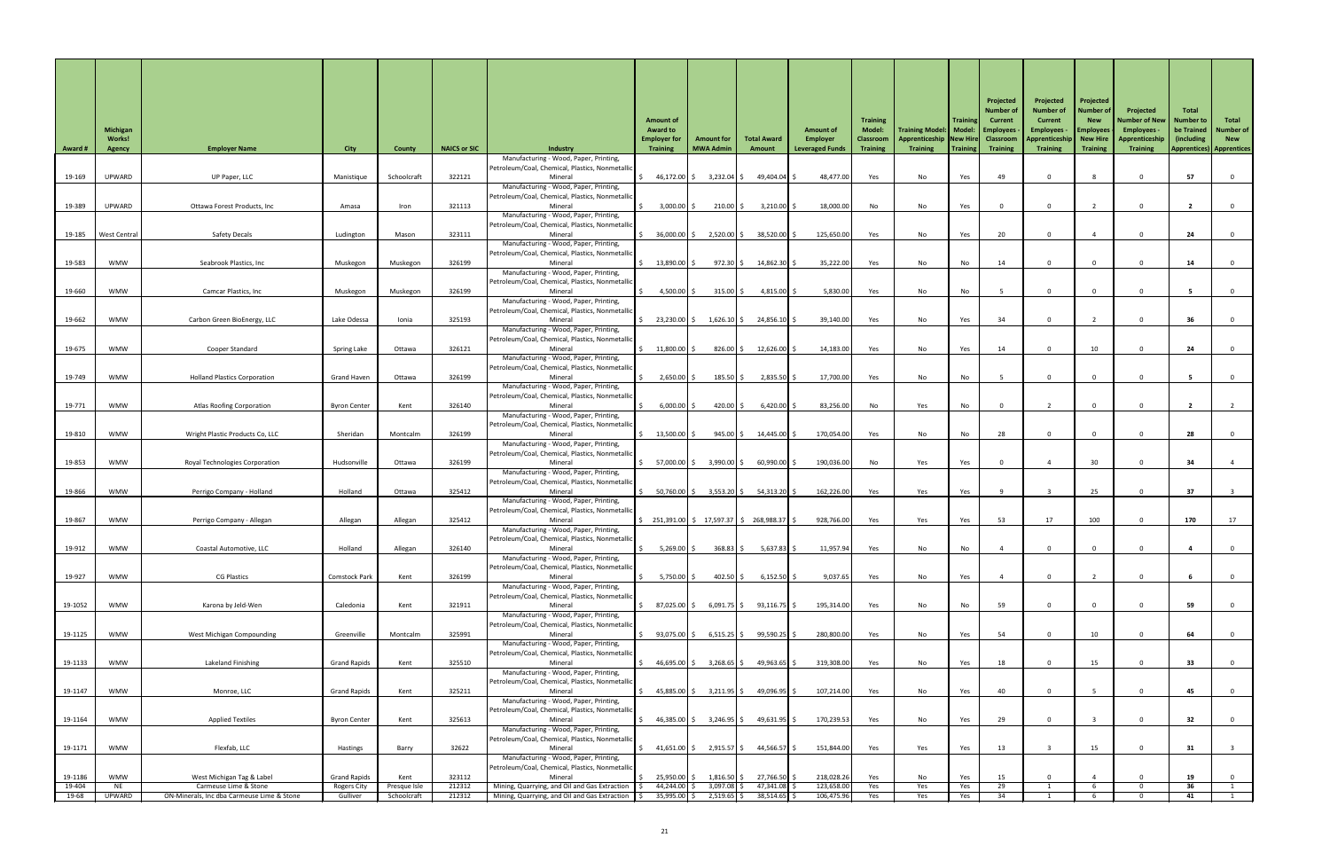| Award # | Michigan Works! Agency | Employer Name | City | County | NAICS or SIC | Industry | Amount of Award to Employer for Training | Amount for MWA Admin | Total Award Amount | Amount of Employer Leveraged Funds | Training Model: Classroom Training | Training Model: Apprenticeship Training | Training Model: New Hire Training | Projected Number of Current Employees - Classroom Training | Projected Number of Current Employees - Apprenticeship Training | Projected Number of New Employees - New Hire Training | Projected Number of New Employees - Apprenticeship Training | Total Number to be Trained (including Apprentices) | Total Number of New Apprentices |
|---|---|---|---|---|---|---|---|---|---|---|---|---|---|---|---|---|---|---|---|
| 19-169 | UPWARD | UP Paper, LLC | Manistique | Schoolcraft | 322121 | Manufacturing - Wood, Paper, Printing, Petroleum/Coal, Chemical, Plastics, Nonmetallic Mineral | $ 46,172.00 | $ 3,232.04 | $ 49,404.04 | $ 48,477.00 | Yes | No | Yes | 49 | 0 | 8 | 0 | 57 | 0 |
| 19-389 | UPWARD | Ottawa Forest Products, Inc | Amasa | Iron | 321113 | Manufacturing - Wood, Paper, Printing, Petroleum/Coal, Chemical, Plastics, Nonmetallic Mineral | $ 3,000.00 | $ 210.00 | $ 3,210.00 | $ 18,000.00 | No | No | Yes | 0 | 0 | 2 | 0 | 2 | 0 |
| 19-185 | West Central | Safety Decals | Ludington | Mason | 323111 | Manufacturing - Wood, Paper, Printing, Petroleum/Coal, Chemical, Plastics, Nonmetallic Mineral | $ 36,000.00 | $ 2,520.00 | $ 38,520.00 | $ 125,650.00 | Yes | No | Yes | 20 | 0 | 4 | 0 | 24 | 0 |
| 19-583 | WMW | Seabrook Plastics, Inc | Muskegon | Muskegon | 326199 | Manufacturing - Wood, Paper, Printing, Petroleum/Coal, Chemical, Plastics, Nonmetallic Mineral | $ 13,890.00 | $ 972.30 | $ 14,862.30 | $ 35,222.00 | Yes | No | No | 14 | 0 | 0 | 0 | 14 | 0 |
| 19-660 | WMW | Camcar Plastics, Inc | Muskegon | Muskegon | 326199 | Manufacturing - Wood, Paper, Printing, Petroleum/Coal, Chemical, Plastics, Nonmetallic Mineral | $ 4,500.00 | $ 315.00 | $ 4,815.00 | $ 5,830.00 | Yes | No | No | 5 | 0 | 0 | 0 | 5 | 0 |
| 19-662 | WMW | Carbon Green BioEnergy, LLC | Lake Odessa | Ionia | 325193 | Manufacturing - Wood, Paper, Printing, Petroleum/Coal, Chemical, Plastics, Nonmetallic Mineral | $ 23,230.00 | $ 1,626.10 | $ 24,856.10 | $ 39,140.00 | Yes | No | Yes | 34 | 0 | 2 | 0 | 36 | 0 |
| 19-675 | WMW | Cooper Standard | Spring Lake | Ottawa | 326121 | Manufacturing - Wood, Paper, Printing, Petroleum/Coal, Chemical, Plastics, Nonmetallic Mineral | $ 11,800.00 | $ 826.00 | $ 12,626.00 | $ 14,183.00 | Yes | No | Yes | 14 | 0 | 10 | 0 | 24 | 0 |
| 19-749 | WMW | Holland Plastics Corporation | Grand Haven | Ottawa | 326199 | Manufacturing - Wood, Paper, Printing, Petroleum/Coal, Chemical, Plastics, Nonmetallic Mineral | $ 2,650.00 | $ 185.50 | $ 2,835.50 | $ 17,700.00 | Yes | No | No | 5 | 0 | 0 | 0 | 5 | 0 |
| 19-771 | WMW | Atlas Roofing Corporation | Byron Center | Kent | 326140 | Manufacturing - Wood, Paper, Printing, Petroleum/Coal, Chemical, Plastics, Nonmetallic Mineral | $ 6,000.00 | $ 420.00 | $ 6,420.00 | $ 83,256.00 | No | Yes | No | 0 | 2 | 0 | 0 | 2 | 2 |
| 19-810 | WMW | Wright Plastic Products Co, LLC | Sheridan | Montcalm | 326199 | Manufacturing - Wood, Paper, Printing, Petroleum/Coal, Chemical, Plastics, Nonmetallic Mineral | $ 13,500.00 | $ 945.00 | $ 14,445.00 | $ 170,054.00 | Yes | No | No | 28 | 0 | 0 | 0 | 28 | 0 |
| 19-853 | WMW | Royal Technologies Corporation | Hudsonville | Ottawa | 326199 | Manufacturing - Wood, Paper, Printing, Petroleum/Coal, Chemical, Plastics, Nonmetallic Mineral | $ 57,000.00 | $ 3,990.00 | $ 60,990.00 | $ 190,036.00 | No | Yes | Yes | 0 | 4 | 30 | 0 | 34 | 4 |
| 19-866 | WMW | Perrigo Company - Holland | Holland | Ottawa | 325412 | Manufacturing - Wood, Paper, Printing, Petroleum/Coal, Chemical, Plastics, Nonmetallic Mineral | $ 50,760.00 | $ 3,553.20 | $ 54,313.20 | $ 162,226.00 | Yes | Yes | Yes | 9 | 3 | 25 | 0 | 37 | 3 |
| 19-867 | WMW | Perrigo Company - Allegan | Allegan | Allegan | 325412 | Manufacturing - Wood, Paper, Printing, Petroleum/Coal, Chemical, Plastics, Nonmetallic Mineral | $ 251,391.00 | $ 17,597.37 | $ 268,988.37 | $ 928,766.00 | Yes | Yes | Yes | 53 | 17 | 100 | 0 | 170 | 17 |
| 19-912 | WMW | Coastal Automotive, LLC | Holland | Allegan | 326140 | Manufacturing - Wood, Paper, Printing, Petroleum/Coal, Chemical, Plastics, Nonmetallic Mineral | $ 5,269.00 | $ 368.83 | $ 5,637.83 | $ 11,957.94 | Yes | No | No | 4 | 0 | 0 | 0 | 4 | 0 |
| 19-927 | WMW | CG Plastics | Comstock Park | Kent | 326199 | Manufacturing - Wood, Paper, Printing, Petroleum/Coal, Chemical, Plastics, Nonmetallic Mineral | $ 5,750.00 | $ 402.50 | $ 6,152.50 | $ 9,037.65 | Yes | No | Yes | 4 | 0 | 2 | 0 | 6 | 0 |
| 19-1052 | WMW | Karona by Jeld-Wen | Caledonia | Kent | 321911 | Manufacturing - Wood, Paper, Printing, Petroleum/Coal, Chemical, Plastics, Nonmetallic Mineral | $ 87,025.00 | $ 6,091.75 | $ 93,116.75 | $ 195,314.00 | Yes | No | No | 59 | 0 | 0 | 0 | 59 | 0 |
| 19-1125 | WMW | West Michigan Compounding | Greenville | Montcalm | 325991 | Manufacturing - Wood, Paper, Printing, Petroleum/Coal, Chemical, Plastics, Nonmetallic Mineral | $ 93,075.00 | $ 6,515.25 | $ 99,590.25 | $ 280,800.00 | Yes | No | Yes | 54 | 0 | 10 | 0 | 64 | 0 |
| 19-1133 | WMW | Lakeland Finishing | Grand Rapids | Kent | 325510 | Manufacturing - Wood, Paper, Printing, Petroleum/Coal, Chemical, Plastics, Nonmetallic Mineral | $ 46,695.00 | $ 3,268.65 | $ 49,963.65 | $ 319,308.00 | Yes | No | Yes | 18 | 0 | 15 | 0 | 33 | 0 |
| 19-1147 | WMW | Monroe, LLC | Grand Rapids | Kent | 325211 | Manufacturing - Wood, Paper, Printing, Petroleum/Coal, Chemical, Plastics, Nonmetallic Mineral | $ 45,885.00 | $ 3,211.95 | $ 49,096.95 | $ 107,214.00 | Yes | No | Yes | 40 | 0 | 5 | 0 | 45 | 0 |
| 19-1164 | WMW | Applied Textiles | Byron Center | Kent | 325613 | Manufacturing - Wood, Paper, Printing, Petroleum/Coal, Chemical, Plastics, Nonmetallic Mineral | $ 46,385.00 | $ 3,246.95 | $ 49,631.95 | $ 170,239.53 | Yes | No | Yes | 29 | 0 | 3 | 0 | 32 | 0 |
| 19-1171 | WMW | Flexfab, LLC | Hastings | Barry | 32622 | Manufacturing - Wood, Paper, Printing, Petroleum/Coal, Chemical, Plastics, Nonmetallic Mineral | $ 41,651.00 | $ 2,915.57 | $ 44,566.57 | $ 151,844.00 | Yes | Yes | Yes | 13 | 3 | 15 | 0 | 31 | 3 |
| 19-1186 | WMW | West Michigan Tag & Label | Grand Rapids | Kent | 323112 | Manufacturing - Wood, Paper, Printing, Petroleum/Coal, Chemical, Plastics, Nonmetallic Mineral | $ 25,950.00 | $ 1,816.50 | $ 27,766.50 | $ 218,028.26 | Yes | No | Yes | 15 | 0 | 4 | 0 | 19 | 0 |
| 19-404 | NE | Carmeuse Lime & Stone | Rogers City | Presque Isle | 212312 | Mining, Quarrying, and Oil and Gas Extraction | $ 44,244.00 | $ 3,097.08 | $ 47,341.08 | $ 123,658.00 | Yes | Yes | Yes | 29 | 1 | 6 | 0 | 36 | 1 |
| 19-68 | UPWARD | ON-Minerals, Inc dba Carmeuse Lime & Stone | Gulliver | Schoolcraft | 212312 | Mining, Quarrying, and Oil and Gas Extraction | $ 35,995.00 | $ 2,519.65 | $ 38,514.65 | $ 106,475.96 | Yes | Yes | Yes | 34 | 1 | 6 | 0 | 41 | 1 |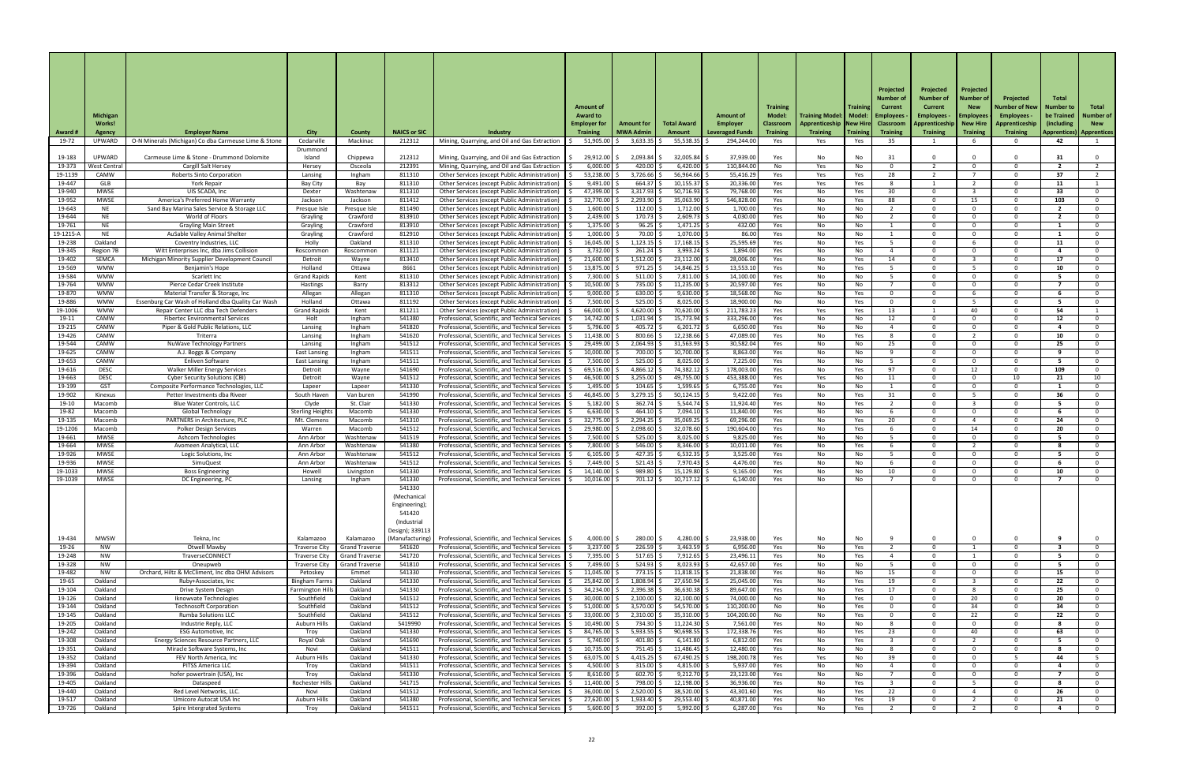| Award # | Michigan Works! Agency | Employer Name | City | County | NAICS or SIC | Industry | Amount of Award to Employer for Training | Amount for MWA Admin | Total Award Amount | Amount of Employer Leveraged Funds | Training Model: Classroom Training | Training Model: Apprenticeship Training | Training New Hire Training | Projected Number of Current Employees - Classroom Training | Projected Number of Current Employees - Apprenticeship Training | Projected Number of New Employees - New Hire Training | Projected Number of New Employees - Apprenticeship Training | Total Number to be Trained (including Apprentices) | Total Number of New Apprentices |
|---|---|---|---|---|---|---|---|---|---|---|---|---|---|---|---|---|---|---|---|
| 19-72 | UPWARD | O-N Minerals (Michigan) Co dba Carmeuse Lime & Stone | Cedarville | Mackinac | 212312 | Mining, Quarrying, and Oil and Gas Extraction | $ 51,905.00 | $ 3,633.35 | $ 55,538.35 | $ 294,244.00 | Yes | Yes | Yes | 35 | 1 | 6 | 0 | 42 | 1 |
| 19-183 | UPWARD | Carmeuse Lime & Stone - Drummond Dolomite | Drummond Island | Chippewa | 212312 | Mining, Quarrying, and Oil and Gas Extraction | $ 29,912.00 | $ 2,093.84 | $ 32,005.84 | $ 37,939.00 | Yes | No | No | 31 | 0 | 0 | 0 | 31 | 0 |
| 19-373 | West Central | Cargill Salt Hersey | Hersey | Osceola | 212391 | Mining, Quarrying, and Oil and Gas Extraction | $ 6,000.00 | $ 420.00 | $ 6,420.00 | $ 110,844.00 | No | Yes | No | 0 | 2 | 0 | 0 | 2 | 2 |
| 19-1139 | CAMW | Roberts Sinto Corporation | Lansing | Ingham | 811310 | Other Services (except Public Administration) | $ 53,238.00 | $ 3,726.66 | $ 56,964.66 | $ 55,416.29 | Yes | Yes | Yes | 28 | 2 | 7 | 0 | 37 | 2 |
| 19-447 | GLB | York Repair | Bay City | Bay | 811310 | Other Services (except Public Administration) | $ 9,491.00 | $ 664.37 | $ 10,155.37 | $ 20,336.00 | Yes | Yes | Yes | 8 | 1 | 2 | 0 | 11 | 1 |
| 19-940 | MWSE | UIS SCADA, Inc | Dexter | Washtenaw | 811310 | Other Services (except Public Administration) | $ 47,399.00 | $ 3,317.93 | $ 50,716.93 | $ 79,768.00 | Yes | No | Yes | 30 | 0 | 3 | 0 | 33 | 0 |
| 19-952 | MWSE | America's Preferred Home Warranty | Jackson | Jackson | 811412 | Other Services (except Public Administration) | $ 32,770.00 | $ 2,293.90 | $ 35,063.90 | $ 546,828.00 | Yes | No | Yes | 88 | 0 | 15 | 0 | 103 | 0 |
| 19-643 | NE | Sand Bay Marina Sales Service & Storage LLC | Presque Isle | Presque Isle | 811490 | Other Services (except Public Administration) | $ 1,600.00 | $ 112.00 | $ 1,712.00 | $ 1,700.00 | Yes | No | No | 2 | 0 | 0 | 0 | 2 | 0 |
| 19-644 | NE | World of Floors | Grayling | Crawford | 813910 | Other Services (except Public Administration) | $ 2,439.00 | $ 170.73 | $ 2,609.73 | $ 4,030.00 | Yes | No | No | 2 | 0 | 0 | 0 | 2 | 0 |
| 19-761 | NE | Grayling Main Street | Grayling | Crawford | 813910 | Other Services (except Public Administration) | $ 1,375.00 | $ 96.25 | $ 1,471.25 | $ 432.00 | Yes | No | No | 1 | 0 | 0 | 0 | 1 | 0 |
| 19-1215-A | NE | AuSable Valley Animal Shelter | Grayling | Crawford | 812910 | Other Services (except Public Administration) | $ 1,000.00 | $ 70.00 | $ 1,070.00 | $ 86.00 | Yes | No | No | 1 | 0 | 0 | 0 | 1 | 0 |
| 19-238 | Oakland | Coventry Industries, LLC | Holly | Oakland | 811310 | Other Services (except Public Administration) | $ 16,045.00 | $ 1,123.15 | $ 17,168.15 | $ 25,595.69 | Yes | No | Yes | 5 | 0 | 6 | 0 | 11 | 0 |
| 19-345 | Region 7B | Witt Enterprises Inc, dba Jims Collision | Roscommon | Roscommon | 811121 | Other Services (except Public Administration) | $ 3,732.00 | $ 261.24 | $ 3,993.24 | $ 1,894.00 | Yes | No | No | 4 | 0 | 0 | 0 | 4 | 0 |
| 19-402 | SEMCA | Michigan Minority Supplier Development Council | Detroit | Wayne | 813410 | Other Services (except Public Administration) | $ 21,600.00 | $ 1,512.00 | $ 23,112.00 | $ 28,006.00 | Yes | No | Yes | 14 | 0 | 3 | 0 | 17 | 0 |
| 19-569 | WMW | Benjamin's Hope | Holland | Ottawa | 8661 | Other Services (except Public Administration) | $ 13,875.00 | $ 971.25 | $ 14,846.25 | $ 13,553.10 | Yes | No | Yes | 5 | 0 | 5 | 0 | 10 | 0 |
| 19-584 | WMW | Scarlett Inc | Grand Rapids | Kent | 811310 | Other Services (except Public Administration) | $ 7,300.00 | $ 511.00 | $ 7,811.00 | $ 14,100.00 | Yes | No | No | 5 | 0 | 0 | 0 | 5 | 0 |
| 19-764 | WMW | Pierce Cedar Creek Institute | Hastings | Barry | 813312 | Other Services (except Public Administration) | $ 10,500.00 | $ 735.00 | $ 11,235.00 | $ 20,597.00 | Yes | No | No | 7 | 0 | 0 | 0 | 7 | 0 |
| 19-870 | WMW | Material Transfer & Storage, Inc | Allegan | Allegan | 811310 | Other Services (except Public Administration) | $ 9,000.00 | $ 630.00 | $ 9,630.00 | $ 18,568.00 | No | No | Yes | 0 | 0 | 6 | 0 | 6 | 0 |
| 19-886 | WMW | Essenburg Car Wash of Holland dba Quality Car Wash | Holland | Ottawa | 811192 | Other Services (except Public Administration) | $ 7,500.00 | $ 525.00 | $ 8,025.00 | $ 18,900.00 | No | No | Yes | 0 | 0 | 5 | 0 | 5 | 0 |
| 19-1006 | WMW | Repair Center LLC dba Tech Defenders | Grand Rapids | Kent | 811211 | Other Services (except Public Administration) | $ 66,000.00 | $ 4,620.00 | $ 70,620.00 | $ 211,783.23 | Yes | Yes | Yes | 13 | 1 | 40 | 0 | 54 | 1 |
| 19-11 | CAMW | Fibertec Environmental Services | Holt | Ingham | 541380 | Professional, Scientific, and Technical Services | $ 14,742.00 | $ 1,031.94 | $ 15,773.94 | $ 333,296.00 | Yes | No | No | 12 | 0 | 0 | 0 | 12 | 0 |
| 19-215 | CAMW | Piper & Gold Public Relations, LLC | Lansing | Ingham | 541820 | Professional, Scientific, and Technical Services | $ 5,796.00 | $ 405.72 | $ 6,201.72 | $ 6,650.00 | Yes | No | No | 4 | 0 | 0 | 0 | 4 | 0 |
| 19-426 | CAMW | Triterra | Lansing | Ingham | 541620 | Professional, Scientific, and Technical Services | $ 11,438.00 | $ 800.66 | $ 12,238.66 | $ 47,089.00 | Yes | No | Yes | 8 | 0 | 2 | 0 | 10 | 0 |
| 19-544 | CAMW | NuWave Technology Partners | Lansing | Ingham | 541512 | Professional, Scientific, and Technical Services | $ 29,499.00 | $ 2,064.93 | $ 31,563.93 | $ 30,582.04 | Yes | No | No | 25 | 0 | 0 | 0 | 25 | 0 |
| 19-625 | CAMW | A.J. Boggs & Company | East Lansing | Ingham | 541511 | Professional, Scientific, and Technical Services | $ 10,000.00 | $ 700.00 | $ 10,700.00 | $ 8,863.00 | Yes | No | No | 9 | 0 | 0 | 0 | 9 | 0 |
| 19-653 | CAMW | Enliven Software | East Lansing | Ingham | 541511 | Professional, Scientific, and Technical Services | $ 7,500.00 | $ 525.00 | $ 8,025.00 | $ 7,225.00 | Yes | No | No | 5 | 0 | 0 | 0 | 5 | 0 |
| 19-616 | DESC | Walker Miller Energy Services | Detroit | Wayne | 541690 | Professional, Scientific, and Technical Services | $ 69,516.00 | $ 4,866.12 | $ 74,382.12 | $ 178,003.00 | Yes | No | Yes | 97 | 0 | 12 | 0 | 109 | 0 |
| 19-663 | DESC | Cyber Security Solutions (CBI) | Detroit | Wayne | 541512 | Professional, Scientific, and Technical Services | $ 46,500.00 | $ 3,255.00 | $ 49,755.00 | $ 453,388.00 | Yes | Yes | No | 11 | 0 | 0 | 10 | 21 | 10 |
| 19-199 | GST | Composite Performance Technologies, LLC | Lapeer | Lapeer | 541330 | Professional, Scientific, and Technical Services | $ 1,495.00 | $ 104.65 | $ 1,599.65 | $ 6,755.00 | Yes | No | No | 1 | 0 | 0 | 0 | 1 | 0 |
| 19-902 | Kinexus | Petter Investments dba Riveer | South Haven | Van buren | 541990 | Professional, Scientific, and Technical Services | $ 46,845.00 | $ 3,279.15 | $ 50,124.15 | $ 9,422.00 | Yes | No | Yes | 31 | 0 | 5 | 0 | 36 | 0 |
| 19-10 | Macomb | Blue Water Controls, LLC | Clyde | St. Clair | 541330 | Professional, Scientific, and Technical Services | $ 5,182.00 | $ 362.74 | $ 5,544.74 | $ 11,924.40 | Yes | No | Yes | 2 | 0 | 3 | 0 | 5 | 0 |
| 19-82 | Macomb | Global Technology | Sterling Heights | Macomb | 541330 | Professional, Scientific, and Technical Services | $ 6,630.00 | $ 464.10 | $ 7,094.10 | $ 11,840.00 | Yes | No | No | 6 | 0 | 0 | 0 | 6 | 0 |
| 19-135 | Macomb | PARTNERS in Architecture, PLC | Mt. Clemens | Macomb | 541310 | Professional, Scientific, and Technical Services | $ 32,775.00 | $ 2,294.25 | $ 35,069.25 | $ 69,296.00 | Yes | No | Yes | 20 | 0 | 4 | 0 | 24 | 0 |
| 19-1206 | Macomb | Polker Design Services | Warren | Macomb | 541512 | Professional, Scientific, and Technical Services | $ 29,980.00 | $ 2,098.60 | $ 32,078.60 | $ 190,604.00 | Yes | No | Yes | 6 | 0 | 14 | 0 | 20 | 0 |
| 19-661 | MWSE | Ashcom Technologies | Ann Arbor | Washtenaw | 541519 | Professional, Scientific, and Technical Services | $ 7,500.00 | $ 525.00 | $ 8,025.00 | $ 9,825.00 | Yes | No | No | 5 | 0 | 0 | 0 | 5 | 0 |
| 19-664 | MWSE | Avomeen Analytical, LLC | Ann Arbor | Washtenaw | 541380 | Professional, Scientific, and Technical Services | $ 7,800.00 | $ 546.00 | $ 8,346.00 | $ 10,011.00 | Yes | No | Yes | 6 | 0 | 2 | 0 | 8 | 0 |
| 19-926 | MWSE | Logic Solutions, Inc | Ann Arbor | Washtenaw | 541512 | Professional, Scientific, and Technical Services | $ 6,105.00 | $ 427.35 | $ 6,532.35 | $ 3,525.00 | Yes | No | No | 5 | 0 | 0 | 0 | 5 | 0 |
| 19-936 | MWSE | SimuQuest | Ann Arbor | Washtenaw | 541512 | Professional, Scientific, and Technical Services | $ 7,449.00 | $ 521.43 | $ 7,970.43 | $ 4,476.00 | Yes | No | No | 6 | 0 | 0 | 0 | 6 | 0 |
| 19-1033 | MWSE | Boss Engineering | Howell | Livingston | 541330 | Professional, Scientific, and Technical Services | $ 14,140.00 | $ 989.80 | $ 15,129.80 | $ 9,165.00 | Yes | No | No | 10 | 0 | 0 | 0 | 10 | 0 |
| 19-1039 | MWSE | DC Engineering, PC | Lansing | Ingham | 541330 | Professional, Scientific, and Technical Services | $ 10,016.00 | $ 701.12 | $ 10,717.12 | $ 6,140.00 | Yes | No | No | 7 | 0 | 0 | 0 | 7 | 0 |
| 19-434 | MWSW | Tekna, Inc | Kalamazoo | Kalamazoo | 541330 (Mechanical Engineering); 541420 (Industrial Design); 339113 (Manufacturing) | Professional, Scientific, and Technical Services | $ 4,000.00 | $ 280.00 | $ 4,280.00 | $ 23,938.00 | Yes | No | No | 9 | 0 | 0 | 0 | 9 | 0 |
| 19-26 | NW | Otwell Mawby | Traverse City | Grand Traverse | 541620 | Professional, Scientific, and Technical Services | $ 3,237.00 | $ 226.59 | $ 3,463.59 | $ 6,956.00 | Yes | No | Yes | 2 | 0 | 1 | 0 | 3 | 0 |
| 19-248 | NW | TraverseCONNECT | Traverse City | Grand Traverse | 541720 | Professional, Scientific, and Technical Services | $ 7,395.00 | $ 517.65 | $ 7,912.65 | $ 23,496.11 | Yes | No | Yes | 4 | 0 | 1 | 0 | 5 | 0 |
| 19-328 | NW | Oneupweb | Traverse City | Grand Traverse | 541810 | Professional, Scientific, and Technical Services | $ 7,499.00 | $ 524.93 | $ 8,023.93 | $ 42,657.00 | Yes | No | No | 5 | 0 | 0 | 0 | 5 | 0 |
| 19-482 | NW | Orchard, Hiltz & McCliment, Inc dba OHM Advisors | Petoskey | Emmet | 541330 | Professional, Scientific, and Technical Services | $ 11,045.00 | $ 773.15 | $ 11,818.15 | $ 21,838.00 | Yes | No | No | 15 | 0 | 0 | 0 | 15 | 0 |
| 19-65 | Oakland | Ruby+Associates, Inc | Bingham Farms | Oakland | 541330 | Professional, Scientific, and Technical Services | $ 25,842.00 | $ 1,808.94 | $ 27,650.94 | $ 25,045.00 | Yes | No | Yes | 19 | 0 | 3 | 0 | 22 | 0 |
| 19-104 | Oakland | Drive System Design | Farmington Hills | Oakland | 541330 | Professional, Scientific, and Technical Services | $ 34,234.00 | $ 2,396.38 | $ 36,630.38 | $ 89,647.00 | Yes | No | Yes | 17 | 0 | 8 | 0 | 25 | 0 |
| 19-126 | Oakland | Iknowvate Technologies | Southfield | Oakland | 541512 | Professional, Scientific, and Technical Services | $ 30,000.00 | $ 2,100.00 | $ 32,100.00 | $ 74,000.00 | No | No | Yes | 0 | 0 | 20 | 0 | 20 | 0 |
| 19-144 | Oakland | Technosoft Corporation | Southfield | Oakland | 541512 | Professional, Scientific, and Technical Services | $ 51,000.00 | $ 3,570.00 | $ 54,570.00 | $ 110,200.00 | No | No | Yes | 0 | 0 | 34 | 0 | 34 | 0 |
| 19-145 | Oakland | Rumba Solutions LLC | Southfield | Oakland | 541512 | Professional, Scientific, and Technical Services | $ 33,000.00 | $ 2,310.00 | $ 35,310.00 | $ 104,200.00 | No | No | Yes | 0 | 0 | 22 | 0 | 22 | 0 |
| 19-205 | Oakland | Industrie Reply, LLC | Auburn Hills | Oakland | 5419990 | Professional, Scientific, and Technical Services | $ 10,490.00 | $ 734.30 | $ 11,224.30 | $ 7,561.00 | Yes | No | No | 8 | 0 | 0 | 0 | 8 | 0 |
| 19-242 | Oakland | ESG Automotive, Inc | Troy | Oakland | 541330 | Professional, Scientific, and Technical Services | $ 84,765.00 | $ 5,933.55 | $ 90,698.55 | $ 172,338.76 | Yes | No | Yes | 23 | 0 | 40 | 0 | 63 | 0 |
| 19-308 | Oakland | Energy Sciences Resource Partners, LLC | Royal Oak | Oakland | 541690 | Professional, Scientific, and Technical Services | $ 5,740.00 | $ 401.80 | $ 6,141.80 | $ 6,812.00 | Yes | No | Yes | 3 | 0 | 2 | 0 | 5 | 0 |
| 19-351 | Oakland | Miracle Software Systems, Inc | Novi | Oakland | 541511 | Professional, Scientific, and Technical Services | $ 10,735.00 | $ 751.45 | $ 11,486.45 | $ 12,480.00 | Yes | No | No | 8 | 0 | 0 | 0 | 8 | 0 |
| 19-352 | Oakland | FEV North America, Inc | Auburn Hills | Oakland | 541330 | Professional, Scientific, and Technical Services | $ 63,075.00 | $ 4,415.25 | $ 67,490.25 | $ 198,200.78 | Yes | Yes | No | 39 | 0 | 0 | 5 | 44 | 5 |
| 19-394 | Oakland | PITSS America LLC | Troy | Oakland | 541511 | Professional, Scientific, and Technical Services | $ 4,500.00 | $ 315.00 | $ 4,815.00 | $ 5,937.00 | Yes | No | No | 4 | 0 | 0 | 0 | 4 | 0 |
| 19-396 | Oakland | hofer powertrain (USA), Inc | Troy | Oakland | 541330 | Professional, Scientific, and Technical Services | $ 8,610.00 | $ 602.70 | $ 9,212.70 | $ 23,123.00 | Yes | No | No | 7 | 0 | 0 | 0 | 7 | 0 |
| 19-405 | Oakland | Dataspeed | Rochester Hills | Oakland | 541715 | Professional, Scientific, and Technical Services | $ 11,400.00 | $ 798.00 | $ 12,198.00 | $ 36,936.00 | Yes | No | Yes | 3 | 0 | 5 | 0 | 8 | 0 |
| 19-440 | Oakland | Red Level Networks, LLC. | Novi | Oakland | 541512 | Professional, Scientific, and Technical Services | $ 36,000.00 | $ 2,520.00 | $ 38,520.00 | $ 43,301.60 | Yes | No | Yes | 22 | 0 | 4 | 0 | 26 | 0 |
| 19-517 | Oakland | Umicore Autocat USA Inc | Auburn Hills | Oakland | 541380 | Professional, Scientific, and Technical Services | $ 27,620.00 | $ 1,933.40 | $ 29,553.40 | $ 40,871.00 | Yes | No | Yes | 19 | 0 | 2 | 0 | 21 | 0 |
| 19-726 | Oakland | Spire Intergrated Systems | Troy | Oakland | 541511 | Professional, Scientific, and Technical Services | $ 5,600.00 | $ 392.00 | $ 5,992.00 | $ 6,287.00 | Yes | No | Yes | 2 | 0 | 2 | 0 | 4 | 0 |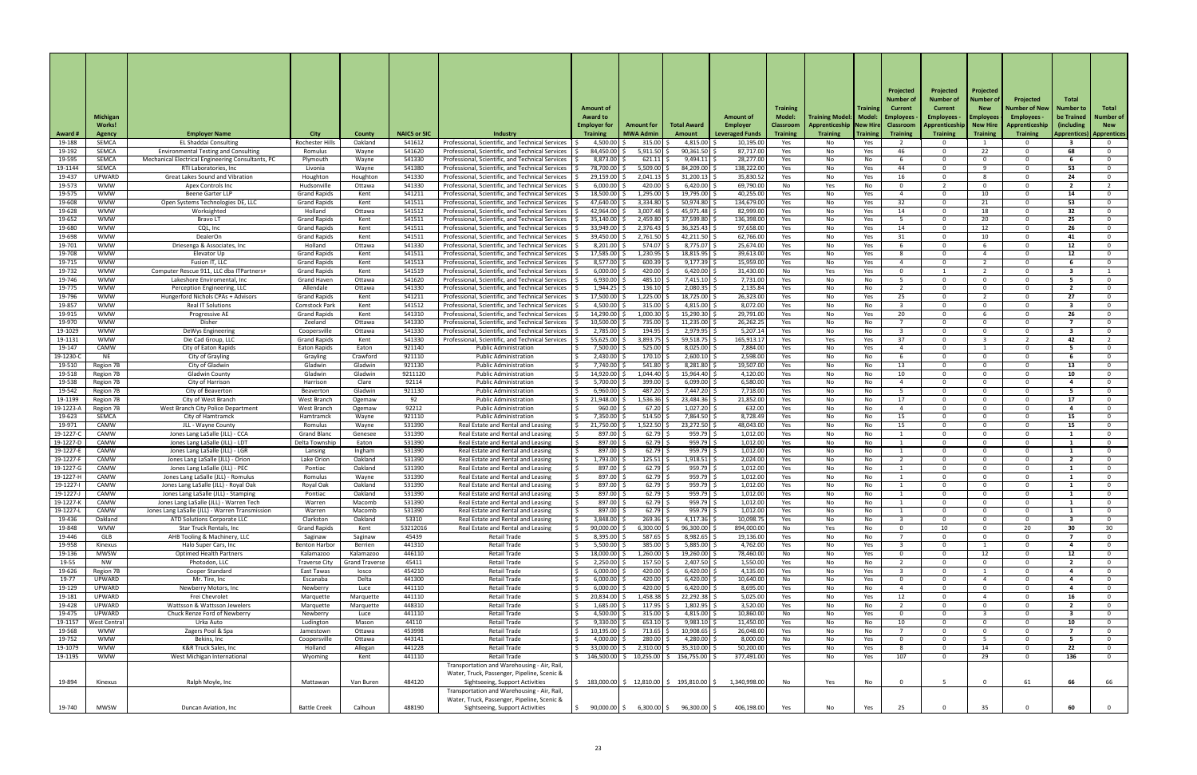| Award # | Michigan Works! Agency | Employer Name | City | County | NAICS or SIC | Industry | Amount of Award to Employer for Training | Amount for MWA Admin | Total Award Amount | Amount of Employer Leveraged Funds | Training Model: Classroom Training | Training Model: Apprenticeship Training | Training Model: New Hire Training | Projected Number of Current Employees - Classroom Training | Projected Number of Current Employees - Apprenticeship Training | Projected Number of New Employees - New Hire Training | Projected Number of New Employees - Apprenticeship Training | Total Number to be Trained (including Apprentices) | Total Number of New Apprentices |
|---|---|---|---|---|---|---|---|---|---|---|---|---|---|---|---|---|---|---|---|
| 19-188 | SEMCA | EL Shaddai Consulting | Rochester Hills | Oakland | 541612 | Professional, Scientific, and Technical Services | $ 4,500.00 | $ 315.00 | $ 4,815.00 | $ 10,195.00 | Yes | No | Yes | 2 | 0 | 1 | 0 | 3 | 0 |
| 19-192 | SEMCA | Environmental Testing and Consulting | Romulus | Wayne | 541620 | Professional, Scientific, and Technical Services | $ 84,450.00 | $ 5,911.50 | $ 90,361.50 | $ 87,717.00 | Yes | No | Yes | 46 | 0 | 22 | 0 | 68 | 0 |
| 19-595 | SEMCA | Mechanical Electrical Engineering Consultants, PC | Plymouth | Wayne | 541330 | Professional, Scientific, and Technical Services | $ 8,873.00 | $ 621.11 | $ 9,494.11 | $ 28,277.00 | Yes | No | No | 6 | 0 | 0 | 0 | 6 | 0 |
| 19-1144 | SEMCA | RTI Laboratories, Inc | Livonia | Wayne | 541380 | Professional, Scientific, and Technical Services | $ 78,700.00 | $ 5,509.00 | $ 84,209.00 | $ 138,222.00 | Yes | No | Yes | 44 | 0 | 9 | 0 | 53 | 0 |
| 19-437 | UPWARD | Great Lakes Sound and Vibration | Houghton | Houghton | 541330 | Professional, Scientific, and Technical Services | $ 29,159.00 | $ 2,041.13 | $ 31,200.13 | $ 35,830.52 | Yes | No | Yes | 16 | 0 | 8 | 0 | 24 | 0 |
| 19-573 | WMW | Apex Controls Inc | Hudsonville | Ottawa | 541330 | Professional, Scientific, and Technical Services | $ 6,000.00 | $ 420.00 | $ 6,420.00 | $ 69,790.00 | No | Yes | No | 0 | 2 | 0 | 0 | 2 | 2 |
| 19-575 | WMW | Beene Garter LLP | Grand Rapids | Kent | 541211 | Professional, Scientific, and Technical Services | $ 18,500.00 | $ 1,295.00 | $ 19,795.00 | $ 40,255.00 | Yes | No | Yes | 4 | 0 | 10 | 0 | 14 | 0 |
| 19-608 | WMW | Open Systems Technologies DE, LLC | Grand Rapids | Kent | 541511 | Professional, Scientific, and Technical Services | $ 47,640.00 | $ 3,334.80 | $ 50,974.80 | $ 134,679.00 | Yes | No | Yes | 32 | 0 | 21 | 0 | 53 | 0 |
| 19-628 | WMW | Worksighted | Holland | Ottawa | 541512 | Professional, Scientific, and Technical Services | $ 42,964.00 | $ 3,007.48 | $ 45,971.48 | $ 82,999.00 | Yes | No | Yes | 14 | 0 | 18 | 0 | 32 | 0 |
| 19-652 | WMW | Bravo LT | Grand Rapids | Kent | 541511 | Professional, Scientific, and Technical Services | $ 35,140.00 | $ 2,459.80 | $ 37,599.80 | $ 136,398.00 | Yes | No | Yes | 5 | 0 | 20 | 0 | 25 | 0 |
| 19-680 | WMW | CQL, Inc | Grand Rapids | Kent | 541511 | Professional, Scientific, and Technical Services | $ 33,949.00 | $ 2,376.43 | $ 36,325.43 | $ 97,658.00 | Yes | No | Yes | 14 | 0 | 12 | 0 | 26 | 0 |
| 19-698 | WMW | DealerOn | Grand Rapids | Kent | 541511 | Professional, Scientific, and Technical Services | $ 39,450.00 | $ 2,761.50 | $ 42,211.50 | $ 62,766.00 | Yes | No | Yes | 31 | 0 | 10 | 0 | 41 | 0 |
| 19-701 | WMW | Driesenga & Associates, Inc | Holland | Ottawa | 541330 | Professional, Scientific, and Technical Services | $ 8,201.00 | $ 574.07 | $ 8,775.07 | $ 25,674.00 | Yes | No | Yes | 6 | 0 | 6 | 0 | 12 | 0 |
| 19-708 | WMW | Elevator Up | Grand Rapids | Kent | 541511 | Professional, Scientific, and Technical Services | $ 17,585.00 | $ 1,230.95 | $ 18,815.95 | $ 39,613.00 | Yes | No | Yes | 8 | 0 | 4 | 0 | 12 | 0 |
| 19-715 | WMW | Fusion IT, LLC | Grand Rapids | Kent | 541513 | Professional, Scientific, and Technical Services | $ 8,577.00 | $ 600.39 | $ 9,177.39 | $ 15,959.00 | Yes | No | Yes | 4 | 0 | 2 | 0 | 6 | 0 |
| 19-732 | WMW | Computer Rescue 911, LLC dba ITPartners+ | Grand Rapids | Kent | 541519 | Professional, Scientific, and Technical Services | $ 6,000.00 | $ 420.00 | $ 6,420.00 | $ 31,430.00 | No | Yes | Yes | 0 | 1 | 2 | 0 | 3 | 1 |
| 19-746 | WMW | Lakeshore Enviromental, Inc | Grand Haven | Ottawa | 541620 | Professional, Scientific, and Technical Services | $ 6,930.00 | $ 485.10 | $ 7,415.10 | $ 7,731.00 | Yes | No | No | 5 | 0 | 0 | 0 | 5 | 0 |
| 19-775 | WMW | Perception Engineering, LLC | Allendale | Ottawa | 541330 | Professional, Scientific, and Technical Services | $ 1,944.25 | $ 136.10 | $ 2,080.35 | $ 2,135.84 | Yes | No | No | 2 | 0 | 0 | 0 | 2 | 0 |
| 19-796 | WMW | Hungerford Nichols CPAs + Advisors | Grand Rapids | Kent | 541211 | Professional, Scientific, and Technical Services | $ 17,500.00 | $ 1,225.00 | $ 18,725.00 | $ 26,323.00 | Yes | No | Yes | 25 | 0 | 2 | 0 | 27 | 0 |
| 19-857 | WMW | Real IT Solutions | Comstock Park | Kent | 541512 | Professional, Scientific, and Technical Services | $ 4,500.00 | $ 315.00 | $ 4,815.00 | $ 8,072.00 | Yes | No | No | 3 | 0 | 0 | 0 | 3 | 0 |
| 19-915 | WMW | Progressive AE | Grand Rapids | Kent | 541310 | Professional, Scientific, and Technical Services | $ 14,290.00 | $ 1,000.30 | $ 15,290.30 | $ 29,791.00 | Yes | No | Yes | 20 | 0 | 6 | 0 | 26 | 0 |
| 19-970 | WMW | Disher | Zeeland | Ottawa | 541330 | Professional, Scientific, and Technical Services | $ 10,500.00 | $ 735.00 | $ 11,235.00 | $ 26,262.25 | Yes | No | No | 7 | 0 | 0 | 0 | 7 | 0 |
| 19-1029 | WMW | DeWys Engineering | Coopersville | Ottawa | 541330 | Professional, Scientific, and Technical Services | $ 2,785.00 | $ 194.95 | $ 2,979.95 | $ 5,207.14 | Yes | No | No | 3 | 0 | 0 | 0 | 3 | 0 |
| 19-1131 | WMW | Die Cad Group, LLC | Grand Rapids | Kent | 541330 | Professional, Scientific, and Technical Services | $ 55,625.00 | $ 3,893.75 | $ 59,518.75 | $ 165,913.17 | Yes | Yes | Yes | 37 | 0 | 3 | 2 | 42 | 2 |
| 19-147 | CAMW | City of Eaton Rapids | Eaton Rapids | Eaton | 921140 | Public Administration | $ 7,500.00 | $ 525.00 | $ 8,025.00 | $ 7,884.00 | Yes | No | Yes | 4 | 0 | 1 | 0 | 5 | 0 |
| 19-1230-C | NE | City of Grayling | Grayling | Crawford | 921110 | Public Administration | $ 2,430.00 | $ 170.10 | $ 2,600.10 | $ 2,598.00 | Yes | No | No | 6 | 0 | 0 | 0 | 6 | 0 |
| 19-510 | Region 7B | City of Gladwin | Gladwin | Gladwin | 921130 | Public Administration | $ 7,740.00 | $ 541.80 | $ 8,281.80 | $ 19,507.00 | Yes | No | No | 13 | 0 | 0 | 0 | 13 | 0 |
| 19-518 | Region 7B | Gladwin County | Gladwin | Gladwin | 9211120 | Public Administration | $ 14,920.00 | $ 1,044.40 | $ 15,964.40 | $ 4,120.00 | Yes | No | No | 10 | 0 | 0 | 0 | 10 | 0 |
| 19-538 | Region 7B | City of Harrison | Harrison | Clare | 92114 | Public Administration | $ 5,700.00 | $ 399.00 | $ 6,099.00 | $ 6,580.00 | Yes | No | No | 4 | 0 | 0 | 0 | 4 | 0 |
| 19-542 | Region 7B | City of Beaverton | Beaverton | Gladwin | 921130 | Public Administration | $ 6,960.00 | $ 487.20 | $ 7,447.20 | $ 7,718.00 | Yes | No | No | 5 | 0 | 0 | 0 | 5 | 0 |
| 19-1199 | Region 7B | City of West Branch | West Branch | Ogemaw | 92 | Public Administration | $ 21,948.00 | $ 1,536.36 | $ 23,484.36 | $ 21,852.00 | Yes | No | No | 17 | 0 | 0 | 0 | 17 | 0 |
| 19-1223-A | Region 7B | West Branch City Police Department | West Branch | Ogemaw | 92212 | Public Administration | $ 960.00 | $ 67.20 | $ 1,027.20 | $ 632.00 | Yes | No | No | 4 | 0 | 0 | 0 | 4 | 0 |
| 19-623 | SEMCA | City of Hamtramck | Hamtramck | Wayne | 921110 | Public Administration | $ 7,350.00 | $ 514.50 | $ 7,864.50 | $ 8,728.49 | Yes | No | No | 15 | 0 | 0 | 0 | 15 | 0 |
| 19-971 | CAMW | JLL - Wayne County | Romulus | Wayne | 531390 | Real Estate and Rental and Leasing | $ 21,750.00 | $ 1,522.50 | $ 23,272.50 | $ 48,043.00 | Yes | No | No | 15 | 0 | 0 | 0 | 15 | 0 |
| 19-1227-C | CAMW | Jones Lang LaSalle (JLL) - CCA | Grand Blanc | Genesee | 531390 | Real Estate and Rental and Leasing | $ 897.00 | $ 62.79 | $ 959.79 | $ 1,012.00 | Yes | No | No | 1 | 0 | 0 | 0 | 1 | 0 |
| 19-1227-D | CAMW | Jones Lang LaSalle (JLL) - LDT | Delta Township | Eaton | 531390 | Real Estate and Rental and Leasing | $ 897.00 | $ 62.79 | $ 959.79 | $ 1,012.00 | Yes | No | No | 1 | 0 | 0 | 0 | 1 | 0 |
| 19-1227-E | CAMW | Jones Lang LaSalle (JLL) - LGR | Lansing | Ingham | 531390 | Real Estate and Rental and Leasing | $ 897.00 | $ 62.79 | $ 959.79 | $ 1,012.00 | Yes | No | No | 1 | 0 | 0 | 0 | 1 | 0 |
| 19-1227-F | CAMW | Jones Lang LaSalle (JLL) - Orion | Lake Orion | Oakland | 531390 | Real Estate and Rental and Leasing | $ 1,793.00 | $ 125.51 | $ 1,918.51 | $ 2,024.00 | Yes | No | No | 2 | 0 | 0 | 0 | 2 | 0 |
| 19-1227-G | CAMW | Jones Lang LaSalle (JLL) - PEC | Pontiac | Oakland | 531390 | Real Estate and Rental and Leasing | $ 897.00 | $ 62.79 | $ 959.79 | $ 1,012.00 | Yes | No | No | 1 | 0 | 0 | 0 | 1 | 0 |
| 19-1227-H | CAMW | Jones Lang LaSalle (JLL) - Romulus | Romulus | Wayne | 531390 | Real Estate and Rental and Leasing | $ 897.00 | $ 62.79 | $ 959.79 | $ 1,012.00 | Yes | No | No | 1 | 0 | 0 | 0 | 1 | 0 |
| 19-1227-I | CAMW | Jones Lang LaSalle (JLL) - Royal Oak | Royal Oak | Oakland | 531390 | Real Estate and Rental and Leasing | $ 897.00 | $ 62.79 | $ 959.79 | $ 1,012.00 | Yes | No | No | 1 | 0 | 0 | 0 | 1 | 0 |
| 19-1227-J | CAMW | Jones Lang LaSalle (JLL) - Stamping | Pontiac | Oakland | 531390 | Real Estate and Rental and Leasing | $ 897.00 | $ 62.79 | $ 959.79 | $ 1,012.00 | Yes | No | No | 1 | 0 | 0 | 0 | 1 | 0 |
| 19-1227-K | CAMW | Jones Lang LaSalle (JLL) - Warren Tech | Warren | Macomb | 531390 | Real Estate and Rental and Leasing | $ 897.00 | $ 62.79 | $ 959.79 | $ 1,012.00 | Yes | No | No | 1 | 0 | 0 | 0 | 1 | 0 |
| 19-1227-L | CAMW | Jones Lang LaSalle (JLL) - Warren Transmission | Warren | Macomb | 531390 | Real Estate and Rental and Leasing | $ 897.00 | $ 62.79 | $ 959.79 | $ 1,012.00 | Yes | No | No | 1 | 0 | 0 | 0 | 1 | 0 |
| 19-436 | Oakland | ATD Solutions Corporate LLC | Clarkston | Oakland | 53310 | Real Estate and Rental and Leasing | $ 3,848.00 | $ 269.36 | $ 4,117.36 | $ 10,098.75 | Yes | No | No | 3 | 0 | 0 | 0 | 3 | 0 |
| 19-848 | WMW | Star Truck Rentals, Inc | Grand Rapids | Kent | 53212016 | Real Estate and Rental and Leasing | $ 90,000.00 | $ 6,300.00 | $ 96,300.00 | $ 894,000.00 | No | Yes | No | 0 | 10 | 0 | 20 | 30 | 30 |
| 19-446 | GLB | AHB Tooling & Machinery, LLC | Saginaw | Saginaw | 45439 | Retail Trade | $ 8,395.00 | $ 587.65 | $ 8,982.65 | $ 19,136.00 | Yes | No | No | 7 | 0 | 0 | 0 | 7 | 0 |
| 19-958 | Kinexus | Halo Super Cars, Inc | Benton Harbor | Berrien | 441310 | Retail Trade | $ 5,500.00 | $ 385.00 | $ 5,885.00 | $ 4,762.00 | Yes | No | Yes | 3 | 0 | 1 | 0 | 4 | 0 |
| 19-136 | MWSW | Optimed Health Partners | Kalamazoo | Kalamazoo | 446110 | Retail Trade | $ 18,000.00 | $ 1,260.00 | $ 19,260.00 | $ 78,460.00 | No | No | Yes | 0 | 0 | 12 | 0 | 12 | 0 |
| 19-55 | NW | Photodon, LLC | Traverse City | Grand Traverse | 45411 | Retail Trade | $ 2,250.00 | $ 157.50 | $ 2,407.50 | $ 1,550.00 | Yes | No | No | 2 | 0 | 0 | 0 | 2 | 0 |
| 19-626 | Region 7B | Cooper Standard | East Tawas | Iosco | 454210 | Retail Trade | $ 6,000.00 | $ 420.00 | $ 6,420.00 | $ 4,135.00 | Yes | No | Yes | 3 | 0 | 1 | 0 | 4 | 0 |
| 19-77 | UPWARD | Mr. Tire, Inc | Escanaba | Delta | 441300 | Retail Trade | $ 6,000.00 | $ 420.00 | $ 6,420.00 | $ 10,640.00 | No | No | Yes | 0 | 0 | 4 | 0 | 4 | 0 |
| 19-129 | UPWARD | Newberry Motors, Inc | Newberry | Luce | 441110 | Retail Trade | $ 6,000.00 | $ 420.00 | $ 6,420.00 | $ 8,695.00 | Yes | No | No | 4 | 0 | 0 | 0 | 4 | 0 |
| 19-181 | UPWARD | Frei Chevrolet | Marquette | Marquette | 441110 | Retail Trade | $ 20,834.00 | $ 1,458.38 | $ 22,292.38 | $ 5,025.00 | Yes | No | Yes | 12 | 0 | 4 | 0 | 16 | 0 |
| 19-428 | UPWARD | Wattsson & Wattsson Jewelers | Marquette | Marquette | 448310 | Retail Trade | $ 1,685.00 | $ 117.95 | $ 1,802.95 | $ 3,520.00 | Yes | No | No | 2 | 0 | 0 | 0 | 2 | 0 |
| 19-475 | UPWARD | Chuck Renze Ford of Newberry | Newberry | Luce | 441110 | Retail Trade | $ 4,500.00 | $ 315.00 | $ 4,815.00 | $ 10,860.00 | No | No | Yes | 0 | 0 | 3 | 0 | 3 | 0 |
| 19-1157 | West Central | Urka Auto | Ludington | Mason | 44110 | Retail Trade | $ 9,330.00 | $ 653.10 | $ 9,983.10 | $ 11,450.00 | Yes | No | No | 10 | 0 | 0 | 0 | 10 | 0 |
| 19-568 | WMW | Zagers Pool & Spa | Jamestown | Ottawa | 453998 | Retail Trade | $ 10,195.00 | $ 713.65 | $ 10,908.65 | $ 26,048.00 | Yes | No | No | 7 | 0 | 0 | 0 | 7 | 0 |
| 19-752 | WMW | Bekins, Inc | Coopersville | Ottawa | 443141 | Retail Trade | $ 4,000.00 | $ 280.00 | $ 4,280.00 | $ 8,000.00 | No | No | Yes | 0 | 0 | 5 | 0 | 5 | 0 |
| 19-1079 | WMW | K&R Truck Sales, Inc | Holland | Allegan | 441228 | Retail Trade | $ 33,000.00 | $ 2,310.00 | $ 35,310.00 | $ 50,200.00 | Yes | No | Yes | 8 | 0 | 14 | 0 | 22 | 0 |
| 19-1195 | WMW | West Michigan International | Wyoming | Kent | 441110 | Retail Trade | $ 146,500.00 | $ 10,255.00 | $ 156,755.00 | $ 377,491.00 | Yes | No | Yes | 107 | 0 | 29 | 0 | 136 | 0 |
| 19-894 | Kinexus | Ralph Moyle, Inc | Mattawan | Van Buren | 484120 | Transportation and Warehousing - Air, Rail, Water, Truck, Passenger, Pipeline, Scenic & Sightseeing, Support Activities | $ 183,000.00 | $ 12,810.00 | $ 195,810.00 | $ 1,340,998.00 | No | Yes | No | 0 | 5 | 0 | 61 | 66 | 66 |
| 19-740 | MWSW | Duncan Aviation, Inc | Battle Creek | Calhoun | 488190 | Transportation and Warehousing - Air, Rail, Water, Truck, Passenger, Pipeline, Scenic & Sightseeing, Support Activities | $ 90,000.00 | $ 6,300.00 | $ 96,300.00 | $ 406,198.00 | Yes | No | Yes | 25 | 0 | 35 | 0 | 60 | 0 |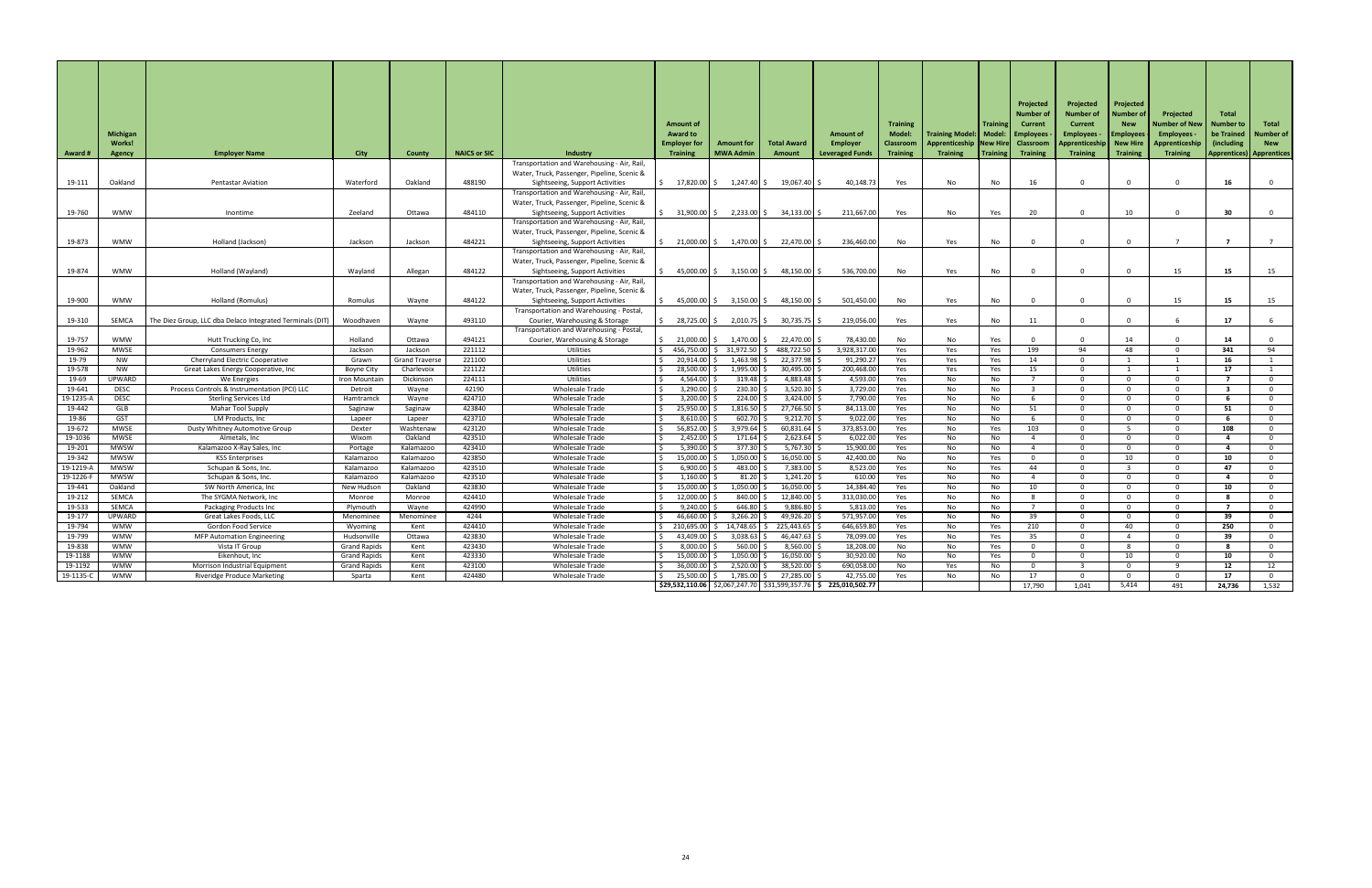| Award # | Michigan Works! Agency | Employer Name | City | County | NAICS or SIC | Industry | Amount of Award to Employer for Training | Amount for MWA Admin | Total Award Amount | Amount of Employer Leveraged Funds | Training Model: Classroom Training | Training Model: Apprenticeship Training | Training Model: New Hire Training | Projected Number of Current Employees - Classroom Training | Projected Number of Current Employees - Apprenticeship Training | Projected Number of New Employees - New Hire Training | Projected Number of New Employees - Apprenticeship Training | Total Number to be Trained (including Apprentices) | Total Number of New Apprentices |
|---|---|---|---|---|---|---|---|---|---|---|---|---|---|---|---|---|---|---|---|
| 19-111 | Oakland | Pentastar Aviation | Waterford | Oakland | 488190 | Transportation and Warehousing - Air, Rail, Water, Truck, Passenger, Pipeline, Scenic & Sightseeing, Support Activities | $ 17,820.00 | $ 1,247.40 | $ 19,067.40 | $ 40,148.73 | Yes | No | No | 16 | 0 | 0 | 0 | 16 | 0 |
| 19-760 | WMW | Inontime | Zeeland | Ottawa | 484110 | Transportation and Warehousing - Air, Rail, Water, Truck, Passenger, Pipeline, Scenic & Sightseeing, Support Activities | $ 31,900.00 | $ 2,233.00 | $ 34,133.00 | $ 211,667.00 | Yes | No | Yes | 20 | 0 | 10 | 0 | 30 | 0 |
| 19-873 | WMW | Holland (Jackson) | Jackson | Jackson | 484221 | Transportation and Warehousing - Air, Rail, Water, Truck, Passenger, Pipeline, Scenic & Sightseeing, Support Activities | $ 21,000.00 | $ 1,470.00 | $ 22,470.00 | $ 236,460.00 | No | Yes | No | 0 | 0 | 0 | 7 | 7 | 7 |
| 19-874 | WMW | Holland (Wayland) | Wayland | Allegan | 484122 | Transportation and Warehousing - Air, Rail, Water, Truck, Passenger, Pipeline, Scenic & Sightseeing, Support Activities | $ 45,000.00 | $ 3,150.00 | $ 48,150.00 | $ 536,700.00 | No | Yes | No | 0 | 0 | 0 | 15 | 15 | 15 |
| 19-900 | WMW | Holland (Romulus) | Romulus | Wayne | 484122 | Transportation and Warehousing - Air, Rail, Water, Truck, Passenger, Pipeline, Scenic & Sightseeing, Support Activities | $ 45,000.00 | $ 3,150.00 | $ 48,150.00 | $ 501,450.00 | No | Yes | No | 0 | 0 | 0 | 15 | 15 | 15 |
| 19-310 | SEMCA | The Diez Group, LLC dba Delaco Integrated Terminals (DIT) | Woodhaven | Wayne | 493110 | Transportation and Warehousing - Postal, Courier, Warehousing & Storage | $ 28,725.00 | $ 2,010.75 | $ 30,735.75 | $ 219,056.00 | Yes | Yes | No | 11 | 0 | 0 | 6 | 17 | 6 |
| 19-757 | WMW | Hutt Trucking Co, Inc | Holland | Ottawa | 494121 | Transportation and Warehousing - Postal, Courier, Warehousing & Storage | $ 21,000.00 | $ 1,470.00 | $ 22,470.00 | $ 78,430.00 | No | No | Yes | 0 | 0 | 14 | 0 | 14 | 0 |
| 19-962 | MWSE | Consumers Energy | Jackson | Jackson | 221112 | Utilities | $ 456,750.00 | $ 31,972.50 | $ 488,722.50 | $ 3,928,317.00 | Yes | Yes | Yes | 199 | 94 | 48 | 0 | 341 | 94 |
| 19-79 | NW | Cherryland Electric Cooperative | Grawn | Grand Traverse | 221100 | Utilities | $ 20,914.00 | $ 1,463.98 | $ 22,377.98 | $ 91,290.27 | Yes | Yes | Yes | 14 | 0 | 1 | 1 | 16 | 1 |
| 19-578 | NW | Great Lakes Energy Cooperative, Inc | Boyne City | Charlevoix | 221122 | Utilities | $ 28,500.00 | $ 1,995.00 | $ 30,495.00 | $ 200,468.00 | Yes | Yes | Yes | 15 | 0 | 1 | 1 | 17 | 1 |
| 19-69 | UPWARD | We Energies | Iron Mountain | Dickinson | 224111 | Utilities | $ 4,564.00 | $ 319.48 | $ 4,883.48 | $ 4,593.00 | Yes | No | No | 7 | 0 | 0 | 0 | 7 | 0 |
| 19-641 | DESC | Process Controls & Instrumentation (PCI) LLC | Detroit | Wayne | 42190 | Wholesale Trade | $ 3,290.00 | $ 230.30 | $ 3,520.30 | $ 3,729.00 | Yes | No | No | 3 | 0 | 0 | 0 | 3 | 0 |
| 19-1235-A | DESC | Sterling Services Ltd | Hamtramck | Wayne | 424710 | Wholesale Trade | $ 3,200.00 | $ 224.00 | $ 3,424.00 | $ 7,790.00 | Yes | No | No | 6 | 0 | 0 | 0 | 6 | 0 |
| 19-442 | GLB | Mahar Tool Supply | Saginaw | Saginaw | 423840 | Wholesale Trade | $ 25,950.00 | $ 1,816.50 | $ 27,766.50 | $ 84,113.00 | Yes | No | No | 51 | 0 | 0 | 0 | 51 | 0 |
| 19-86 | GST | LM Products, Inc | Lapeer | Lapeer | 423710 | Wholesale Trade | $ 8,610.00 | $ 602.70 | $ 9,212.70 | $ 9,022.00 | Yes | No | No | 6 | 0 | 0 | 0 | 6 | 0 |
| 19-672 | MWSE | Dusty Whitney Automotive Group | Dexter | Washtenaw | 423120 | Wholesale Trade | $ 56,852.00 | $ 3,979.64 | $ 60,831.64 | $ 373,853.00 | Yes | No | Yes | 103 | 0 | 5 | 0 | 108 | 0 |
| 19-1036 | MWSE | Almetals, Inc | Wixom | Oakland | 423510 | Wholesale Trade | $ 2,452.00 | $ 171.64 | $ 2,623.64 | $ 6,022.00 | Yes | No | No | 4 | 0 | 0 | 0 | 4 | 0 |
| 19-201 | MWSW | Kalamazoo X-Ray Sales, Inc | Portage | Kalamazoo | 423410 | Wholesale Trade | $ 5,390.00 | $ 377.30 | $ 5,767.30 | $ 15,900.00 | Yes | No | No | 4 | 0 | 0 | 0 | 4 | 0 |
| 19-342 | MWSW | KSS Enterprises | Kalamazoo | Kalamazoo | 423850 | Wholesale Trade | $ 15,000.00 | $ 1,050.00 | $ 16,050.00 | $ 42,400.00 | No | No | Yes | 0 | 0 | 10 | 0 | 10 | 0 |
| 19-1219-A | MWSW | Schupan & Sons, Inc. | Kalamazoo | Kalamazoo | 423510 | Wholesale Trade | $ 6,900.00 | $ 483.00 | $ 7,383.00 | $ 8,523.00 | Yes | No | Yes | 44 | 0 | 3 | 0 | 47 | 0 |
| 19-1226-F | MWSW | Schupan & Sons, Inc. | Kalamazoo | Kalamazoo | 423510 | Wholesale Trade | $ 1,160.00 | $ 81.20 | $ 1,241.20 | $ 610.00 | Yes | No | No | 4 | 0 | 0 | 0 | 4 | 0 |
| 19-441 | Oakland | SW North America, Inc | New Hudson | Oakland | 423830 | Wholesale Trade | $ 15,000.00 | $ 1,050.00 | $ 16,050.00 | $ 14,384.40 | Yes | No | No | 10 | 0 | 0 | 0 | 10 | 0 |
| 19-212 | SEMCA | The SYGMA Network, Inc | Monroe | Monroe | 424410 | Wholesale Trade | $ 12,000.00 | $ 840.00 | $ 12,840.00 | $ 313,030.00 | Yes | No | No | 8 | 0 | 0 | 0 | 8 | 0 |
| 19-533 | SEMCA | Packaging Products Inc | Plymouth | Wayne | 424990 | Wholesale Trade | $ 9,240.00 | $ 646.80 | $ 9,886.80 | $ 5,813.00 | Yes | No | No | 7 | 0 | 0 | 0 | 7 | 0 |
| 19-177 | UPWARD | Great Lakes Foods, LLC | Menominee | Menominee | 4244 | Wholesale Trade | $ 46,660.00 | $ 3,266.20 | $ 49,926.20 | $ 571,957.00 | Yes | No | No | 39 | 0 | 0 | 0 | 39 | 0 |
| 19-794 | WMW | Gordon Food Service | Wyoming | Kent | 424410 | Wholesale Trade | $ 210,695.00 | $ 14,748.65 | $ 225,443.65 | $ 646,659.80 | Yes | No | Yes | 210 | 0 | 40 | 0 | 250 | 0 |
| 19-799 | WMW | MFP Automation Engineering | Hudsonville | Ottawa | 423830 | Wholesale Trade | $ 43,409.00 | $ 3,038.63 | $ 46,447.63 | $ 78,099.00 | Yes | No | Yes | 35 | 0 | 4 | 0 | 39 | 0 |
| 19-838 | WMW | Vista IT Group | Grand Rapids | Kent | 423430 | Wholesale Trade | $ 8,000.00 | $ 560.00 | $ 8,560.00 | $ 18,208.00 | No | No | Yes | 0 | 0 | 8 | 0 | 8 | 0 |
| 19-1188 | WMW | Eikenhout, Inc | Grand Rapids | Kent | 423330 | Wholesale Trade | $ 15,000.00 | $ 1,050.00 | $ 16,050.00 | $ 30,920.00 | No | No | Yes | 0 | 0 | 10 | 0 | 10 | 0 |
| 19-1192 | WMW | Morrison Industrial Equipment | Grand Rapids | Kent | 423100 | Wholesale Trade | $ 36,000.00 | $ 2,520.00 | $ 38,520.00 | $ 690,058.00 | No | Yes | No | 0 | 3 | 0 | 9 | 12 | 12 |
| 19-1135-C | WMW | Riveridge Produce Marketing | Sparta | Kent | 424480 | Wholesale Trade | $ 25,500.00 | $ 1,785.00 | $ 27,285.00 | $ 42,755.00 | Yes | No | No | 17 | 0 | 0 | 0 | 17 | 0 |
| | | | | | | | $29,532,110.06 | $2,067,247.70 | $31,599,357.76 | $ 225,010,502.77 | | | | 17,790 | 1,041 | 5,414 | 491 | 24,736 | 1,532 |